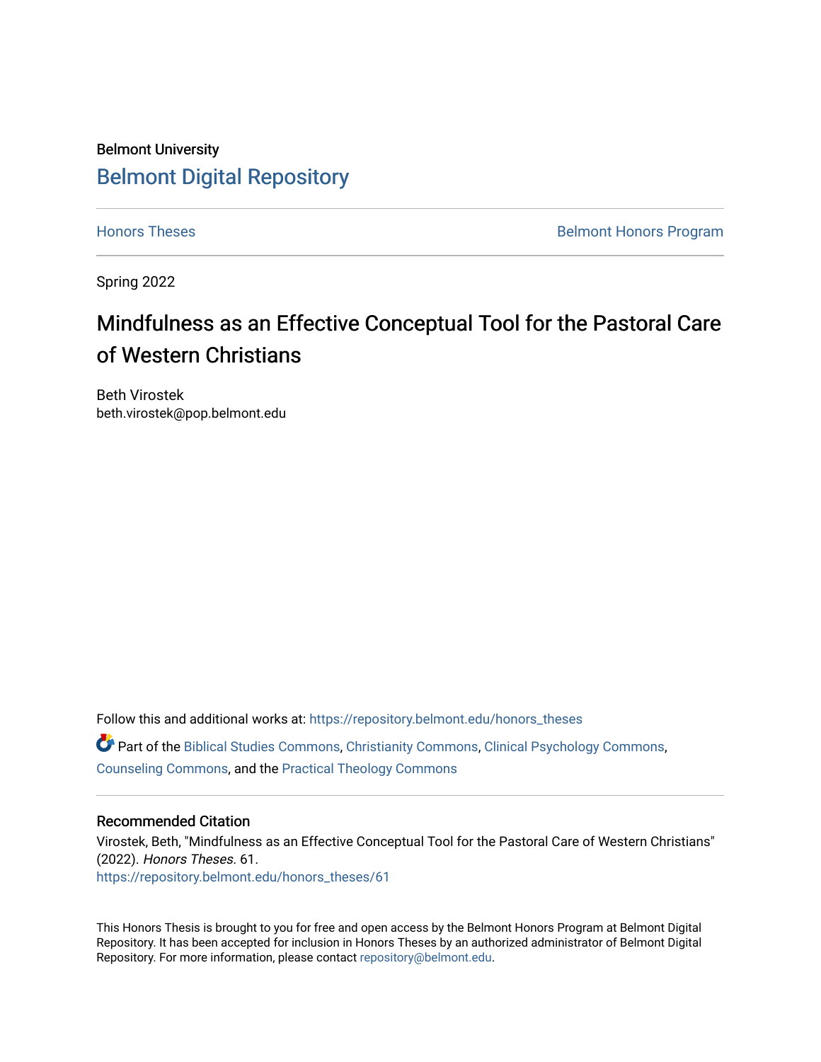Belmont University

## Belmont Digital Repository

Honors Theses | Belmont Honors Program

Spring 2022

# Mindfulness as an Effective Conceptual Tool for the Pastoral Care of Western Christians

Beth Virostek
beth.virostek@pop.belmont.edu

Follow this and additional works at: https://repository.belmont.edu/honors_theses

Part of the Biblical Studies Commons, Christianity Commons, Clinical Psychology Commons, Counseling Commons, and the Practical Theology Commons

### Recommended Citation

Virostek, Beth, "Mindfulness as an Effective Conceptual Tool for the Pastoral Care of Western Christians" (2022). *Honors Theses*. 61.
https://repository.belmont.edu/honors_theses/61

This Honors Thesis is brought to you for free and open access by the Belmont Honors Program at Belmont Digital Repository. It has been accepted for inclusion in Honors Theses by an authorized administrator of Belmont Digital Repository. For more information, please contact repository@belmont.edu.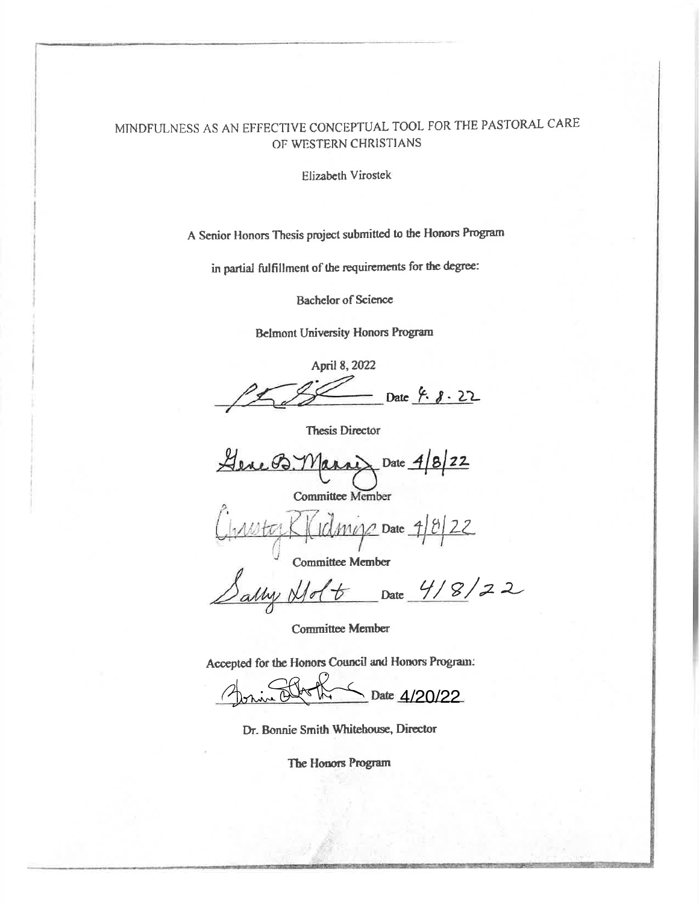MINDFULNESS AS AN EFFECTIVE CONCEPTUAL TOOL FOR THE PASTORAL CARE OF WESTERN CHRISTIANS

Elizabeth Virostek

A Senior Honors Thesis project submitted to the Honors Program

in partial fulfillment of the requirements for the degree:

Bachelor of Science

Belmont University Honors Program

April 8, 2022

\_\_\_\_\_\_\_\_\_\_\_\_\_\_\_\_ Date 4. 8. 22

Thesis Director

Gene B. Mannis Date 4/8/22

Committee Member

Christy R Kidmore Date 4/8/22

Committee Member

Sally Holt Date 4/8/22

Committee Member

Accepted for the Honors Council and Honors Program:

Bonnie Smith Whitehouse Date 4/20/22

Dr. Bonnie Smith Whitehouse, Director

The Honors Program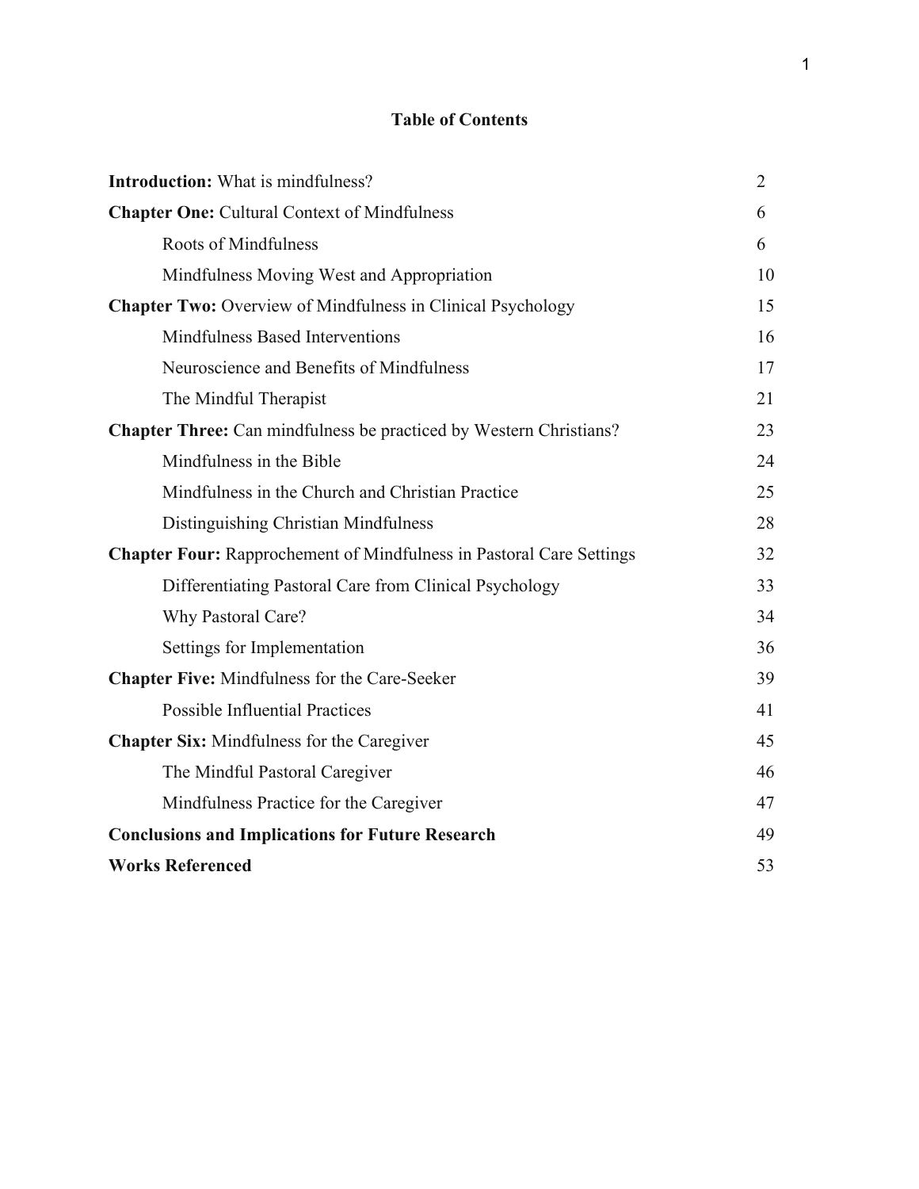# Table of Contents

| | |
|---|---|
| **Introduction:** What is mindfulness? | 2 |
| **Chapter One:** Cultural Context of Mindfulness | 6 |
| Roots of Mindfulness | 6 |
| Mindfulness Moving West and Appropriation | 10 |
| **Chapter Two:** Overview of Mindfulness in Clinical Psychology | 15 |
| Mindfulness Based Interventions | 16 |
| Neuroscience and Benefits of Mindfulness | 17 |
| The Mindful Therapist | 21 |
| **Chapter Three:** Can mindfulness be practiced by Western Christians? | 23 |
| Mindfulness in the Bible | 24 |
| Mindfulness in the Church and Christian Practice | 25 |
| Distinguishing Christian Mindfulness | 28 |
| **Chapter Four:** Rapprochement of Mindfulness in Pastoral Care Settings | 32 |
| Differentiating Pastoral Care from Clinical Psychology | 33 |
| Why Pastoral Care? | 34 |
| Settings for Implementation | 36 |
| **Chapter Five:** Mindfulness for the Care-Seeker | 39 |
| Possible Influential Practices | 41 |
| **Chapter Six:** Mindfulness for the Caregiver | 45 |
| The Mindful Pastoral Caregiver | 46 |
| Mindfulness Practice for the Caregiver | 47 |
| **Conclusions and Implications for Future Research** | 49 |
| **Works Referenced** | 53 |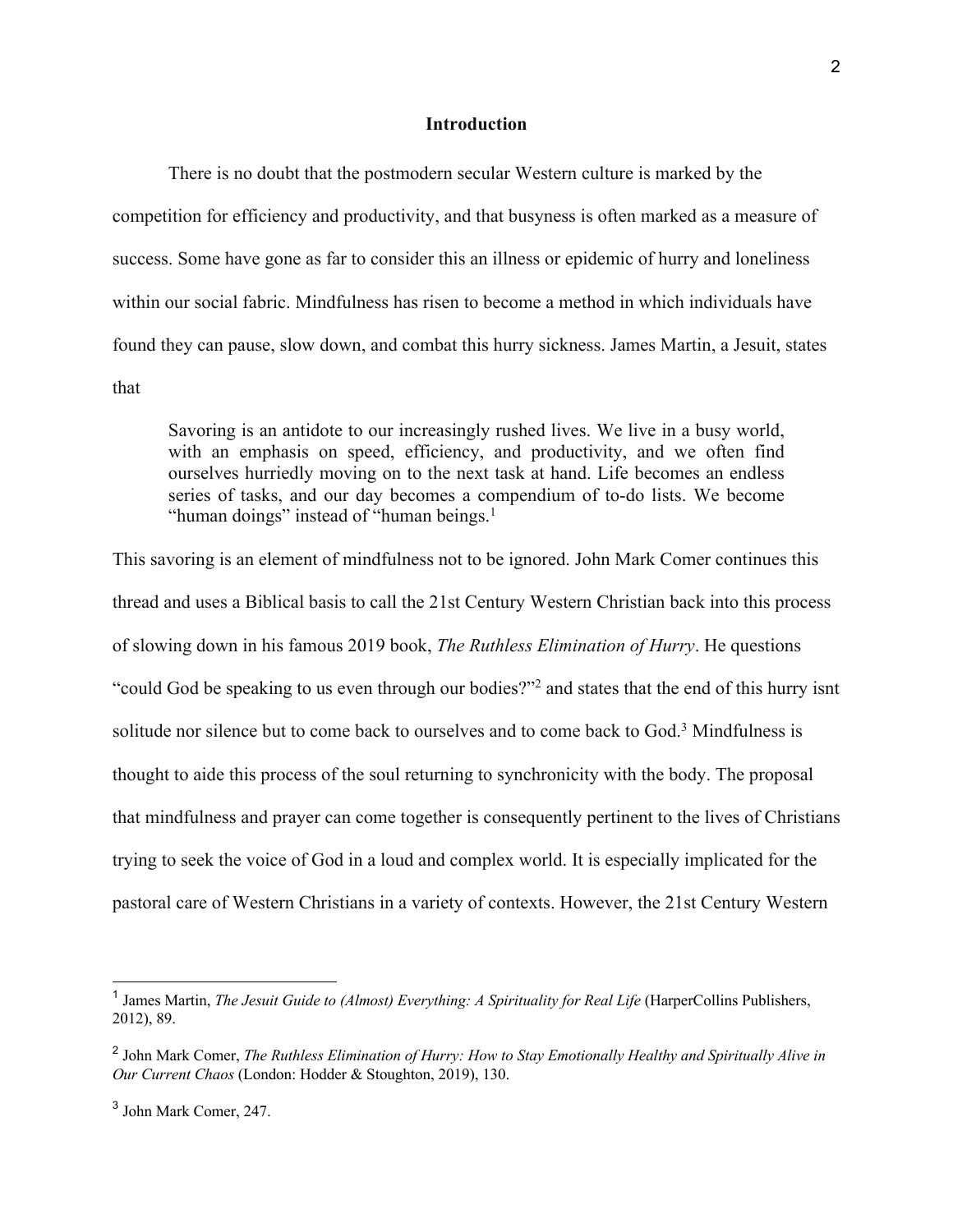## Introduction

There is no doubt that the postmodern secular Western culture is marked by the competition for efficiency and productivity, and that busyness is often marked as a measure of success. Some have gone as far to consider this an illness or epidemic of hurry and loneliness within our social fabric. Mindfulness has risen to become a method in which individuals have found they can pause, slow down, and combat this hurry sickness. James Martin, a Jesuit, states that

> Savoring is an antidote to our increasingly rushed lives. We live in a busy world, with an emphasis on speed, efficiency, and productivity, and we often find ourselves hurriedly moving on to the next task at hand. Life becomes an endless series of tasks, and our day becomes a compendium of to-do lists. We become "human doings" instead of "human beings.[1]

This savoring is an element of mindfulness not to be ignored. John Mark Comer continues this thread and uses a Biblical basis to call the 21st Century Western Christian back into this process of slowing down in his famous 2019 book, *The Ruthless Elimination of Hurry*. He questions "could God be speaking to us even through our bodies?"[2] and states that the end of this hurry isnt solitude nor silence but to come back to ourselves and to come back to God.[3] Mindfulness is thought to aide this process of the soul returning to synchronicity with the body. The proposal that mindfulness and prayer can come together is consequently pertinent to the lives of Christians trying to seek the voice of God in a loud and complex world. It is especially implicated for the pastoral care of Western Christians in a variety of contexts. However, the 21st Century Western

---

[1] James Martin, *The Jesuit Guide to (Almost) Everything: A Spirituality for Real Life* (HarperCollins Publishers, 2012), 89.

[2] John Mark Comer, *The Ruthless Elimination of Hurry: How to Stay Emotionally Healthy and Spiritually Alive in Our Current Chaos* (London: Hodder & Stoughton, 2019), 130.

[3] John Mark Comer, 247.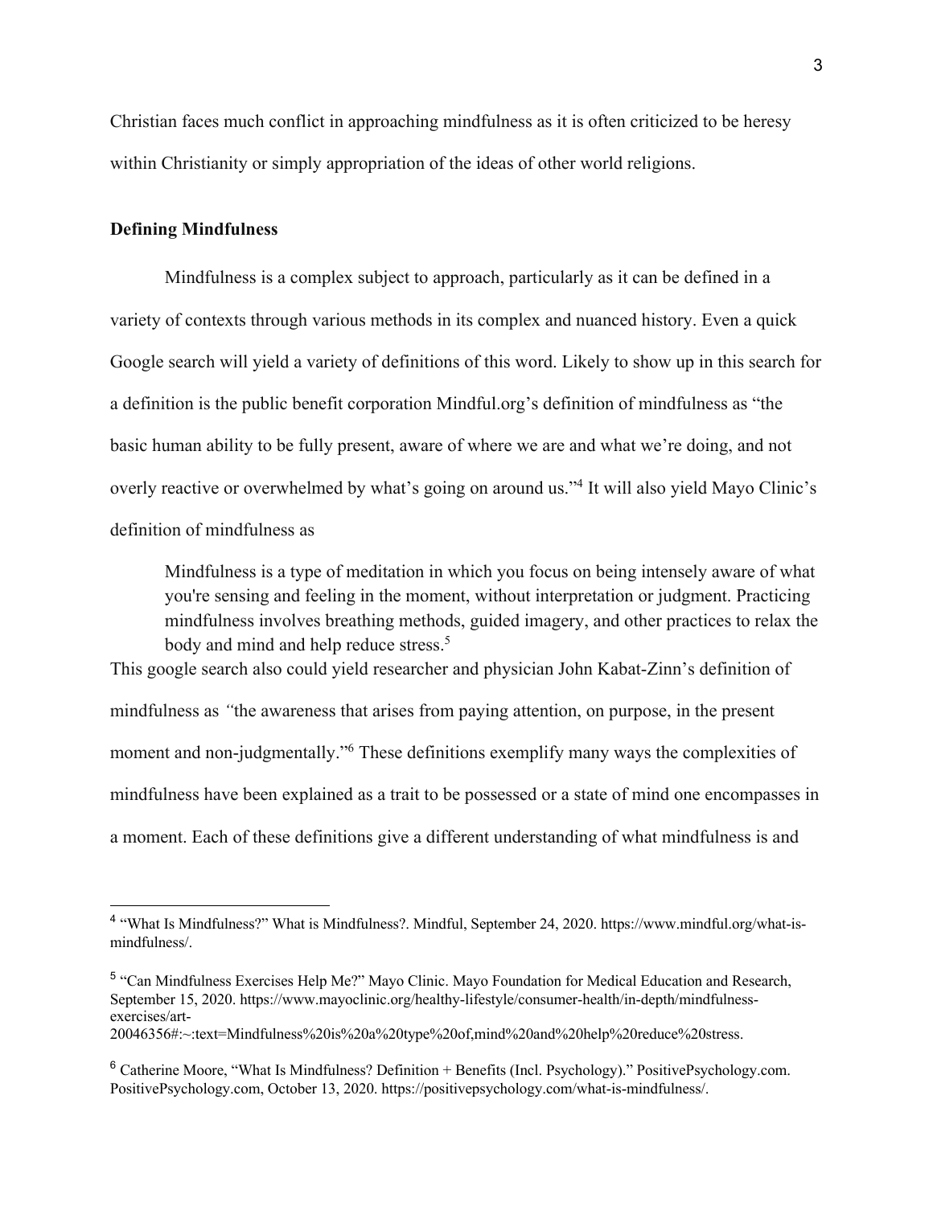Christian faces much conflict in approaching mindfulness as it is often criticized to be heresy within Christianity or simply appropriation of the ideas of other world religions.

**Defining Mindfulness**

Mindfulness is a complex subject to approach, particularly as it can be defined in a variety of contexts through various methods in its complex and nuanced history. Even a quick Google search will yield a variety of definitions of this word. Likely to show up in this search for a definition is the public benefit corporation Mindful.org's definition of mindfulness as "the basic human ability to be fully present, aware of where we are and what we're doing, and not overly reactive or overwhelmed by what's going on around us."[4] It will also yield Mayo Clinic's definition of mindfulness as

> Mindfulness is a type of meditation in which you focus on being intensely aware of what you're sensing and feeling in the moment, without interpretation or judgment. Practicing mindfulness involves breathing methods, guided imagery, and other practices to relax the body and mind and help reduce stress.[5]

This google search also could yield researcher and physician John Kabat-Zinn's definition of mindfulness as *"*the awareness that arises from paying attention, on purpose, in the present moment and non-judgmentally."[6] These definitions exemplify many ways the complexities of mindfulness have been explained as a trait to be possessed or a state of mind one encompasses in a moment. Each of these definitions give a different understanding of what mindfulness is and

---

[4] "What Is Mindfulness?" What is Mindfulness?. Mindful, September 24, 2020. https://www.mindful.org/what-is-mindfulness/.

[5] "Can Mindfulness Exercises Help Me?" Mayo Clinic. Mayo Foundation for Medical Education and Research, September 15, 2020. https://www.mayoclinic.org/healthy-lifestyle/consumer-health/in-depth/mindfulness-exercises/art-20046356#:~:text=Mindfulness%20is%20a%20type%20of,mind%20and%20help%20reduce%20stress.

[6] Catherine Moore, "What Is Mindfulness? Definition + Benefits (Incl. Psychology)." PositivePsychology.com. PositivePsychology.com, October 13, 2020. https://positivepsychology.com/what-is-mindfulness/.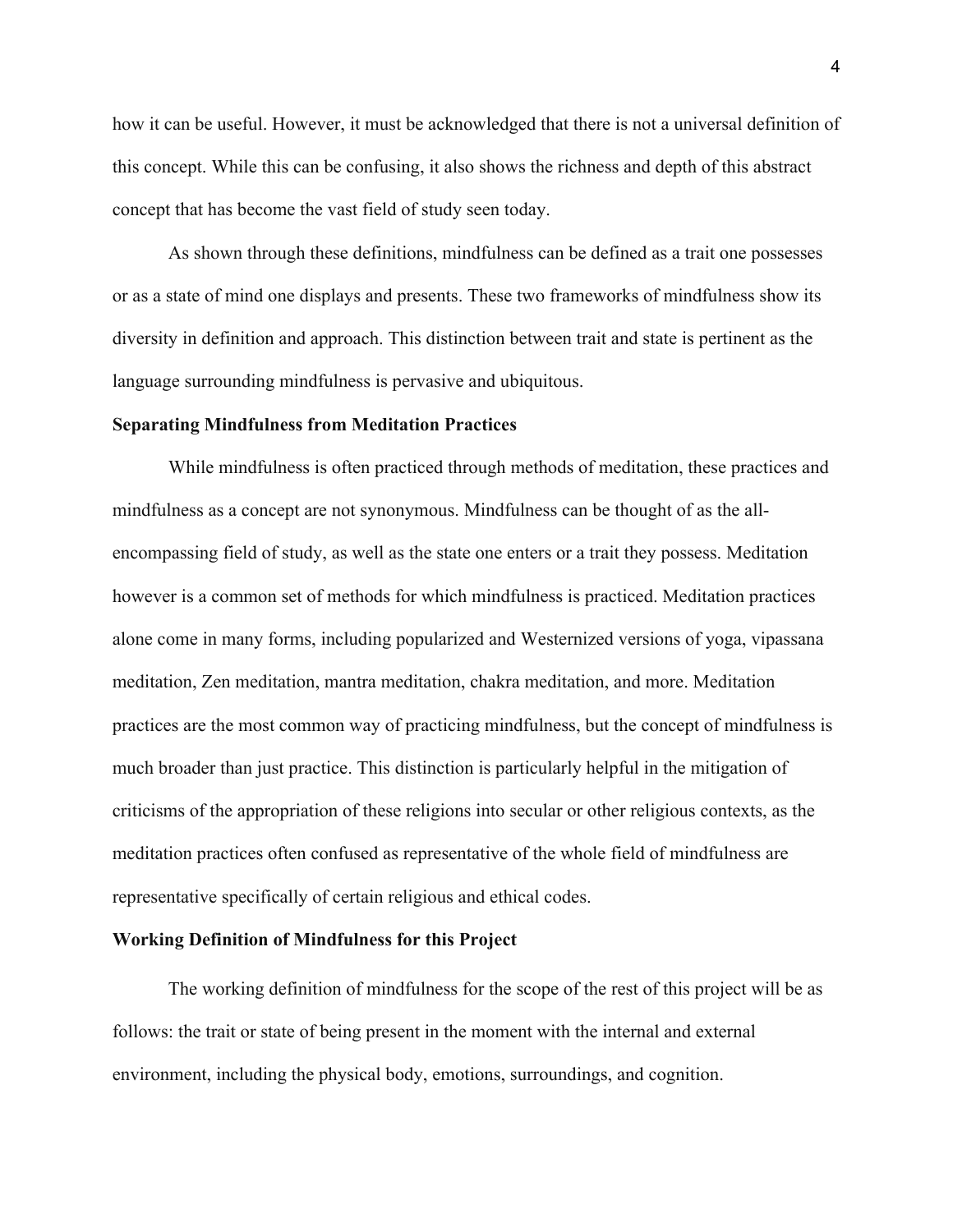how it can be useful. However, it must be acknowledged that there is not a universal definition of this concept. While this can be confusing, it also shows the richness and depth of this abstract concept that has become the vast field of study seen today.

As shown through these definitions, mindfulness can be defined as a trait one possesses or as a state of mind one displays and presents. These two frameworks of mindfulness show its diversity in definition and approach. This distinction between trait and state is pertinent as the language surrounding mindfulness is pervasive and ubiquitous.

**Separating Mindfulness from Meditation Practices**

While mindfulness is often practiced through methods of meditation, these practices and mindfulness as a concept are not synonymous. Mindfulness can be thought of as the all-encompassing field of study, as well as the state one enters or a trait they possess. Meditation however is a common set of methods for which mindfulness is practiced. Meditation practices alone come in many forms, including popularized and Westernized versions of yoga, vipassana meditation, Zen meditation, mantra meditation, chakra meditation, and more. Meditation practices are the most common way of practicing mindfulness, but the concept of mindfulness is much broader than just practice. This distinction is particularly helpful in the mitigation of criticisms of the appropriation of these religions into secular or other religious contexts, as the meditation practices often confused as representative of the whole field of mindfulness are representative specifically of certain religious and ethical codes.

**Working Definition of Mindfulness for this Project**

The working definition of mindfulness for the scope of the rest of this project will be as follows: the trait or state of being present in the moment with the internal and external environment, including the physical body, emotions, surroundings, and cognition.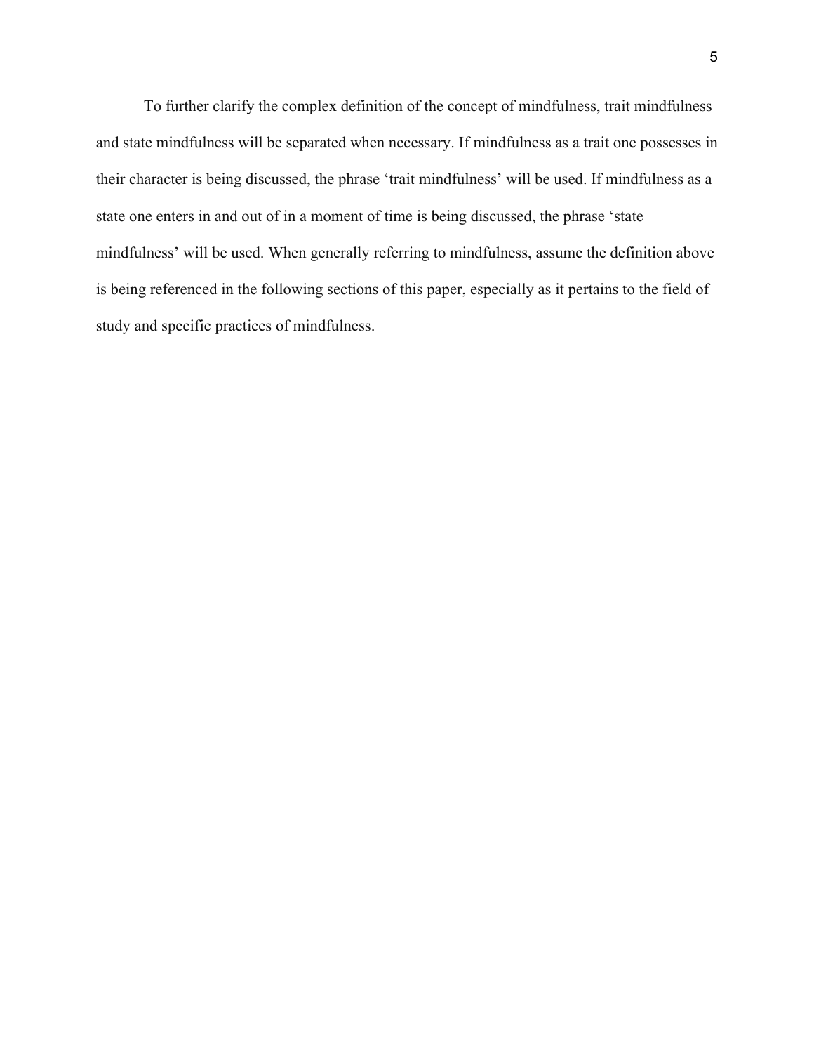To further clarify the complex definition of the concept of mindfulness, trait mindfulness and state mindfulness will be separated when necessary. If mindfulness as a trait one possesses in their character is being discussed, the phrase 'trait mindfulness' will be used. If mindfulness as a state one enters in and out of in a moment of time is being discussed, the phrase 'state mindfulness' will be used. When generally referring to mindfulness, assume the definition above is being referenced in the following sections of this paper, especially as it pertains to the field of study and specific practices of mindfulness.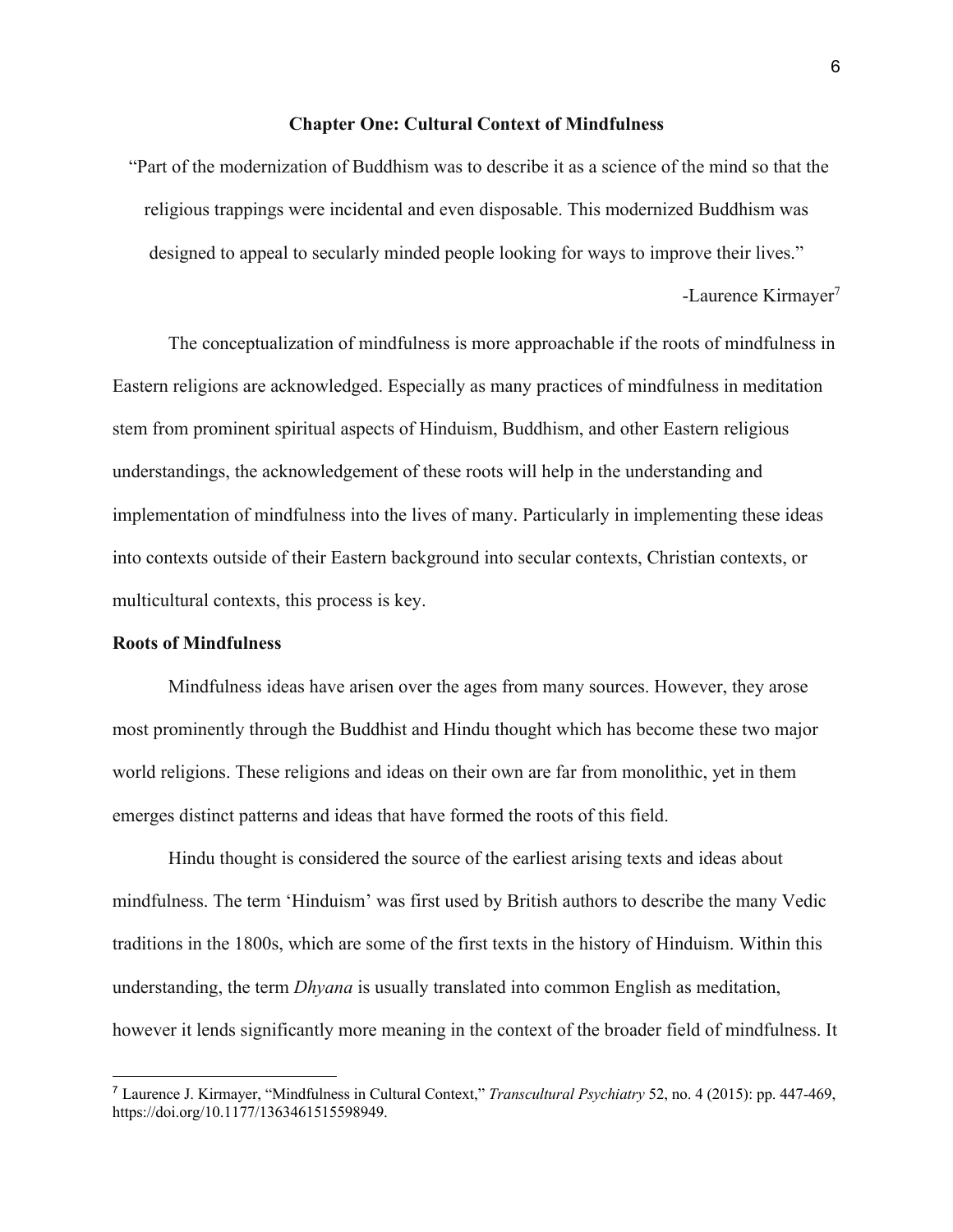## Chapter One: Cultural Context of Mindfulness

"Part of the modernization of Buddhism was to describe it as a science of the mind so that the religious trappings were incidental and even disposable. This modernized Buddhism was designed to appeal to secularly minded people looking for ways to improve their lives."

-Laurence Kirmayer[7]

The conceptualization of mindfulness is more approachable if the roots of mindfulness in Eastern religions are acknowledged. Especially as many practices of mindfulness in meditation stem from prominent spiritual aspects of Hinduism, Buddhism, and other Eastern religious understandings, the acknowledgement of these roots will help in the understanding and implementation of mindfulness into the lives of many. Particularly in implementing these ideas into contexts outside of their Eastern background into secular contexts, Christian contexts, or multicultural contexts, this process is key.

### Roots of Mindfulness

Mindfulness ideas have arisen over the ages from many sources. However, they arose most prominently through the Buddhist and Hindu thought which has become these two major world religions. These religions and ideas on their own are far from monolithic, yet in them emerges distinct patterns and ideas that have formed the roots of this field.

Hindu thought is considered the source of the earliest arising texts and ideas about mindfulness. The term 'Hinduism' was first used by British authors to describe the many Vedic traditions in the 1800s, which are some of the first texts in the history of Hinduism. Within this understanding, the term *Dhyana* is usually translated into common English as meditation, however it lends significantly more meaning in the context of the broader field of mindfulness. It

---

[7] Laurence J. Kirmayer, "Mindfulness in Cultural Context," *Transcultural Psychiatry* 52, no. 4 (2015): pp. 447-469, https://doi.org/10.1177/1363461515598949.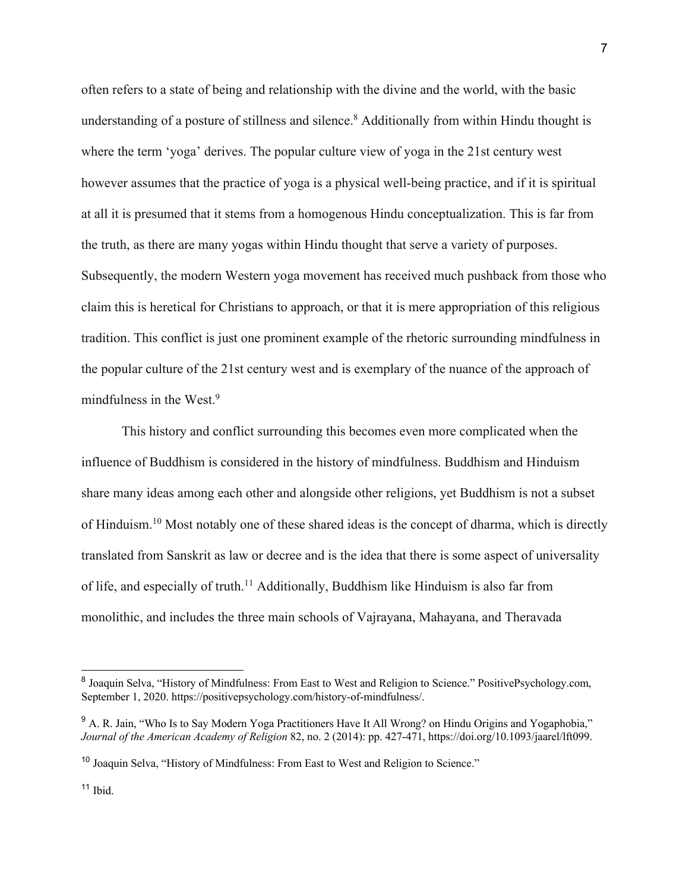often refers to a state of being and relationship with the divine and the world, with the basic understanding of a posture of stillness and silence.[8] Additionally from within Hindu thought is where the term 'yoga' derives. The popular culture view of yoga in the 21st century west however assumes that the practice of yoga is a physical well-being practice, and if it is spiritual at all it is presumed that it stems from a homogenous Hindu conceptualization. This is far from the truth, as there are many yogas within Hindu thought that serve a variety of purposes. Subsequently, the modern Western yoga movement has received much pushback from those who claim this is heretical for Christians to approach, or that it is mere appropriation of this religious tradition. This conflict is just one prominent example of the rhetoric surrounding mindfulness in the popular culture of the 21st century west and is exemplary of the nuance of the approach of mindfulness in the West.[9]

This history and conflict surrounding this becomes even more complicated when the influence of Buddhism is considered in the history of mindfulness. Buddhism and Hinduism share many ideas among each other and alongside other religions, yet Buddhism is not a subset of Hinduism.[10] Most notably one of these shared ideas is the concept of dharma, which is directly translated from Sanskrit as law or decree and is the idea that there is some aspect of universality of life, and especially of truth.[11] Additionally, Buddhism like Hinduism is also far from monolithic, and includes the three main schools of Vajrayana, Mahayana, and Theravada

---

[8] Joaquin Selva, "History of Mindfulness: From East to West and Religion to Science." PositivePsychology.com, September 1, 2020. https://positivepsychology.com/history-of-mindfulness/.

[9] A. R. Jain, "Who Is to Say Modern Yoga Practitioners Have It All Wrong? on Hindu Origins and Yogaphobia," *Journal of the American Academy of Religion* 82, no. 2 (2014): pp. 427-471, https://doi.org/10.1093/jaarel/lft099.

[10] Joaquin Selva, "History of Mindfulness: From East to West and Religion to Science."

[11] Ibid.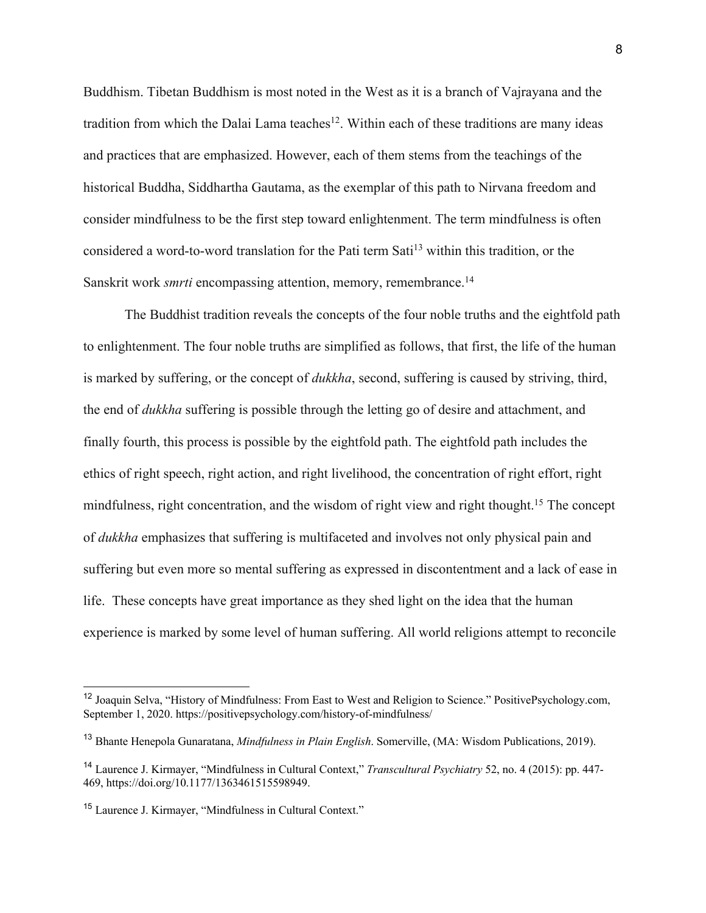Buddhism. Tibetan Buddhism is most noted in the West as it is a branch of Vajrayana and the tradition from which the Dalai Lama teaches[12]. Within each of these traditions are many ideas and practices that are emphasized. However, each of them stems from the teachings of the historical Buddha, Siddhartha Gautama, as the exemplar of this path to Nirvana freedom and consider mindfulness to be the first step toward enlightenment. The term mindfulness is often considered a word-to-word translation for the Pati term Sati[13] within this tradition, or the Sanskrit work *smrti* encompassing attention, memory, remembrance.[14]

The Buddhist tradition reveals the concepts of the four noble truths and the eightfold path to enlightenment. The four noble truths are simplified as follows, that first, the life of the human is marked by suffering, or the concept of *dukkha*, second, suffering is caused by striving, third, the end of *dukkha* suffering is possible through the letting go of desire and attachment, and finally fourth, this process is possible by the eightfold path. The eightfold path includes the ethics of right speech, right action, and right livelihood, the concentration of right effort, right mindfulness, right concentration, and the wisdom of right view and right thought.[15] The concept of *dukkha* emphasizes that suffering is multifaceted and involves not only physical pain and suffering but even more so mental suffering as expressed in discontentment and a lack of ease in life. These concepts have great importance as they shed light on the idea that the human experience is marked by some level of human suffering. All world religions attempt to reconcile

---

[12] Joaquin Selva, "History of Mindfulness: From East to West and Religion to Science." PositivePsychology.com, September 1, 2020. https://positivepsychology.com/history-of-mindfulness/

[13] Bhante Henepola Gunaratana, *Mindfulness in Plain English*. Somerville, (MA: Wisdom Publications, 2019).

[14] Laurence J. Kirmayer, "Mindfulness in Cultural Context," *Transcultural Psychiatry* 52, no. 4 (2015): pp. 447-469, https://doi.org/10.1177/1363461515598949.

[15] Laurence J. Kirmayer, "Mindfulness in Cultural Context."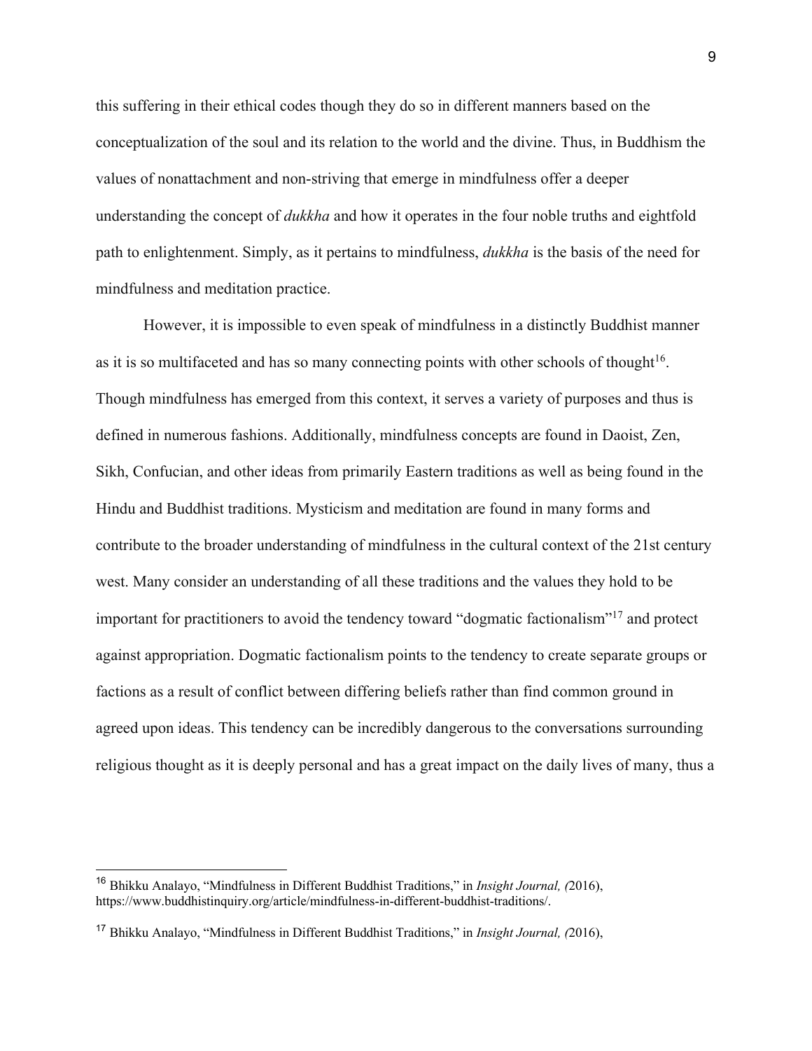this suffering in their ethical codes though they do so in different manners based on the conceptualization of the soul and its relation to the world and the divine. Thus, in Buddhism the values of nonattachment and non-striving that emerge in mindfulness offer a deeper understanding the concept of *dukkha* and how it operates in the four noble truths and eightfold path to enlightenment. Simply, as it pertains to mindfulness, *dukkha* is the basis of the need for mindfulness and meditation practice.

However, it is impossible to even speak of mindfulness in a distinctly Buddhist manner as it is so multifaceted and has so many connecting points with other schools of thought[16]. Though mindfulness has emerged from this context, it serves a variety of purposes and thus is defined in numerous fashions. Additionally, mindfulness concepts are found in Daoist, Zen, Sikh, Confucian, and other ideas from primarily Eastern traditions as well as being found in the Hindu and Buddhist traditions. Mysticism and meditation are found in many forms and contribute to the broader understanding of mindfulness in the cultural context of the 21st century west. Many consider an understanding of all these traditions and the values they hold to be important for practitioners to avoid the tendency toward "dogmatic factionalism"[17] and protect against appropriation. Dogmatic factionalism points to the tendency to create separate groups or factions as a result of conflict between differing beliefs rather than find common ground in agreed upon ideas. This tendency can be incredibly dangerous to the conversations surrounding religious thought as it is deeply personal and has a great impact on the daily lives of many, thus a

---

[16] Bhikku Analayo, "Mindfulness in Different Buddhist Traditions," in *Insight Journal, (*2016), https://www.buddhistinquiry.org/article/mindfulness-in-different-buddhist-traditions/.

[17] Bhikku Analayo, "Mindfulness in Different Buddhist Traditions," in *Insight Journal, (*2016),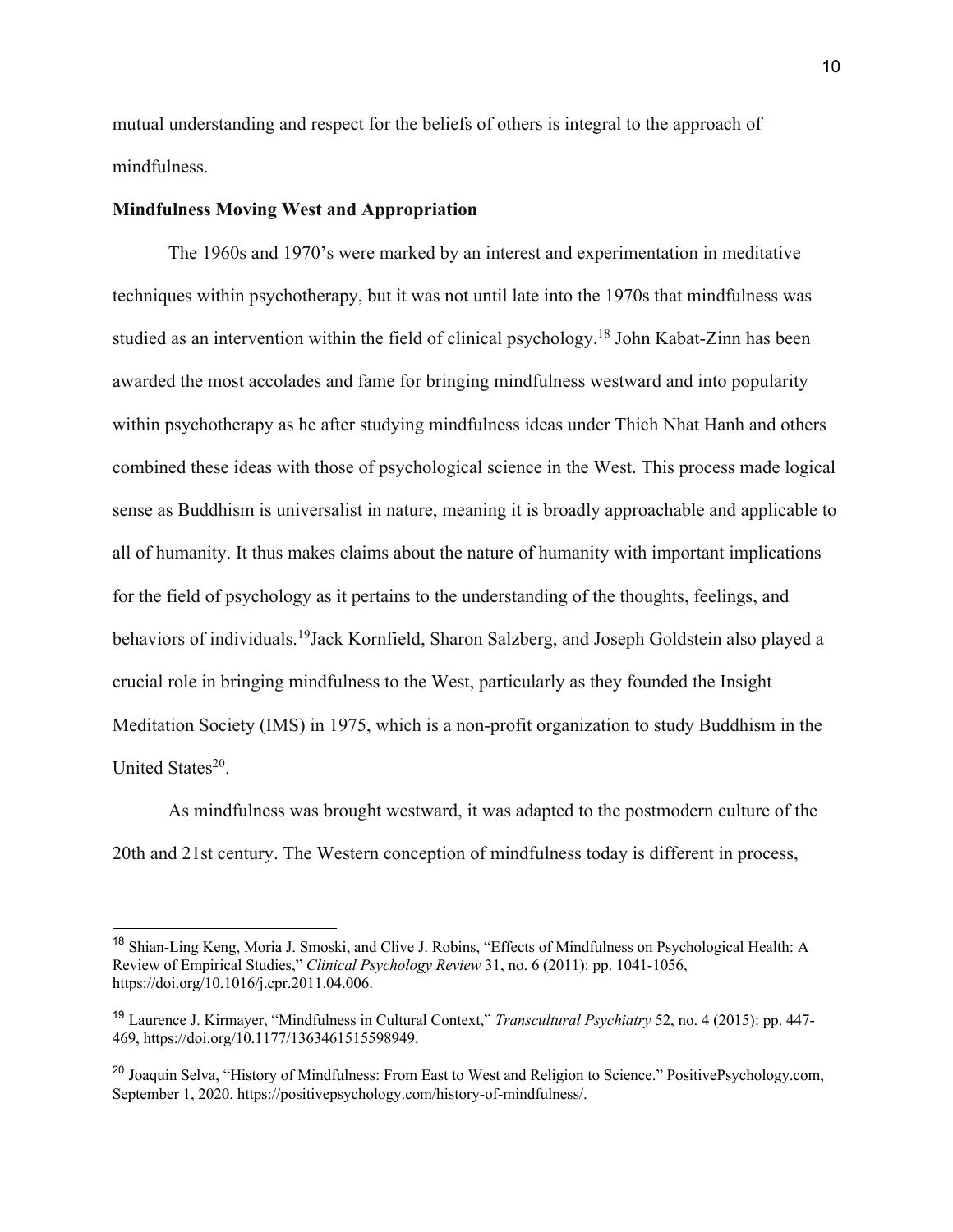mutual understanding and respect for the beliefs of others is integral to the approach of mindfulness.

**Mindfulness Moving West and Appropriation**

The 1960s and 1970's were marked by an interest and experimentation in meditative techniques within psychotherapy, but it was not until late into the 1970s that mindfulness was studied as an intervention within the field of clinical psychology.[18] John Kabat-Zinn has been awarded the most accolades and fame for bringing mindfulness westward and into popularity within psychotherapy as he after studying mindfulness ideas under Thich Nhat Hanh and others combined these ideas with those of psychological science in the West. This process made logical sense as Buddhism is universalist in nature, meaning it is broadly approachable and applicable to all of humanity. It thus makes claims about the nature of humanity with important implications for the field of psychology as it pertains to the understanding of the thoughts, feelings, and behaviors of individuals.[19]Jack Kornfield, Sharon Salzberg, and Joseph Goldstein also played a crucial role in bringing mindfulness to the West, particularly as they founded the Insight Meditation Society (IMS) in 1975, which is a non-profit organization to study Buddhism in the United States[20].

As mindfulness was brought westward, it was adapted to the postmodern culture of the 20th and 21st century. The Western conception of mindfulness today is different in process,

---

[18] Shian-Ling Keng, Moria J. Smoski, and Clive J. Robins, "Effects of Mindfulness on Psychological Health: A Review of Empirical Studies," *Clinical Psychology Review* 31, no. 6 (2011): pp. 1041-1056, https://doi.org/10.1016/j.cpr.2011.04.006.

[19] Laurence J. Kirmayer, "Mindfulness in Cultural Context," *Transcultural Psychiatry* 52, no. 4 (2015): pp. 447-469, https://doi.org/10.1177/1363461515598949.

[20] Joaquin Selva, "History of Mindfulness: From East to West and Religion to Science." PositivePsychology.com, September 1, 2020. https://positivepsychology.com/history-of-mindfulness/.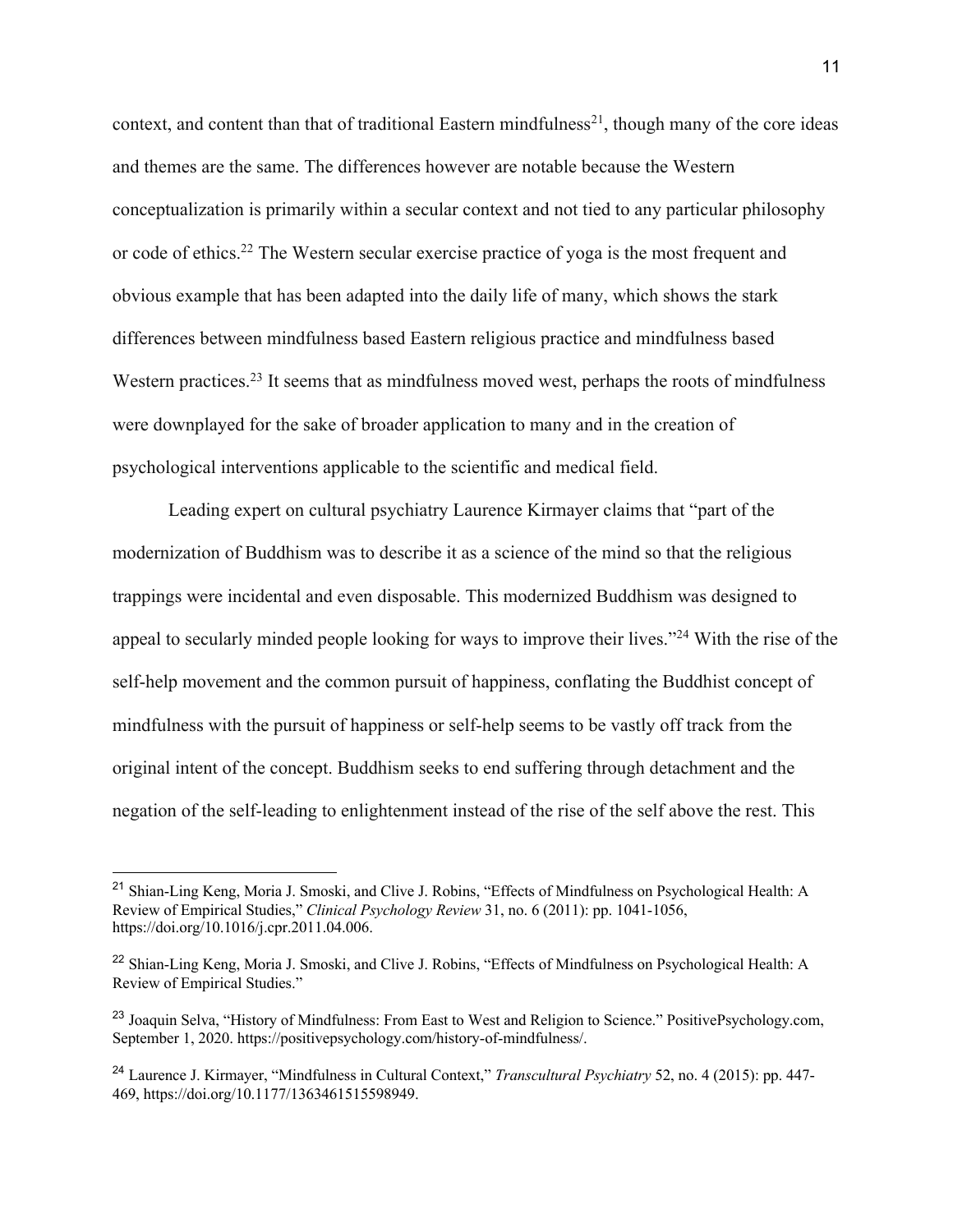context, and content than that of traditional Eastern mindfulness[21], though many of the core ideas and themes are the same. The differences however are notable because the Western conceptualization is primarily within a secular context and not tied to any particular philosophy or code of ethics.[22] The Western secular exercise practice of yoga is the most frequent and obvious example that has been adapted into the daily life of many, which shows the stark differences between mindfulness based Eastern religious practice and mindfulness based Western practices.[23] It seems that as mindfulness moved west, perhaps the roots of mindfulness were downplayed for the sake of broader application to many and in the creation of psychological interventions applicable to the scientific and medical field.

Leading expert on cultural psychiatry Laurence Kirmayer claims that "part of the modernization of Buddhism was to describe it as a science of the mind so that the religious trappings were incidental and even disposable. This modernized Buddhism was designed to appeal to secularly minded people looking for ways to improve their lives."[24] With the rise of the self-help movement and the common pursuit of happiness, conflating the Buddhist concept of mindfulness with the pursuit of happiness or self-help seems to be vastly off track from the original intent of the concept. Buddhism seeks to end suffering through detachment and the negation of the self-leading to enlightenment instead of the rise of the self above the rest. This

---

[21] Shian-Ling Keng, Moria J. Smoski, and Clive J. Robins, "Effects of Mindfulness on Psychological Health: A Review of Empirical Studies," *Clinical Psychology Review* 31, no. 6 (2011): pp. 1041-1056, https://doi.org/10.1016/j.cpr.2011.04.006.

[22] Shian-Ling Keng, Moria J. Smoski, and Clive J. Robins, "Effects of Mindfulness on Psychological Health: A Review of Empirical Studies."

[23] Joaquin Selva, "History of Mindfulness: From East to West and Religion to Science." PositivePsychology.com, September 1, 2020. https://positivepsychology.com/history-of-mindfulness/.

[24] Laurence J. Kirmayer, "Mindfulness in Cultural Context," *Transcultural Psychiatry* 52, no. 4 (2015): pp. 447-469, https://doi.org/10.1177/1363461515598949.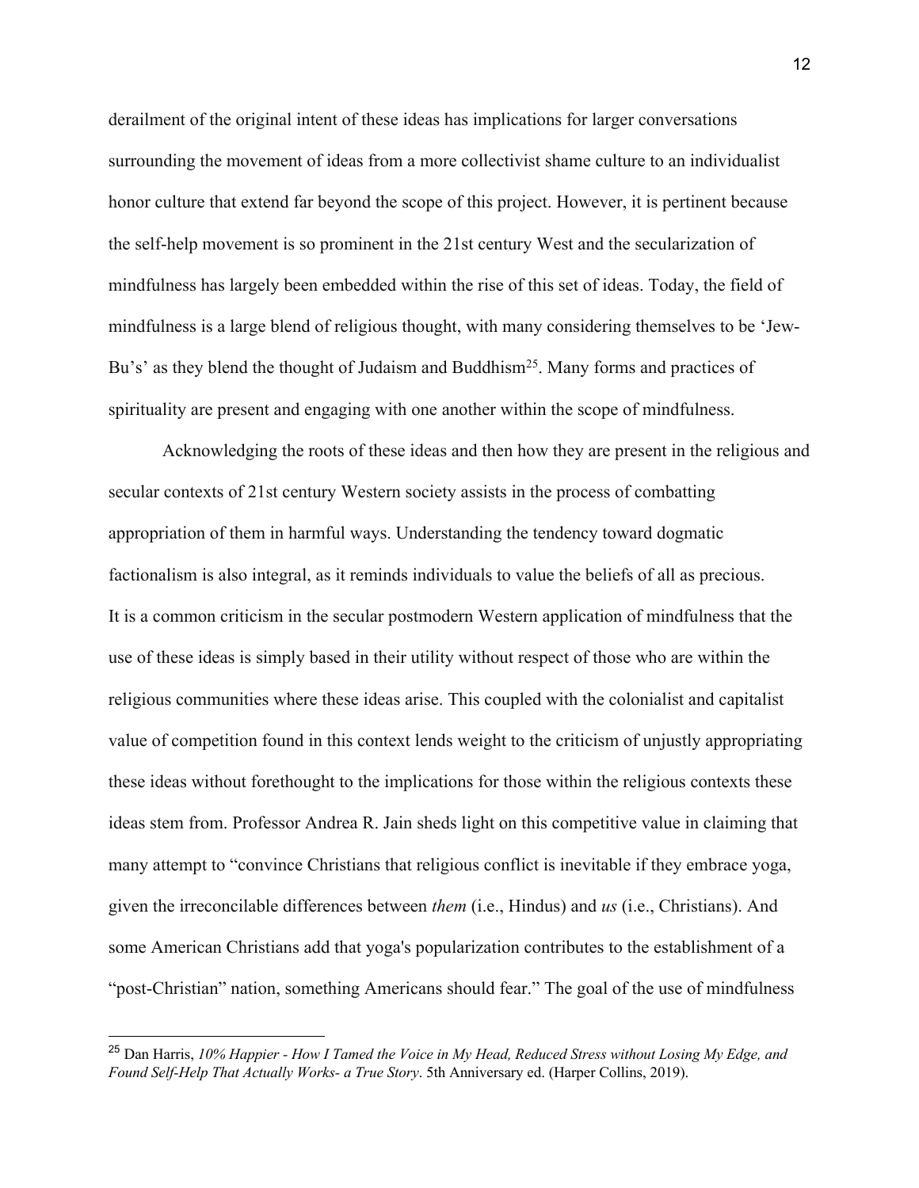derailment of the original intent of these ideas has implications for larger conversations surrounding the movement of ideas from a more collectivist shame culture to an individualist honor culture that extend far beyond the scope of this project. However, it is pertinent because the self-help movement is so prominent in the 21st century West and the secularization of mindfulness has largely been embedded within the rise of this set of ideas. Today, the field of mindfulness is a large blend of religious thought, with many considering themselves to be 'Jew-Bu's' as they blend the thought of Judaism and Buddhism[25]. Many forms and practices of spirituality are present and engaging with one another within the scope of mindfulness.

Acknowledging the roots of these ideas and then how they are present in the religious and secular contexts of 21st century Western society assists in the process of combatting appropriation of them in harmful ways. Understanding the tendency toward dogmatic factionalism is also integral, as it reminds individuals to value the beliefs of all as precious. It is a common criticism in the secular postmodern Western application of mindfulness that the use of these ideas is simply based in their utility without respect of those who are within the religious communities where these ideas arise. This coupled with the colonialist and capitalist value of competition found in this context lends weight to the criticism of unjustly appropriating these ideas without forethought to the implications for those within the religious contexts these ideas stem from. Professor Andrea R. Jain sheds light on this competitive value in claiming that many attempt to "convince Christians that religious conflict is inevitable if they embrace yoga, given the irreconcilable differences between *them* (i.e., Hindus) and *us* (i.e., Christians). And some American Christians add that yoga's popularization contributes to the establishment of a "post-Christian" nation, something Americans should fear." The goal of the use of mindfulness

---

[25] Dan Harris, *10% Happier - How I Tamed the Voice in My Head, Reduced Stress without Losing My Edge, and Found Self-Help That Actually Works- a True Story*. 5th Anniversary ed. (Harper Collins, 2019).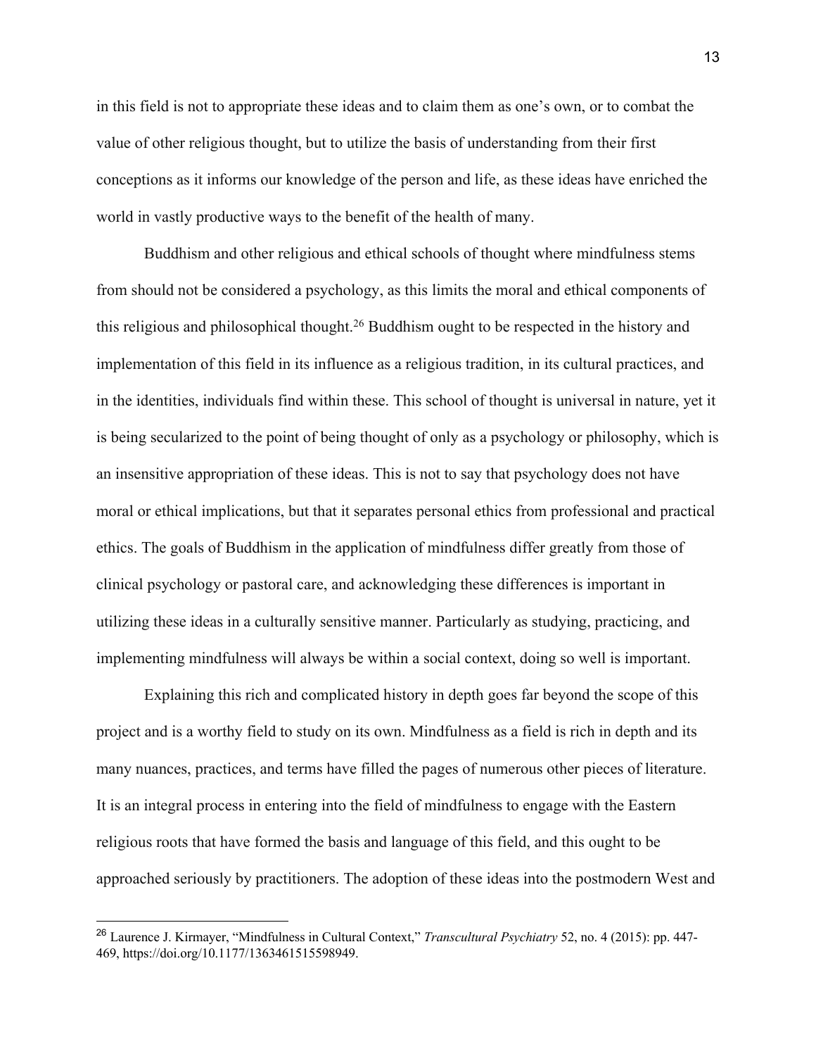in this field is not to appropriate these ideas and to claim them as one's own, or to combat the value of other religious thought, but to utilize the basis of understanding from their first conceptions as it informs our knowledge of the person and life, as these ideas have enriched the world in vastly productive ways to the benefit of the health of many.

Buddhism and other religious and ethical schools of thought where mindfulness stems from should not be considered a psychology, as this limits the moral and ethical components of this religious and philosophical thought.[26] Buddhism ought to be respected in the history and implementation of this field in its influence as a religious tradition, in its cultural practices, and in the identities, individuals find within these. This school of thought is universal in nature, yet it is being secularized to the point of being thought of only as a psychology or philosophy, which is an insensitive appropriation of these ideas. This is not to say that psychology does not have moral or ethical implications, but that it separates personal ethics from professional and practical ethics. The goals of Buddhism in the application of mindfulness differ greatly from those of clinical psychology or pastoral care, and acknowledging these differences is important in utilizing these ideas in a culturally sensitive manner. Particularly as studying, practicing, and implementing mindfulness will always be within a social context, doing so well is important.

Explaining this rich and complicated history in depth goes far beyond the scope of this project and is a worthy field to study on its own. Mindfulness as a field is rich in depth and its many nuances, practices, and terms have filled the pages of numerous other pieces of literature. It is an integral process in entering into the field of mindfulness to engage with the Eastern religious roots that have formed the basis and language of this field, and this ought to be approached seriously by practitioners. The adoption of these ideas into the postmodern West and

[26] Laurence J. Kirmayer, "Mindfulness in Cultural Context," *Transcultural Psychiatry* 52, no. 4 (2015): pp. 447-469, https://doi.org/10.1177/1363461515598949.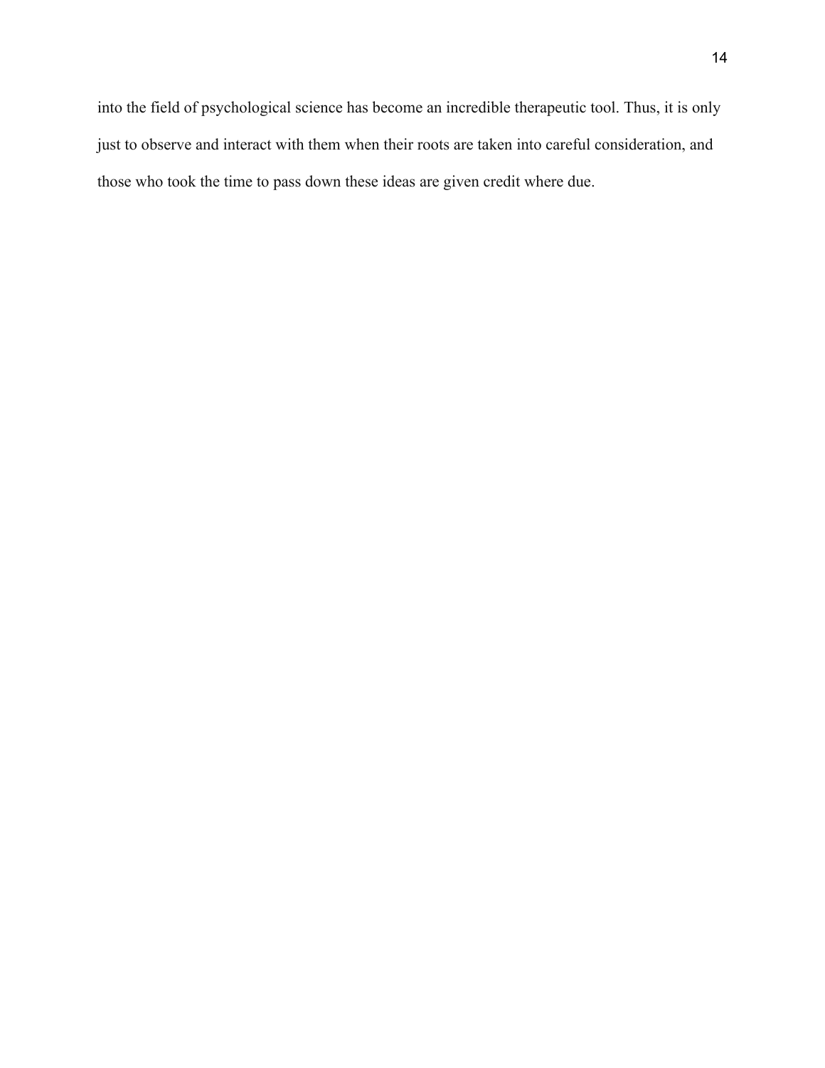into the field of psychological science has become an incredible therapeutic tool. Thus, it is only just to observe and interact with them when their roots are taken into careful consideration, and those who took the time to pass down these ideas are given credit where due.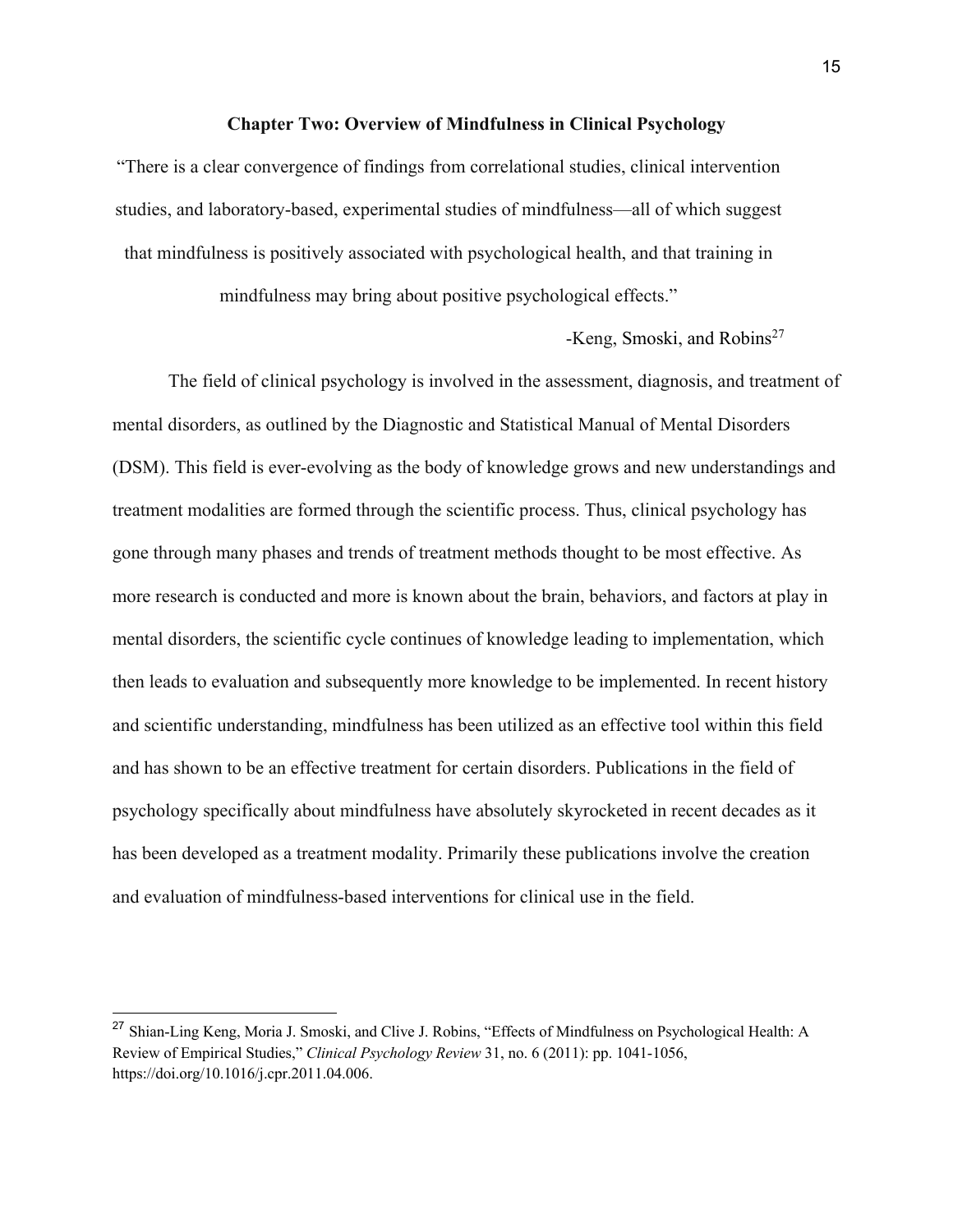## Chapter Two: Overview of Mindfulness in Clinical Psychology

"There is a clear convergence of findings from correlational studies, clinical intervention studies, and laboratory-based, experimental studies of mindfulness—all of which suggest that mindfulness is positively associated with psychological health, and that training in mindfulness may bring about positive psychological effects."

-Keng, Smoski, and Robins[27]

The field of clinical psychology is involved in the assessment, diagnosis, and treatment of mental disorders, as outlined by the Diagnostic and Statistical Manual of Mental Disorders (DSM). This field is ever-evolving as the body of knowledge grows and new understandings and treatment modalities are formed through the scientific process. Thus, clinical psychology has gone through many phases and trends of treatment methods thought to be most effective. As more research is conducted and more is known about the brain, behaviors, and factors at play in mental disorders, the scientific cycle continues of knowledge leading to implementation, which then leads to evaluation and subsequently more knowledge to be implemented. In recent history and scientific understanding, mindfulness has been utilized as an effective tool within this field and has shown to be an effective treatment for certain disorders. Publications in the field of psychology specifically about mindfulness have absolutely skyrocketed in recent decades as it has been developed as a treatment modality. Primarily these publications involve the creation and evaluation of mindfulness-based interventions for clinical use in the field.

---

[27] Shian-Ling Keng, Moria J. Smoski, and Clive J. Robins, "Effects of Mindfulness on Psychological Health: A Review of Empirical Studies," *Clinical Psychology Review* 31, no. 6 (2011): pp. 1041-1056, https://doi.org/10.1016/j.cpr.2011.04.006.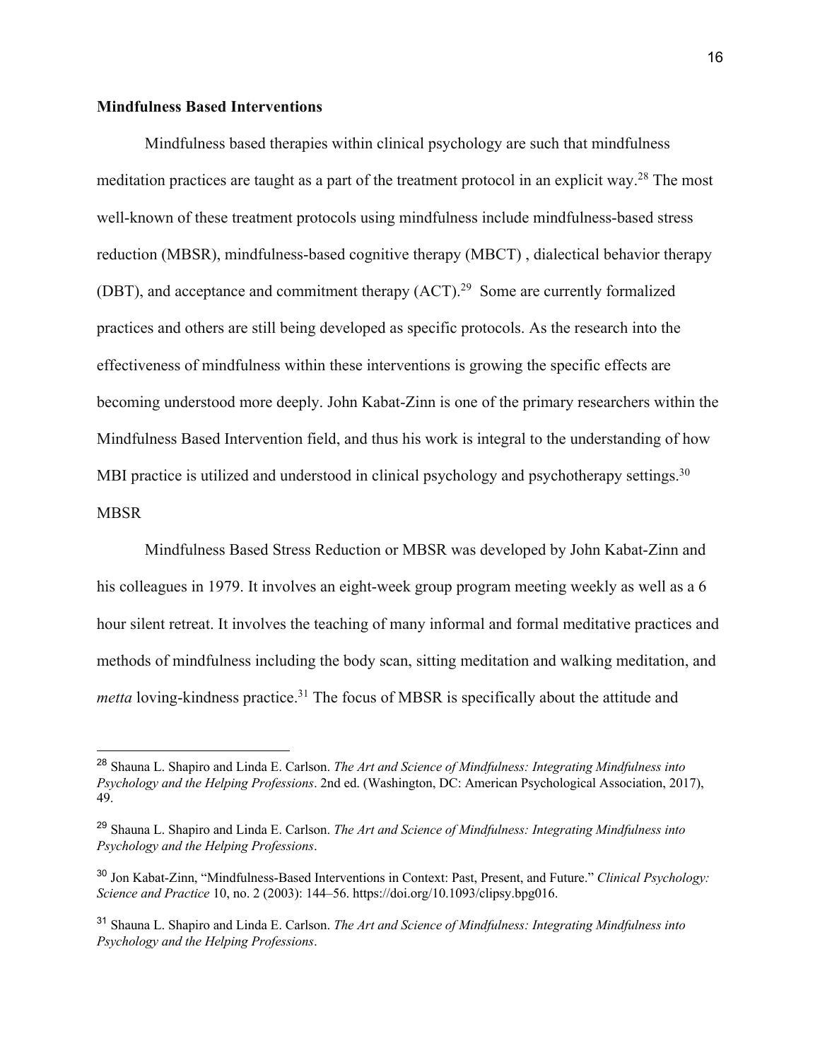**Mindfulness Based Interventions**

Mindfulness based therapies within clinical psychology are such that mindfulness meditation practices are taught as a part of the treatment protocol in an explicit way.[28] The most well-known of these treatment protocols using mindfulness include mindfulness-based stress reduction (MBSR), mindfulness-based cognitive therapy (MBCT) , dialectical behavior therapy (DBT), and acceptance and commitment therapy (ACT).[29] Some are currently formalized practices and others are still being developed as specific protocols. As the research into the effectiveness of mindfulness within these interventions is growing the specific effects are becoming understood more deeply. John Kabat-Zinn is one of the primary researchers within the Mindfulness Based Intervention field, and thus his work is integral to the understanding of how MBI practice is utilized and understood in clinical psychology and psychotherapy settings.[30]

MBSR

Mindfulness Based Stress Reduction or MBSR was developed by John Kabat-Zinn and his colleagues in 1979. It involves an eight-week group program meeting weekly as well as a 6 hour silent retreat. It involves the teaching of many informal and formal meditative practices and methods of mindfulness including the body scan, sitting meditation and walking meditation, and *metta* loving-kindness practice.[31] The focus of MBSR is specifically about the attitude and

---

[28] Shauna L. Shapiro and Linda E. Carlson. *The Art and Science of Mindfulness: Integrating Mindfulness into Psychology and the Helping Professions*. 2nd ed. (Washington, DC: American Psychological Association, 2017), 49.

[29] Shauna L. Shapiro and Linda E. Carlson. *The Art and Science of Mindfulness: Integrating Mindfulness into Psychology and the Helping Professions*.

[30] Jon Kabat-Zinn, "Mindfulness-Based Interventions in Context: Past, Present, and Future." *Clinical Psychology: Science and Practice* 10, no. 2 (2003): 144–56. https://doi.org/10.1093/clipsy.bpg016.

[31] Shauna L. Shapiro and Linda E. Carlson. *The Art and Science of Mindfulness: Integrating Mindfulness into Psychology and the Helping Professions*.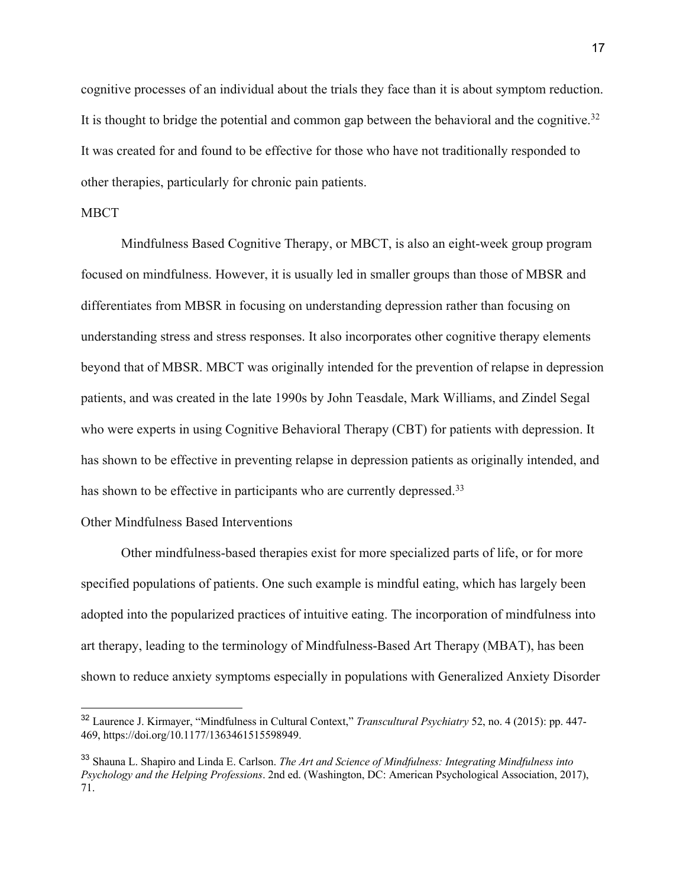cognitive processes of an individual about the trials they face than it is about symptom reduction. It is thought to bridge the potential and common gap between the behavioral and the cognitive.[32] It was created for and found to be effective for those who have not traditionally responded to other therapies, particularly for chronic pain patients.

### MBCT

Mindfulness Based Cognitive Therapy, or MBCT, is also an eight-week group program focused on mindfulness. However, it is usually led in smaller groups than those of MBSR and differentiates from MBSR in focusing on understanding depression rather than focusing on understanding stress and stress responses. It also incorporates other cognitive therapy elements beyond that of MBSR. MBCT was originally intended for the prevention of relapse in depression patients, and was created in the late 1990s by John Teasdale, Mark Williams, and Zindel Segal who were experts in using Cognitive Behavioral Therapy (CBT) for patients with depression. It has shown to be effective in preventing relapse in depression patients as originally intended, and has shown to be effective in participants who are currently depressed.[33]

### Other Mindfulness Based Interventions

Other mindfulness-based therapies exist for more specialized parts of life, or for more specified populations of patients. One such example is mindful eating, which has largely been adopted into the popularized practices of intuitive eating. The incorporation of mindfulness into art therapy, leading to the terminology of Mindfulness-Based Art Therapy (MBAT), has been shown to reduce anxiety symptoms especially in populations with Generalized Anxiety Disorder

---

[32] Laurence J. Kirmayer, "Mindfulness in Cultural Context," *Transcultural Psychiatry* 52, no. 4 (2015): pp. 447-469, https://doi.org/10.1177/1363461515598949.

[33] Shauna L. Shapiro and Linda E. Carlson. *The Art and Science of Mindfulness: Integrating Mindfulness into Psychology and the Helping Professions*. 2nd ed. (Washington, DC: American Psychological Association, 2017), 71.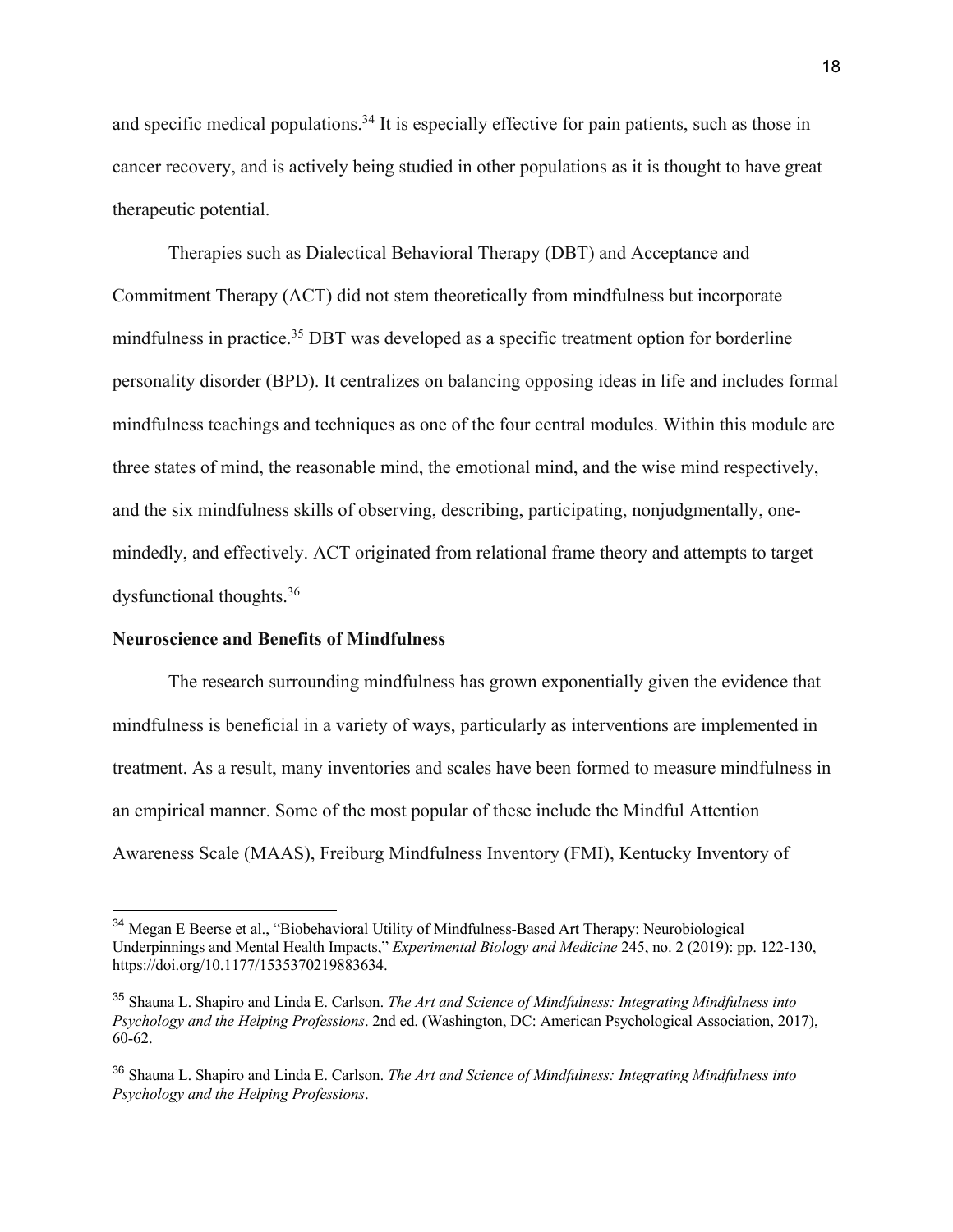and specific medical populations.[34] It is especially effective for pain patients, such as those in cancer recovery, and is actively being studied in other populations as it is thought to have great therapeutic potential.

Therapies such as Dialectical Behavioral Therapy (DBT) and Acceptance and Commitment Therapy (ACT) did not stem theoretically from mindfulness but incorporate mindfulness in practice.[35] DBT was developed as a specific treatment option for borderline personality disorder (BPD). It centralizes on balancing opposing ideas in life and includes formal mindfulness teachings and techniques as one of the four central modules. Within this module are three states of mind, the reasonable mind, the emotional mind, and the wise mind respectively, and the six mindfulness skills of observing, describing, participating, nonjudgmentally, one-mindedly, and effectively. ACT originated from relational frame theory and attempts to target dysfunctional thoughts.[36]

**Neuroscience and Benefits of Mindfulness**

The research surrounding mindfulness has grown exponentially given the evidence that mindfulness is beneficial in a variety of ways, particularly as interventions are implemented in treatment. As a result, many inventories and scales have been formed to measure mindfulness in an empirical manner. Some of the most popular of these include the Mindful Attention Awareness Scale (MAAS), Freiburg Mindfulness Inventory (FMI), Kentucky Inventory of

---

[34] Megan E Beerse et al., "Biobehavioral Utility of Mindfulness-Based Art Therapy: Neurobiological Underpinnings and Mental Health Impacts," *Experimental Biology and Medicine* 245, no. 2 (2019): pp. 122-130, https://doi.org/10.1177/1535370219883634.

[35] Shauna L. Shapiro and Linda E. Carlson. *The Art and Science of Mindfulness: Integrating Mindfulness into Psychology and the Helping Professions*. 2nd ed. (Washington, DC: American Psychological Association, 2017), 60-62.

[36] Shauna L. Shapiro and Linda E. Carlson. *The Art and Science of Mindfulness: Integrating Mindfulness into Psychology and the Helping Professions*.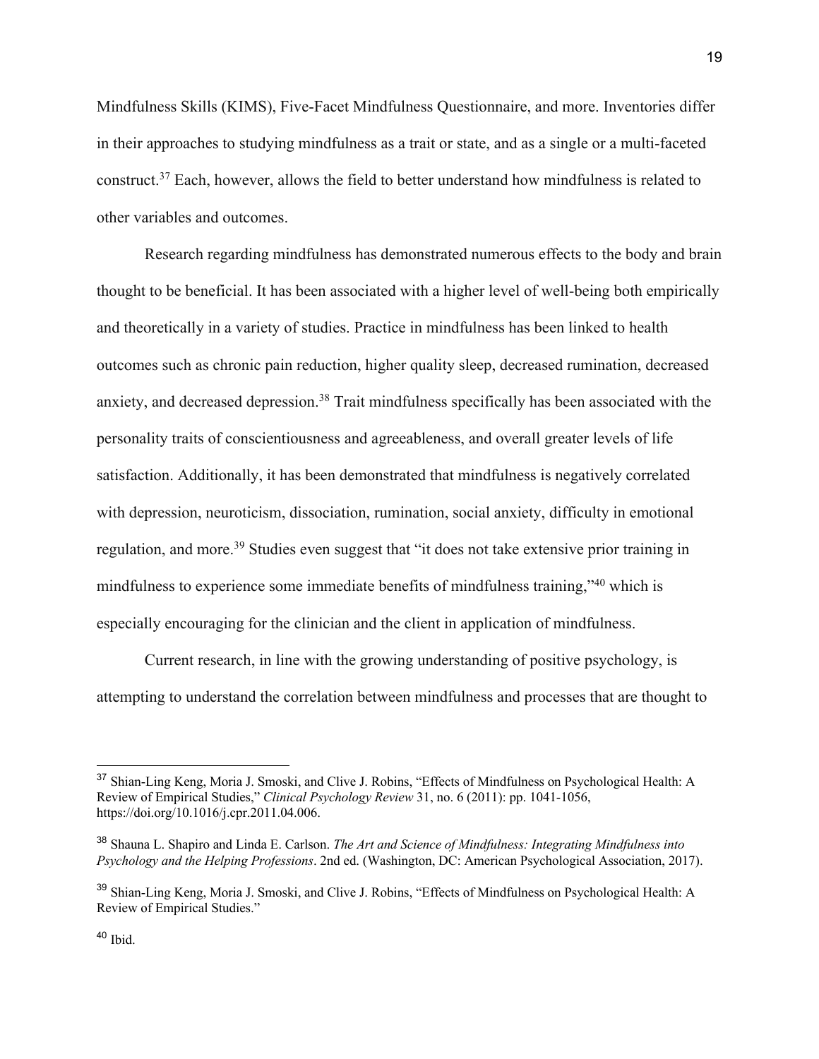Mindfulness Skills (KIMS), Five-Facet Mindfulness Questionnaire, and more. Inventories differ in their approaches to studying mindfulness as a trait or state, and as a single or a multi-faceted construct.[37] Each, however, allows the field to better understand how mindfulness is related to other variables and outcomes.

Research regarding mindfulness has demonstrated numerous effects to the body and brain thought to be beneficial. It has been associated with a higher level of well-being both empirically and theoretically in a variety of studies. Practice in mindfulness has been linked to health outcomes such as chronic pain reduction, higher quality sleep, decreased rumination, decreased anxiety, and decreased depression.[38] Trait mindfulness specifically has been associated with the personality traits of conscientiousness and agreeableness, and overall greater levels of life satisfaction. Additionally, it has been demonstrated that mindfulness is negatively correlated with depression, neuroticism, dissociation, rumination, social anxiety, difficulty in emotional regulation, and more.[39] Studies even suggest that "it does not take extensive prior training in mindfulness to experience some immediate benefits of mindfulness training,"[40] which is especially encouraging for the clinician and the client in application of mindfulness.

Current research, in line with the growing understanding of positive psychology, is attempting to understand the correlation between mindfulness and processes that are thought to

---

[37] Shian-Ling Keng, Moria J. Smoski, and Clive J. Robins, "Effects of Mindfulness on Psychological Health: A Review of Empirical Studies," *Clinical Psychology Review* 31, no. 6 (2011): pp. 1041-1056, https://doi.org/10.1016/j.cpr.2011.04.006.

[38] Shauna L. Shapiro and Linda E. Carlson. *The Art and Science of Mindfulness: Integrating Mindfulness into Psychology and the Helping Professions*. 2nd ed. (Washington, DC: American Psychological Association, 2017).

[39] Shian-Ling Keng, Moria J. Smoski, and Clive J. Robins, "Effects of Mindfulness on Psychological Health: A Review of Empirical Studies."

[40] Ibid.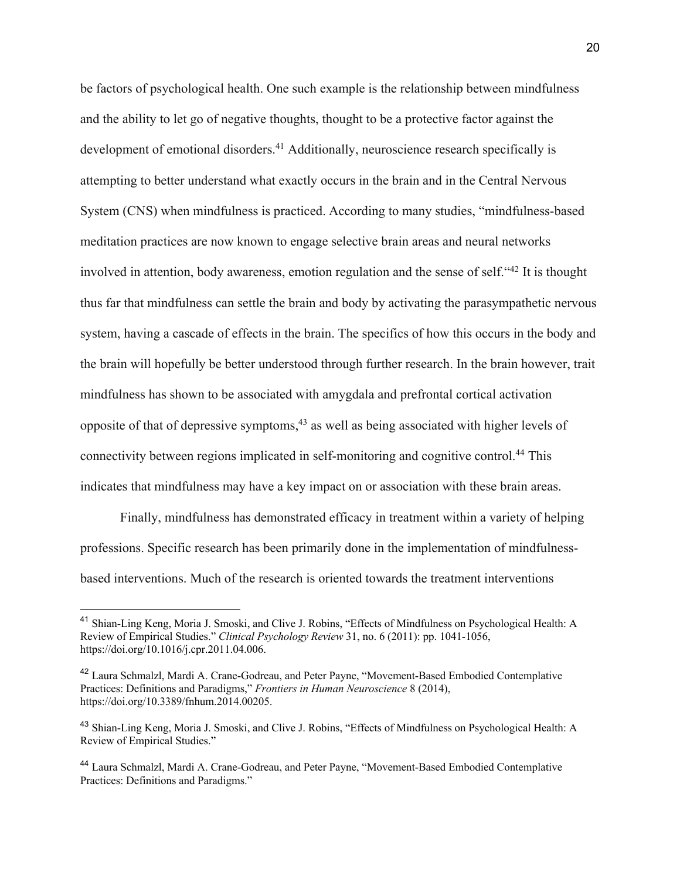be factors of psychological health. One such example is the relationship between mindfulness and the ability to let go of negative thoughts, thought to be a protective factor against the development of emotional disorders.[41] Additionally, neuroscience research specifically is attempting to better understand what exactly occurs in the brain and in the Central Nervous System (CNS) when mindfulness is practiced. According to many studies, "mindfulness-based meditation practices are now known to engage selective brain areas and neural networks involved in attention, body awareness, emotion regulation and the sense of self."[42] It is thought thus far that mindfulness can settle the brain and body by activating the parasympathetic nervous system, having a cascade of effects in the brain. The specifics of how this occurs in the body and the brain will hopefully be better understood through further research. In the brain however, trait mindfulness has shown to be associated with amygdala and prefrontal cortical activation opposite of that of depressive symptoms,[43] as well as being associated with higher levels of connectivity between regions implicated in self-monitoring and cognitive control.[44] This indicates that mindfulness may have a key impact on or association with these brain areas.

Finally, mindfulness has demonstrated efficacy in treatment within a variety of helping professions. Specific research has been primarily done in the implementation of mindfulness-based interventions. Much of the research is oriented towards the treatment interventions

---

[41] Shian-Ling Keng, Moria J. Smoski, and Clive J. Robins, "Effects of Mindfulness on Psychological Health: A Review of Empirical Studies." *Clinical Psychology Review* 31, no. 6 (2011): pp. 1041-1056, https://doi.org/10.1016/j.cpr.2011.04.006.

[42] Laura Schmalzl, Mardi A. Crane-Godreau, and Peter Payne, "Movement-Based Embodied Contemplative Practices: Definitions and Paradigms," *Frontiers in Human Neuroscience* 8 (2014), https://doi.org/10.3389/fnhum.2014.00205.

[43] Shian-Ling Keng, Moria J. Smoski, and Clive J. Robins, "Effects of Mindfulness on Psychological Health: A Review of Empirical Studies."

[44] Laura Schmalzl, Mardi A. Crane-Godreau, and Peter Payne, "Movement-Based Embodied Contemplative Practices: Definitions and Paradigms."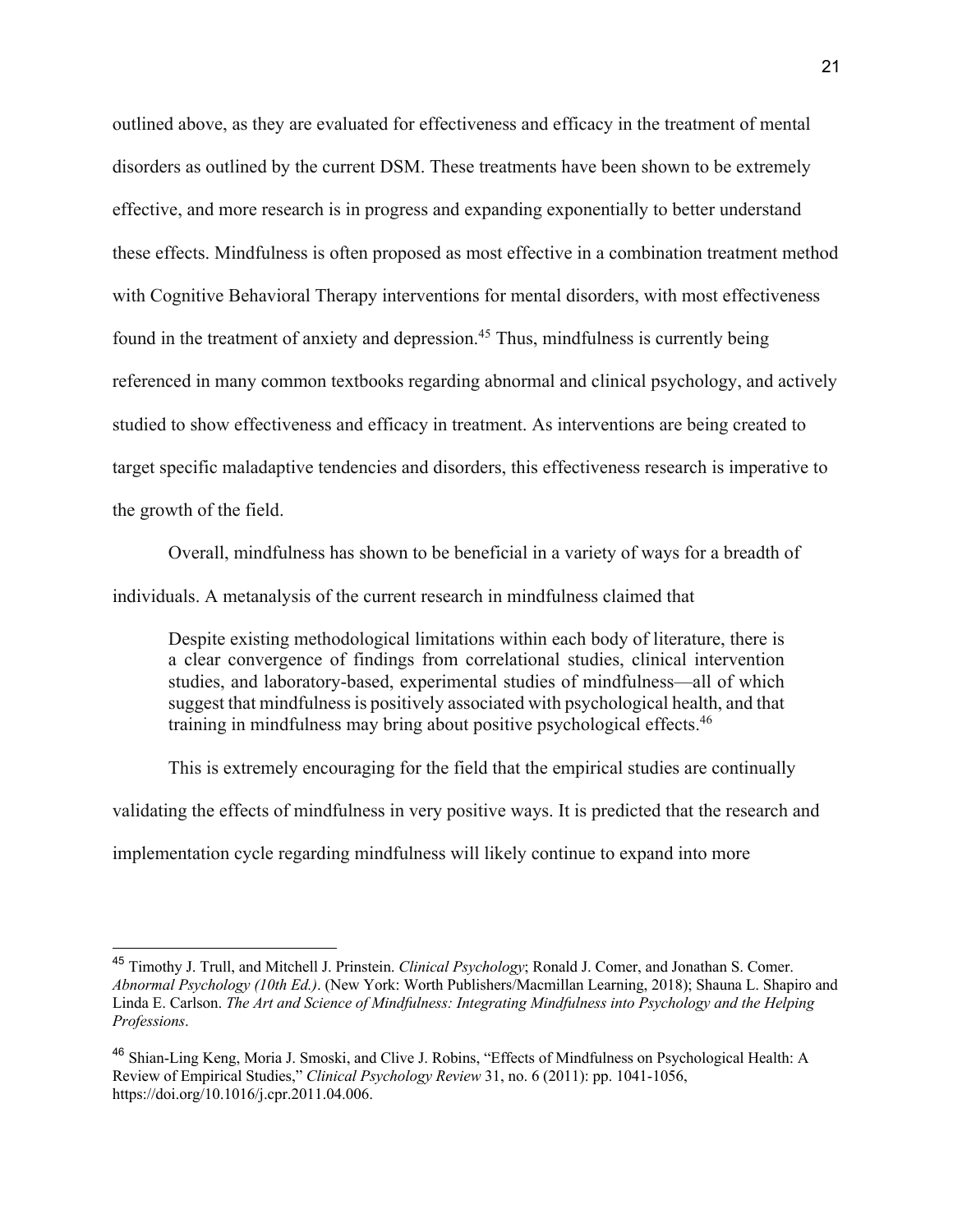outlined above, as they are evaluated for effectiveness and efficacy in the treatment of mental disorders as outlined by the current DSM. These treatments have been shown to be extremely effective, and more research is in progress and expanding exponentially to better understand these effects. Mindfulness is often proposed as most effective in a combination treatment method with Cognitive Behavioral Therapy interventions for mental disorders, with most effectiveness found in the treatment of anxiety and depression.[45] Thus, mindfulness is currently being referenced in many common textbooks regarding abnormal and clinical psychology, and actively studied to show effectiveness and efficacy in treatment. As interventions are being created to target specific maladaptive tendencies and disorders, this effectiveness research is imperative to the growth of the field.

Overall, mindfulness has shown to be beneficial in a variety of ways for a breadth of individuals. A metanalysis of the current research in mindfulness claimed that

> Despite existing methodological limitations within each body of literature, there is a clear convergence of findings from correlational studies, clinical intervention studies, and laboratory-based, experimental studies of mindfulness—all of which suggest that mindfulness is positively associated with psychological health, and that training in mindfulness may bring about positive psychological effects.[46]

This is extremely encouraging for the field that the empirical studies are continually validating the effects of mindfulness in very positive ways. It is predicted that the research and implementation cycle regarding mindfulness will likely continue to expand into more

---

[45] Timothy J. Trull, and Mitchell J. Prinstein. *Clinical Psychology*; Ronald J. Comer, and Jonathan S. Comer. *Abnormal Psychology (10th Ed.)*. (New York: Worth Publishers/Macmillan Learning, 2018); Shauna L. Shapiro and Linda E. Carlson. *The Art and Science of Mindfulness: Integrating Mindfulness into Psychology and the Helping Professions*.

[46] Shian-Ling Keng, Moria J. Smoski, and Clive J. Robins, "Effects of Mindfulness on Psychological Health: A Review of Empirical Studies," *Clinical Psychology Review* 31, no. 6 (2011): pp. 1041-1056, https://doi.org/10.1016/j.cpr.2011.04.006.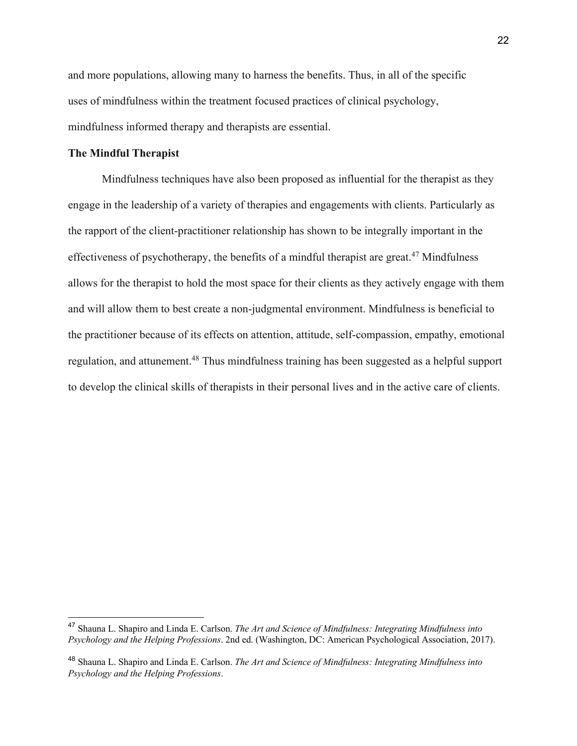and more populations, allowing many to harness the benefits. Thus, in all of the specific uses of mindfulness within the treatment focused practices of clinical psychology, mindfulness informed therapy and therapists are essential.

**The Mindful Therapist**

Mindfulness techniques have also been proposed as influential for the therapist as they engage in the leadership of a variety of therapies and engagements with clients. Particularly as the rapport of the client-practitioner relationship has shown to be integrally important in the effectiveness of psychotherapy, the benefits of a mindful therapist are great.[47] Mindfulness allows for the therapist to hold the most space for their clients as they actively engage with them and will allow them to best create a non-judgmental environment. Mindfulness is beneficial to the practitioner because of its effects on attention, attitude, self-compassion, empathy, emotional regulation, and attunement.[48] Thus mindfulness training has been suggested as a helpful support to develop the clinical skills of therapists in their personal lives and in the active care of clients.

---

[47] Shauna L. Shapiro and Linda E. Carlson. *The Art and Science of Mindfulness: Integrating Mindfulness into Psychology and the Helping Professions*. 2nd ed. (Washington, DC: American Psychological Association, 2017).

[48] Shauna L. Shapiro and Linda E. Carlson. *The Art and Science of Mindfulness: Integrating Mindfulness into Psychology and the Helping Professions*.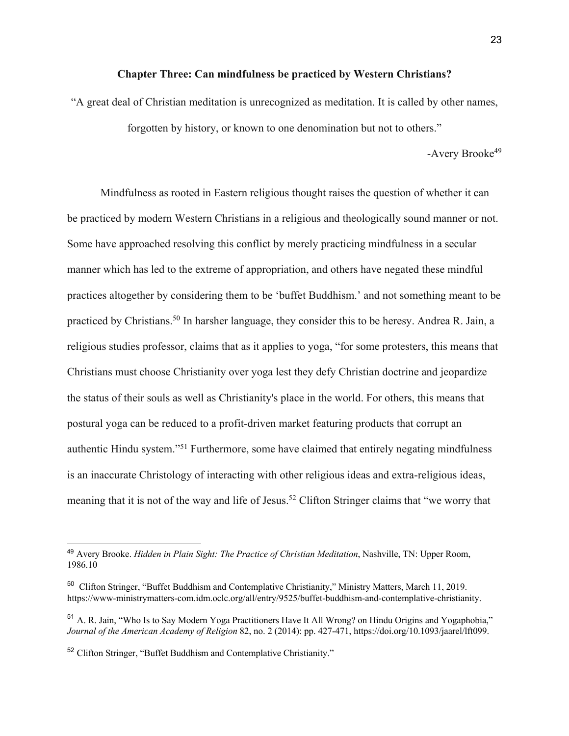## Chapter Three: Can mindfulness be practiced by Western Christians?

"A great deal of Christian meditation is unrecognized as meditation. It is called by other names, forgotten by history, or known to one denomination but not to others."

-Avery Brooke[49]

Mindfulness as rooted in Eastern religious thought raises the question of whether it can be practiced by modern Western Christians in a religious and theologically sound manner or not. Some have approached resolving this conflict by merely practicing mindfulness in a secular manner which has led to the extreme of appropriation, and others have negated these mindful practices altogether by considering them to be 'buffet Buddhism.' and not something meant to be practiced by Christians.[50] In harsher language, they consider this to be heresy. Andrea R. Jain, a religious studies professor, claims that as it applies to yoga, "for some protesters, this means that Christians must choose Christianity over yoga lest they defy Christian doctrine and jeopardize the status of their souls as well as Christianity's place in the world. For others, this means that postural yoga can be reduced to a profit-driven market featuring products that corrupt an authentic Hindu system."[51] Furthermore, some have claimed that entirely negating mindfulness is an inaccurate Christology of interacting with other religious ideas and extra-religious ideas, meaning that it is not of the way and life of Jesus.[52] Clifton Stringer claims that "we worry that

---

[49] Avery Brooke. *Hidden in Plain Sight: The Practice of Christian Meditation*, Nashville, TN: Upper Room, 1986.10

[50] Clifton Stringer, "Buffet Buddhism and Contemplative Christianity," Ministry Matters, March 11, 2019. https://www-ministrymatters-com.idm.oclc.org/all/entry/9525/buffet-buddhism-and-contemplative-christianity.

[51] A. R. Jain, "Who Is to Say Modern Yoga Practitioners Have It All Wrong? on Hindu Origins and Yogaphobia," *Journal of the American Academy of Religion* 82, no. 2 (2014): pp. 427-471, https://doi.org/10.1093/jaarel/lft099.

[52] Clifton Stringer, "Buffet Buddhism and Contemplative Christianity."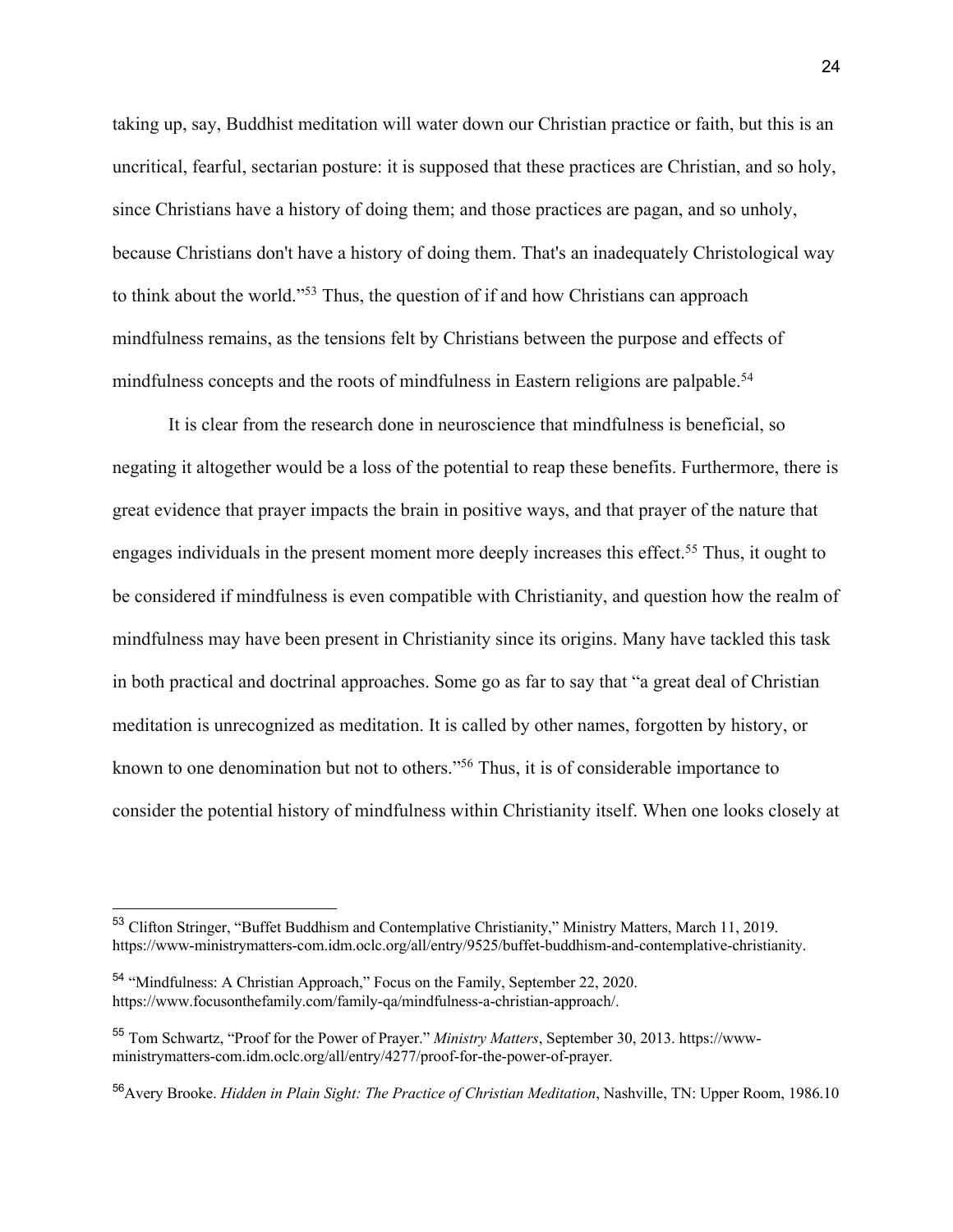taking up, say, Buddhist meditation will water down our Christian practice or faith, but this is an uncritical, fearful, sectarian posture: it is supposed that these practices are Christian, and so holy, since Christians have a history of doing them; and those practices are pagan, and so unholy, because Christians don't have a history of doing them. That's an inadequately Christological way to think about the world."[53] Thus, the question of if and how Christians can approach mindfulness remains, as the tensions felt by Christians between the purpose and effects of mindfulness concepts and the roots of mindfulness in Eastern religions are palpable.[54]

It is clear from the research done in neuroscience that mindfulness is beneficial, so negating it altogether would be a loss of the potential to reap these benefits. Furthermore, there is great evidence that prayer impacts the brain in positive ways, and that prayer of the nature that engages individuals in the present moment more deeply increases this effect.[55] Thus, it ought to be considered if mindfulness is even compatible with Christianity, and question how the realm of mindfulness may have been present in Christianity since its origins. Many have tackled this task in both practical and doctrinal approaches. Some go as far to say that "a great deal of Christian meditation is unrecognized as meditation. It is called by other names, forgotten by history, or known to one denomination but not to others."[56] Thus, it is of considerable importance to consider the potential history of mindfulness within Christianity itself. When one looks closely at

---

[53] Clifton Stringer, "Buffet Buddhism and Contemplative Christianity," Ministry Matters, March 11, 2019. https://www-ministrymatters-com.idm.oclc.org/all/entry/9525/buffet-buddhism-and-contemplative-christianity.

[54] "Mindfulness: A Christian Approach," Focus on the Family, September 22, 2020. https://www.focusonthefamily.com/family-qa/mindfulness-a-christian-approach/.

[55] Tom Schwartz, "Proof for the Power of Prayer." *Ministry Matters*, September 30, 2013. https://www-ministrymatters-com.idm.oclc.org/all/entry/4277/proof-for-the-power-of-prayer.

[56] Avery Brooke. *Hidden in Plain Sight: The Practice of Christian Meditation*, Nashville, TN: Upper Room, 1986.10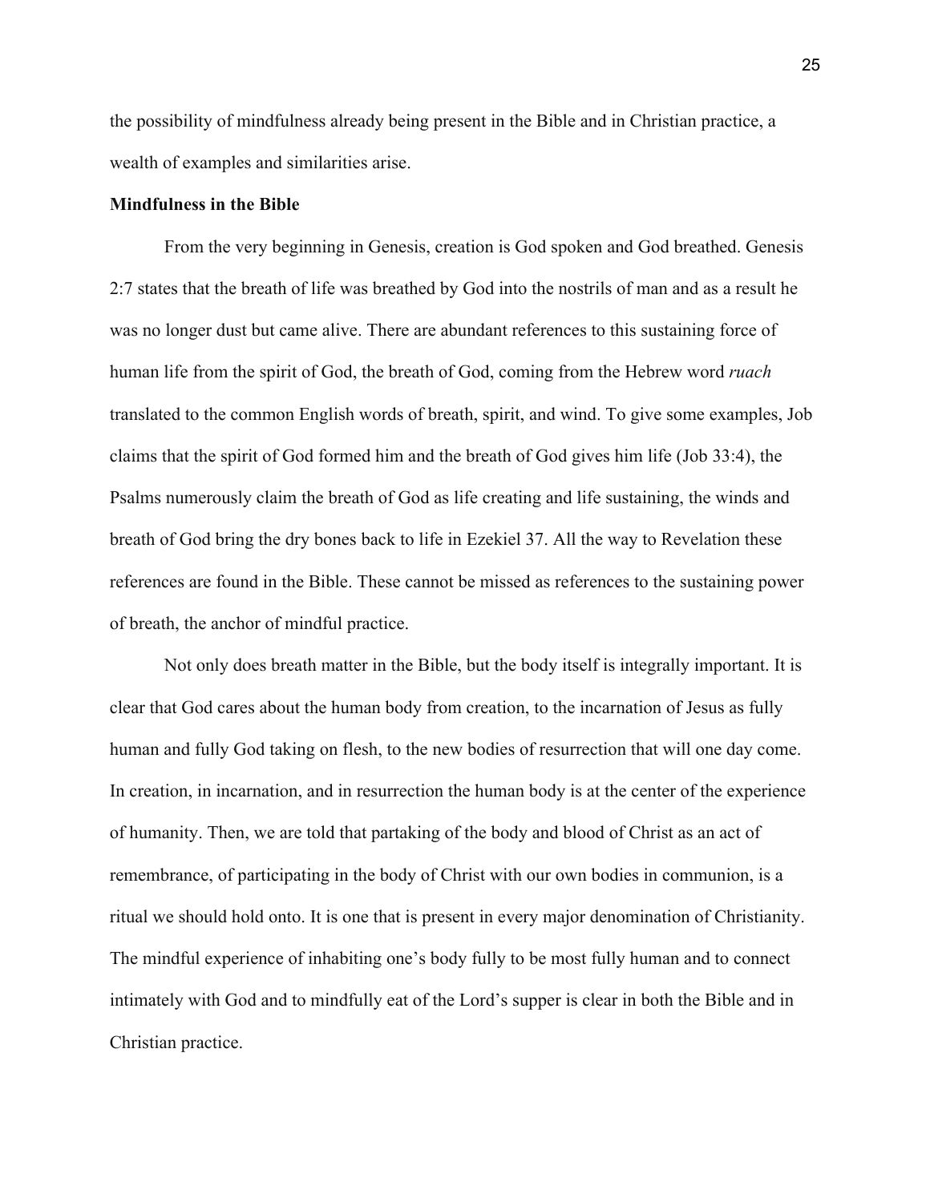the possibility of mindfulness already being present in the Bible and in Christian practice, a wealth of examples and similarities arise.

**Mindfulness in the Bible**

From the very beginning in Genesis, creation is God spoken and God breathed. Genesis 2:7 states that the breath of life was breathed by God into the nostrils of man and as a result he was no longer dust but came alive. There are abundant references to this sustaining force of human life from the spirit of God, the breath of God, coming from the Hebrew word *ruach* translated to the common English words of breath, spirit, and wind. To give some examples, Job claims that the spirit of God formed him and the breath of God gives him life (Job 33:4), the Psalms numerously claim the breath of God as life creating and life sustaining, the winds and breath of God bring the dry bones back to life in Ezekiel 37. All the way to Revelation these references are found in the Bible. These cannot be missed as references to the sustaining power of breath, the anchor of mindful practice.

Not only does breath matter in the Bible, but the body itself is integrally important. It is clear that God cares about the human body from creation, to the incarnation of Jesus as fully human and fully God taking on flesh, to the new bodies of resurrection that will one day come. In creation, in incarnation, and in resurrection the human body is at the center of the experience of humanity. Then, we are told that partaking of the body and blood of Christ as an act of remembrance, of participating in the body of Christ with our own bodies in communion, is a ritual we should hold onto. It is one that is present in every major denomination of Christianity. The mindful experience of inhabiting one's body fully to be most fully human and to connect intimately with God and to mindfully eat of the Lord's supper is clear in both the Bible and in Christian practice.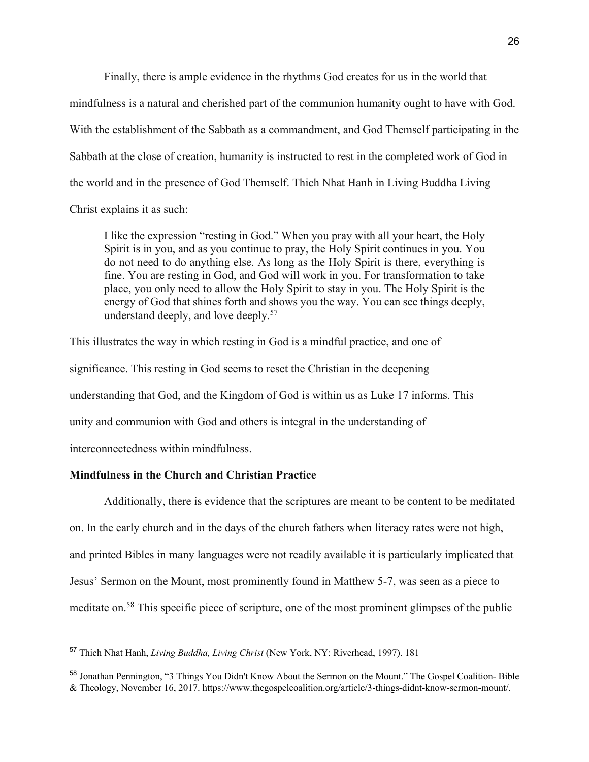Finally, there is ample evidence in the rhythms God creates for us in the world that mindfulness is a natural and cherished part of the communion humanity ought to have with God. With the establishment of the Sabbath as a commandment, and God Themself participating in the Sabbath at the close of creation, humanity is instructed to rest in the completed work of God in the world and in the presence of God Themself. Thich Nhat Hanh in Living Buddha Living Christ explains it as such:

> I like the expression "resting in God." When you pray with all your heart, the Holy Spirit is in you, and as you continue to pray, the Holy Spirit continues in you. You do not need to do anything else. As long as the Holy Spirit is there, everything is fine. You are resting in God, and God will work in you. For transformation to take place, you only need to allow the Holy Spirit to stay in you. The Holy Spirit is the energy of God that shines forth and shows you the way. You can see things deeply, understand deeply, and love deeply.[57]

This illustrates the way in which resting in God is a mindful practice, and one of significance. This resting in God seems to reset the Christian in the deepening understanding that God, and the Kingdom of God is within us as Luke 17 informs. This unity and communion with God and others is integral in the understanding of interconnectedness within mindfulness.

**Mindfulness in the Church and Christian Practice**

Additionally, there is evidence that the scriptures are meant to be content to be meditated on. In the early church and in the days of the church fathers when literacy rates were not high, and printed Bibles in many languages were not readily available it is particularly implicated that Jesus' Sermon on the Mount, most prominently found in Matthew 5-7, was seen as a piece to meditate on.[58] This specific piece of scripture, one of the most prominent glimpses of the public

---

[57] Thich Nhat Hanh, *Living Buddha, Living Christ* (New York, NY: Riverhead, 1997). 181

[58] Jonathan Pennington, "3 Things You Didn't Know About the Sermon on the Mount." The Gospel Coalition- Bible & Theology, November 16, 2017. https://www.thegospelcoalition.org/article/3-things-didnt-know-sermon-mount/.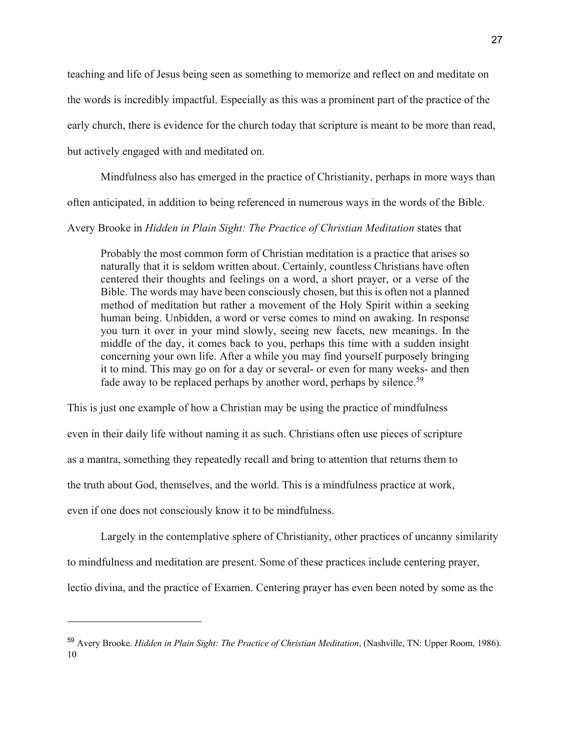teaching and life of Jesus being seen as something to memorize and reflect on and meditate on the words is incredibly impactful. Especially as this was a prominent part of the practice of the early church, there is evidence for the church today that scripture is meant to be more than read, but actively engaged with and meditated on.

Mindfulness also has emerged in the practice of Christianity, perhaps in more ways than often anticipated, in addition to being referenced in numerous ways in the words of the Bible. Avery Brooke in *Hidden in Plain Sight: The Practice of Christian Meditation* states that

> Probably the most common form of Christian meditation is a practice that arises so naturally that it is seldom written about. Certainly, countless Christians have often centered their thoughts and feelings on a word, a short prayer, or a verse of the Bible. The words may have been consciously chosen, but this is often not a planned method of meditation but rather a movement of the Holy Spirit within a seeking human being. Unbidden, a word or verse comes to mind on awaking. In response you turn it over in your mind slowly, seeing new facets, new meanings. In the middle of the day, it comes back to you, perhaps this time with a sudden insight concerning your own life. After a while you may find yourself purposely bringing it to mind. This may go on for a day or several- or even for many weeks- and then fade away to be replaced perhaps by another word, perhaps by silence.[59]

This is just one example of how a Christian may be using the practice of mindfulness even in their daily life without naming it as such. Christians often use pieces of scripture as a mantra, something they repeatedly recall and bring to attention that returns them to the truth about God, themselves, and the world. This is a mindfulness practice at work, even if one does not consciously know it to be mindfulness.

Largely in the contemplative sphere of Christianity, other practices of uncanny similarity to mindfulness and meditation are present. Some of these practices include centering prayer, lectio divina, and the practice of Examen. Centering prayer has even been noted by some as the

---

[59] Avery Brooke. *Hidden in Plain Sight: The Practice of Christian Meditation*, (Nashville, TN: Upper Room, 1986). 10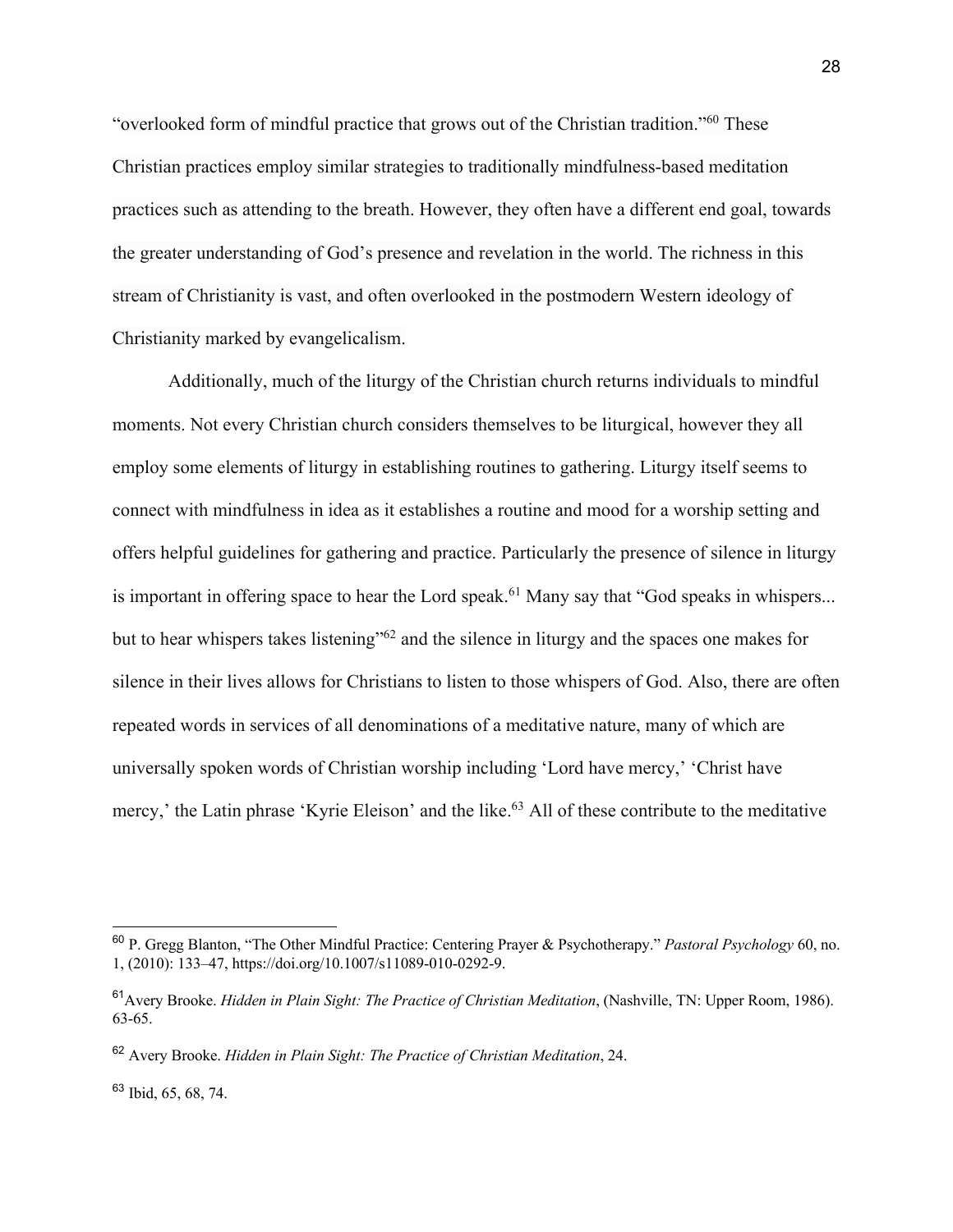"overlooked form of mindful practice that grows out of the Christian tradition."[60] These Christian practices employ similar strategies to traditionally mindfulness-based meditation practices such as attending to the breath. However, they often have a different end goal, towards the greater understanding of God's presence and revelation in the world. The richness in this stream of Christianity is vast, and often overlooked in the postmodern Western ideology of Christianity marked by evangelicalism.

Additionally, much of the liturgy of the Christian church returns individuals to mindful moments. Not every Christian church considers themselves to be liturgical, however they all employ some elements of liturgy in establishing routines to gathering. Liturgy itself seems to connect with mindfulness in idea as it establishes a routine and mood for a worship setting and offers helpful guidelines for gathering and practice. Particularly the presence of silence in liturgy is important in offering space to hear the Lord speak.[61] Many say that "God speaks in whispers... but to hear whispers takes listening"[62] and the silence in liturgy and the spaces one makes for silence in their lives allows for Christians to listen to those whispers of God. Also, there are often repeated words in services of all denominations of a meditative nature, many of which are universally spoken words of Christian worship including 'Lord have mercy,' 'Christ have mercy,' the Latin phrase 'Kyrie Eleison' and the like.[63] All of these contribute to the meditative

---

[60] P. Gregg Blanton, "The Other Mindful Practice: Centering Prayer & Psychotherapy." *Pastoral Psychology* 60, no. 1, (2010): 133–47, https://doi.org/10.1007/s11089-010-0292-9.

[61] Avery Brooke. *Hidden in Plain Sight: The Practice of Christian Meditation*, (Nashville, TN: Upper Room, 1986). 63-65.

[62] Avery Brooke. *Hidden in Plain Sight: The Practice of Christian Meditation*, 24.

[63] Ibid, 65, 68, 74.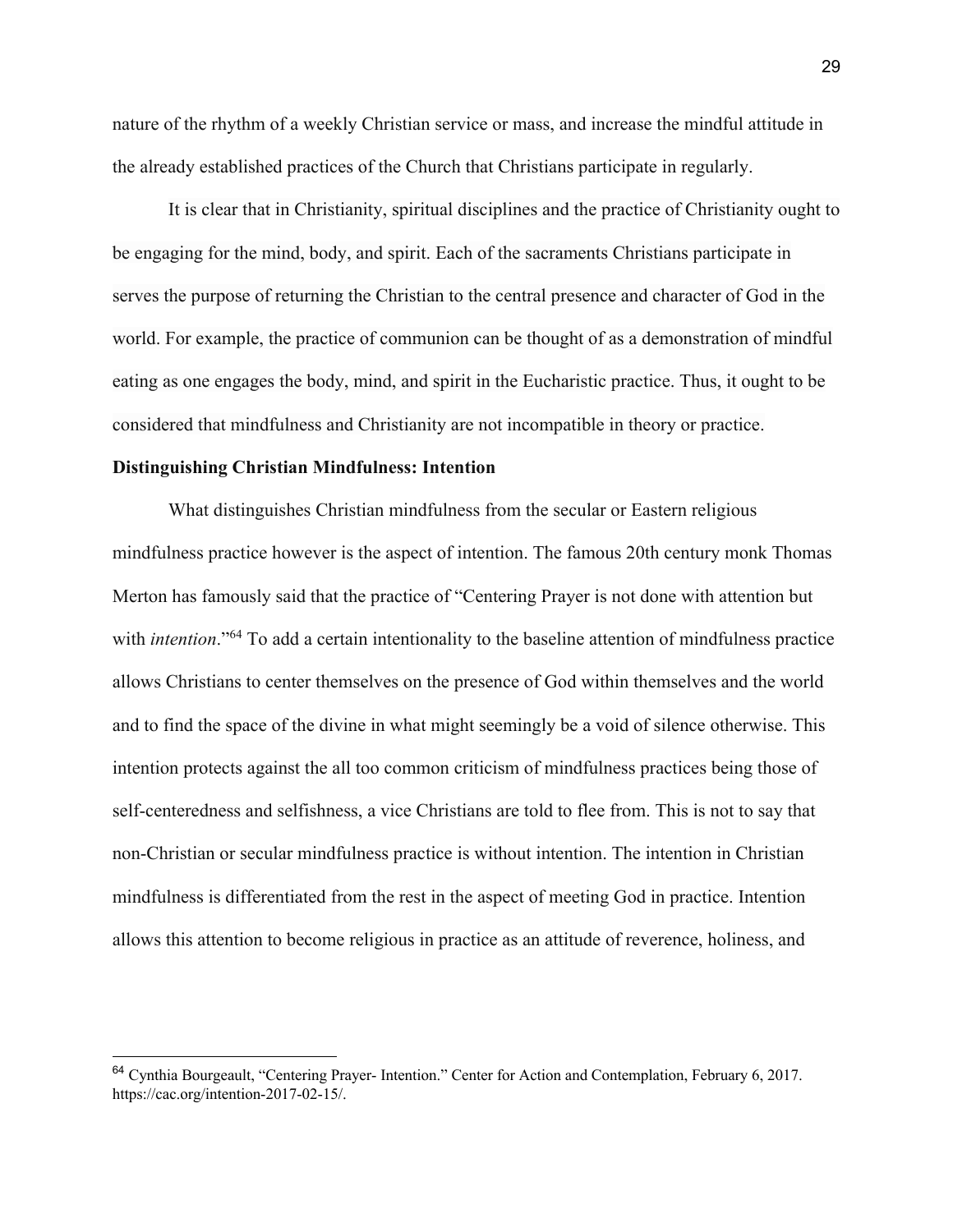nature of the rhythm of a weekly Christian service or mass, and increase the mindful attitude in the already established practices of the Church that Christians participate in regularly.

It is clear that in Christianity, spiritual disciplines and the practice of Christianity ought to be engaging for the mind, body, and spirit. Each of the sacraments Christians participate in serves the purpose of returning the Christian to the central presence and character of God in the world. For example, the practice of communion can be thought of as a demonstration of mindful eating as one engages the body, mind, and spirit in the Eucharistic practice. Thus, it ought to be considered that mindfulness and Christianity are not incompatible in theory or practice.

**Distinguishing Christian Mindfulness: Intention**

What distinguishes Christian mindfulness from the secular or Eastern religious mindfulness practice however is the aspect of intention. The famous 20th century monk Thomas Merton has famously said that the practice of "Centering Prayer is not done with attention but with *intention*."[64] To add a certain intentionality to the baseline attention of mindfulness practice allows Christians to center themselves on the presence of God within themselves and the world and to find the space of the divine in what might seemingly be a void of silence otherwise. This intention protects against the all too common criticism of mindfulness practices being those of self-centeredness and selfishness, a vice Christians are told to flee from. This is not to say that non-Christian or secular mindfulness practice is without intention. The intention in Christian mindfulness is differentiated from the rest in the aspect of meeting God in practice. Intention allows this attention to become religious in practice as an attitude of reverence, holiness, and

[64] Cynthia Bourgeault, "Centering Prayer- Intention." Center for Action and Contemplation, February 6, 2017. https://cac.org/intention-2017-02-15/.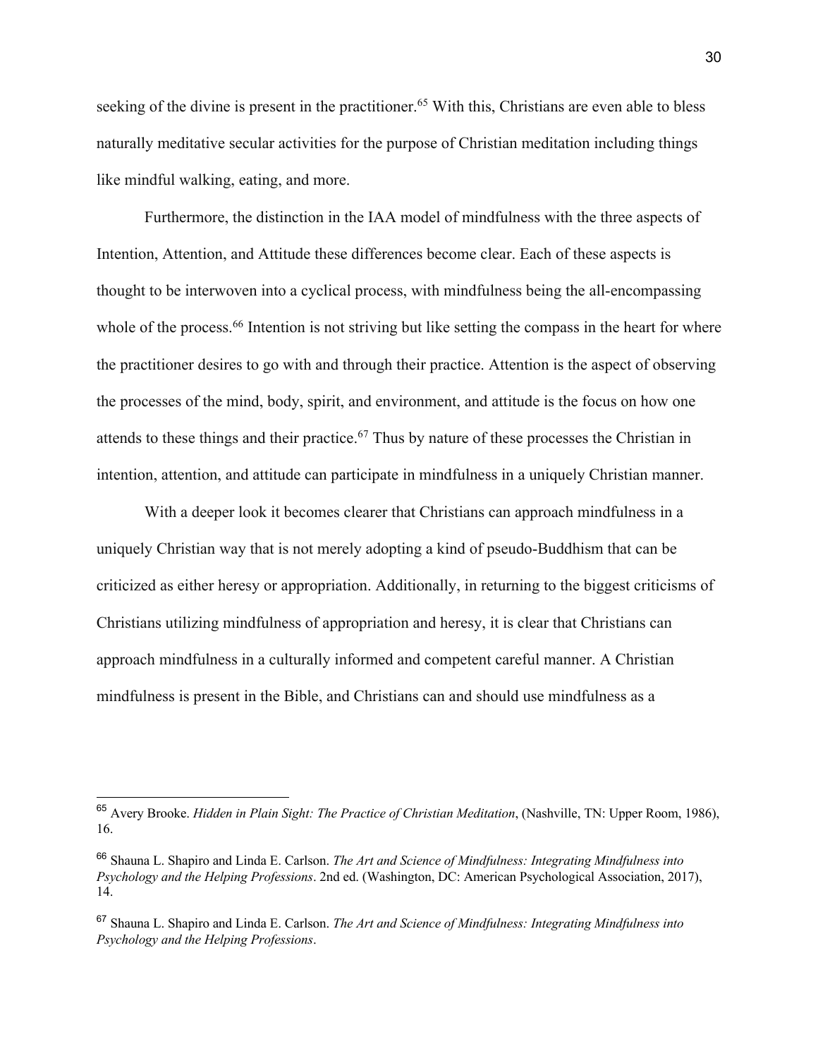seeking of the divine is present in the practitioner.[65] With this, Christians are even able to bless naturally meditative secular activities for the purpose of Christian meditation including things like mindful walking, eating, and more.

Furthermore, the distinction in the IAA model of mindfulness with the three aspects of Intention, Attention, and Attitude these differences become clear. Each of these aspects is thought to be interwoven into a cyclical process, with mindfulness being the all-encompassing whole of the process.[66] Intention is not striving but like setting the compass in the heart for where the practitioner desires to go with and through their practice. Attention is the aspect of observing the processes of the mind, body, spirit, and environment, and attitude is the focus on how one attends to these things and their practice.[67] Thus by nature of these processes the Christian in intention, attention, and attitude can participate in mindfulness in a uniquely Christian manner.

With a deeper look it becomes clearer that Christians can approach mindfulness in a uniquely Christian way that is not merely adopting a kind of pseudo-Buddhism that can be criticized as either heresy or appropriation. Additionally, in returning to the biggest criticisms of Christians utilizing mindfulness of appropriation and heresy, it is clear that Christians can approach mindfulness in a culturally informed and competent careful manner. A Christian mindfulness is present in the Bible, and Christians can and should use mindfulness as a

---

[65] Avery Brooke. *Hidden in Plain Sight: The Practice of Christian Meditation*, (Nashville, TN: Upper Room, 1986), 16.

[66] Shauna L. Shapiro and Linda E. Carlson. *The Art and Science of Mindfulness: Integrating Mindfulness into Psychology and the Helping Professions*. 2nd ed. (Washington, DC: American Psychological Association, 2017), 14.

[67] Shauna L. Shapiro and Linda E. Carlson. *The Art and Science of Mindfulness: Integrating Mindfulness into Psychology and the Helping Professions*.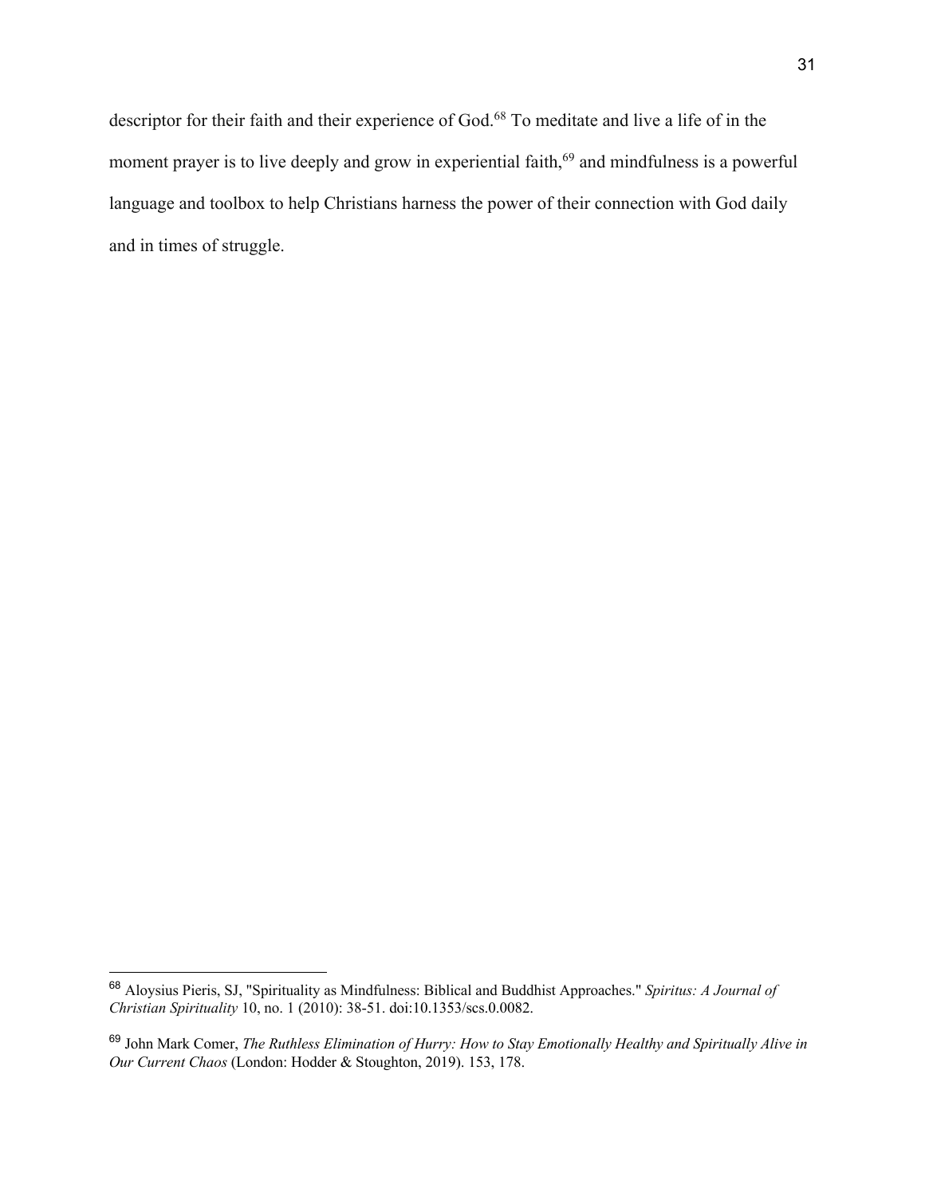descriptor for their faith and their experience of God.[68] To meditate and live a life of in the moment prayer is to live deeply and grow in experiential faith,[69] and mindfulness is a powerful language and toolbox to help Christians harness the power of their connection with God daily and in times of struggle.

---

[68] Aloysius Pieris, SJ, "Spirituality as Mindfulness: Biblical and Buddhist Approaches." *Spiritus: A Journal of Christian Spirituality* 10, no. 1 (2010): 38-51. doi:10.1353/scs.0.0082.

[69] John Mark Comer, *The Ruthless Elimination of Hurry: How to Stay Emotionally Healthy and Spiritually Alive in Our Current Chaos* (London: Hodder & Stoughton, 2019). 153, 178.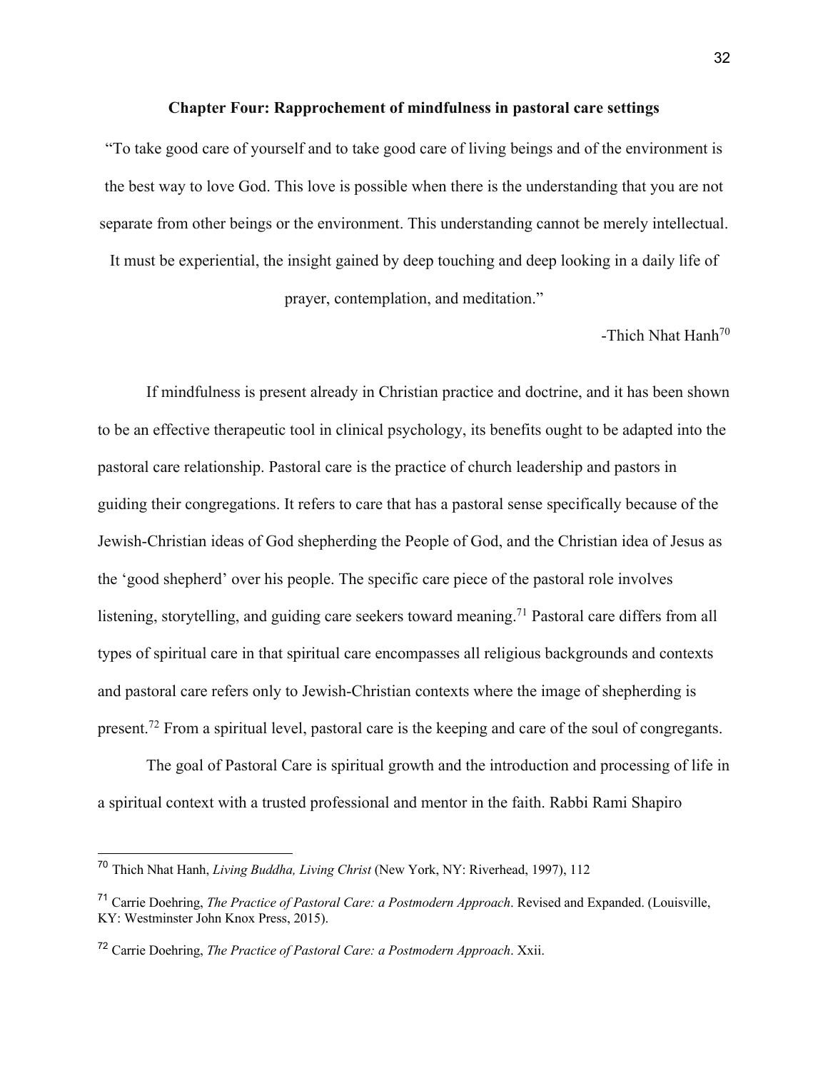## Chapter Four: Rapprochement of mindfulness in pastoral care settings

"To take good care of yourself and to take good care of living beings and of the environment is the best way to love God. This love is possible when there is the understanding that you are not separate from other beings or the environment. This understanding cannot be merely intellectual. It must be experiential, the insight gained by deep touching and deep looking in a daily life of prayer, contemplation, and meditation."

-Thich Nhat Hanh[70]

If mindfulness is present already in Christian practice and doctrine, and it has been shown to be an effective therapeutic tool in clinical psychology, its benefits ought to be adapted into the pastoral care relationship. Pastoral care is the practice of church leadership and pastors in guiding their congregations. It refers to care that has a pastoral sense specifically because of the Jewish-Christian ideas of God shepherding the People of God, and the Christian idea of Jesus as the 'good shepherd' over his people. The specific care piece of the pastoral role involves listening, storytelling, and guiding care seekers toward meaning.[71] Pastoral care differs from all types of spiritual care in that spiritual care encompasses all religious backgrounds and contexts and pastoral care refers only to Jewish-Christian contexts where the image of shepherding is present.[72] From a spiritual level, pastoral care is the keeping and care of the soul of congregants.

The goal of Pastoral Care is spiritual growth and the introduction and processing of life in a spiritual context with a trusted professional and mentor in the faith. Rabbi Rami Shapiro

---

[70] Thich Nhat Hanh, *Living Buddha, Living Christ* (New York, NY: Riverhead, 1997), 112

[71] Carrie Doehring, *The Practice of Pastoral Care: a Postmodern Approach*. Revised and Expanded. (Louisville, KY: Westminster John Knox Press, 2015).

[72] Carrie Doehring, *The Practice of Pastoral Care: a Postmodern Approach*. Xxii.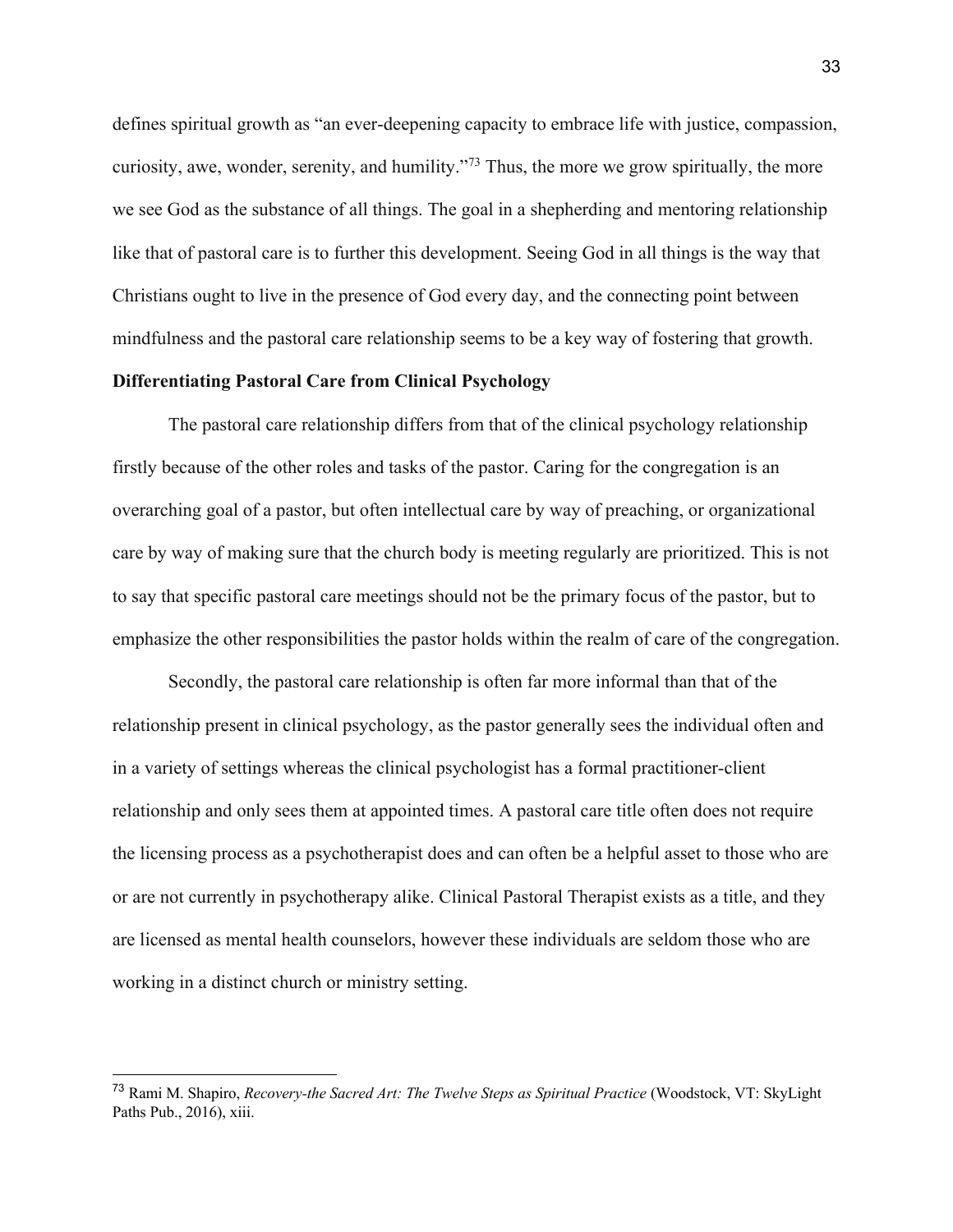defines spiritual growth as "an ever-deepening capacity to embrace life with justice, compassion, curiosity, awe, wonder, serenity, and humility."[73] Thus, the more we grow spiritually, the more we see God as the substance of all things. The goal in a shepherding and mentoring relationship like that of pastoral care is to further this development. Seeing God in all things is the way that Christians ought to live in the presence of God every day, and the connecting point between mindfulness and the pastoral care relationship seems to be a key way of fostering that growth.

**Differentiating Pastoral Care from Clinical Psychology**

The pastoral care relationship differs from that of the clinical psychology relationship firstly because of the other roles and tasks of the pastor. Caring for the congregation is an overarching goal of a pastor, but often intellectual care by way of preaching, or organizational care by way of making sure that the church body is meeting regularly are prioritized. This is not to say that specific pastoral care meetings should not be the primary focus of the pastor, but to emphasize the other responsibilities the pastor holds within the realm of care of the congregation.

Secondly, the pastoral care relationship is often far more informal than that of the relationship present in clinical psychology, as the pastor generally sees the individual often and in a variety of settings whereas the clinical psychologist has a formal practitioner-client relationship and only sees them at appointed times. A pastoral care title often does not require the licensing process as a psychotherapist does and can often be a helpful asset to those who are or are not currently in psychotherapy alike. Clinical Pastoral Therapist exists as a title, and they are licensed as mental health counselors, however these individuals are seldom those who are working in a distinct church or ministry setting.

---

[73] Rami M. Shapiro, *Recovery-the Sacred Art: The Twelve Steps as Spiritual Practice* (Woodstock, VT: SkyLight Paths Pub., 2016), xiii.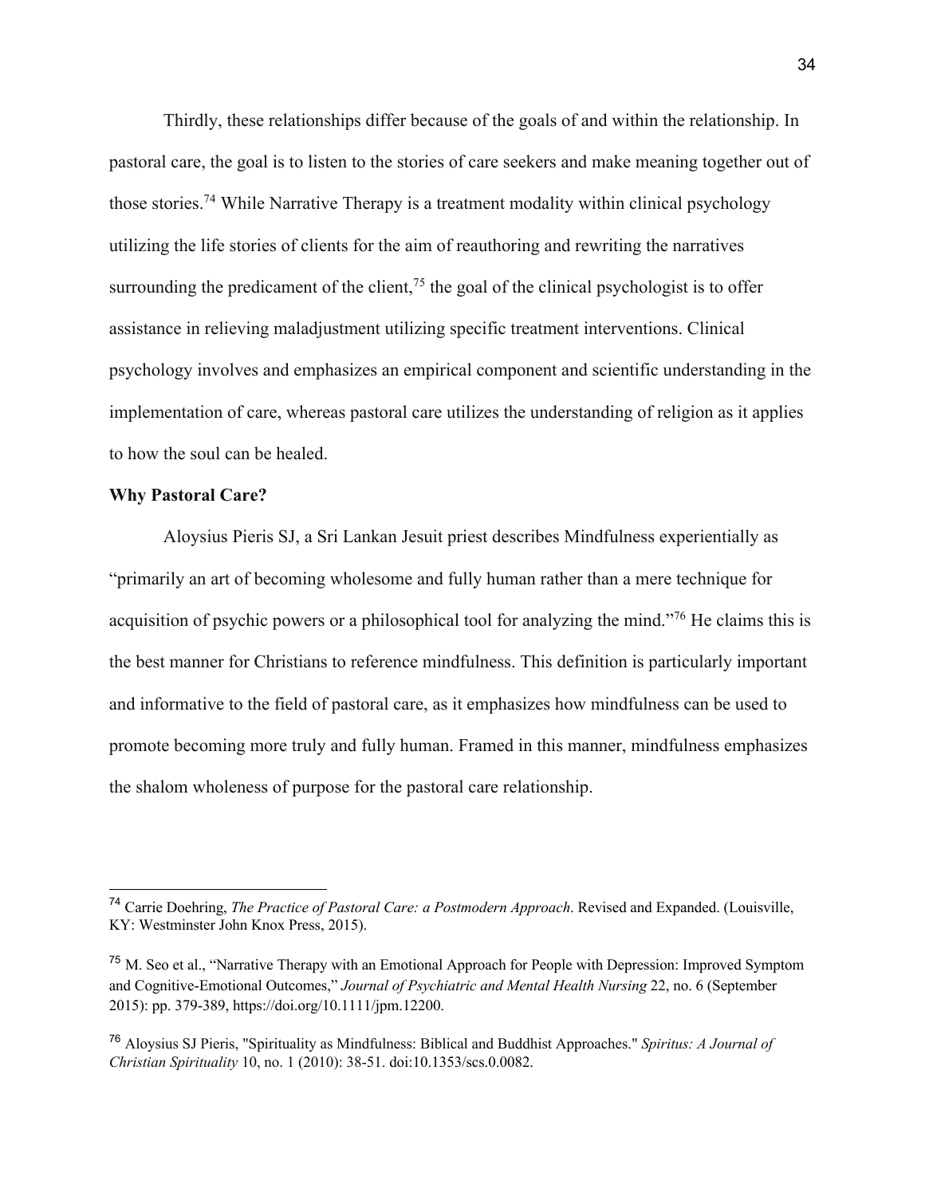Thirdly, these relationships differ because of the goals of and within the relationship. In pastoral care, the goal is to listen to the stories of care seekers and make meaning together out of those stories.[74] While Narrative Therapy is a treatment modality within clinical psychology utilizing the life stories of clients for the aim of reauthoring and rewriting the narratives surrounding the predicament of the client,[75] the goal of the clinical psychologist is to offer assistance in relieving maladjustment utilizing specific treatment interventions. Clinical psychology involves and emphasizes an empirical component and scientific understanding in the implementation of care, whereas pastoral care utilizes the understanding of religion as it applies to how the soul can be healed.

**Why Pastoral Care?**

Aloysius Pieris SJ, a Sri Lankan Jesuit priest describes Mindfulness experientially as "primarily an art of becoming wholesome and fully human rather than a mere technique for acquisition of psychic powers or a philosophical tool for analyzing the mind."[76] He claims this is the best manner for Christians to reference mindfulness. This definition is particularly important and informative to the field of pastoral care, as it emphasizes how mindfulness can be used to promote becoming more truly and fully human. Framed in this manner, mindfulness emphasizes the shalom wholeness of purpose for the pastoral care relationship.

---

[74] Carrie Doehring, *The Practice of Pastoral Care: a Postmodern Approach*. Revised and Expanded. (Louisville, KY: Westminster John Knox Press, 2015).

[75] M. Seo et al., "Narrative Therapy with an Emotional Approach for People with Depression: Improved Symptom and Cognitive-Emotional Outcomes," *Journal of Psychiatric and Mental Health Nursing* 22, no. 6 (September 2015): pp. 379-389, https://doi.org/10.1111/jpm.12200.

[76] Aloysius SJ Pieris, "Spirituality as Mindfulness: Biblical and Buddhist Approaches." *Spiritus: A Journal of Christian Spirituality* 10, no. 1 (2010): 38-51. doi:10.1353/scs.0.0082.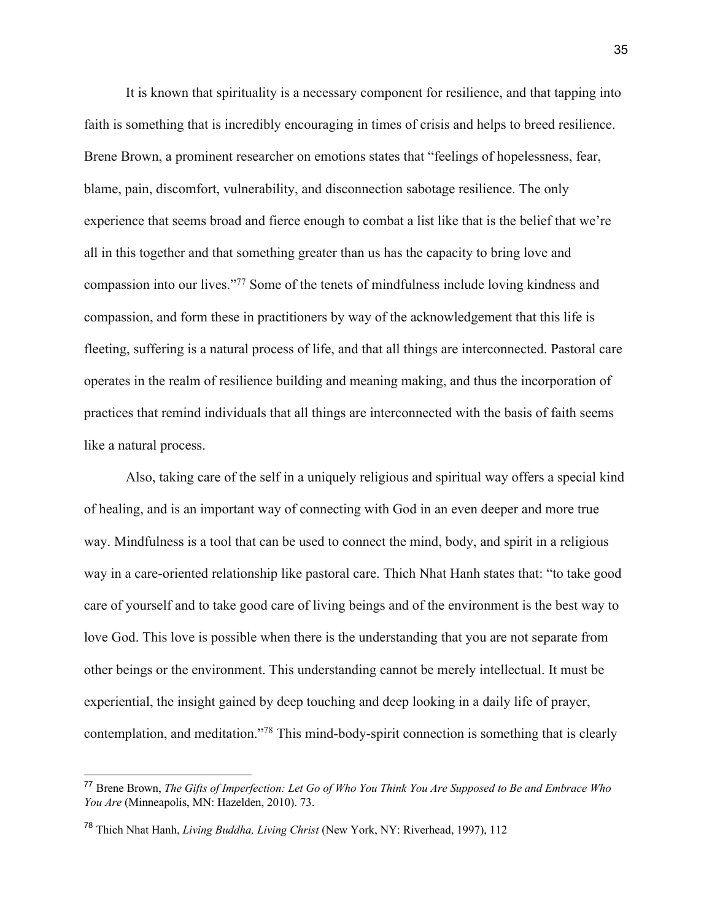It is known that spirituality is a necessary component for resilience, and that tapping into faith is something that is incredibly encouraging in times of crisis and helps to breed resilience. Brene Brown, a prominent researcher on emotions states that "feelings of hopelessness, fear, blame, pain, discomfort, vulnerability, and disconnection sabotage resilience. The only experience that seems broad and fierce enough to combat a list like that is the belief that we're all in this together and that something greater than us has the capacity to bring love and compassion into our lives."[77] Some of the tenets of mindfulness include loving kindness and compassion, and form these in practitioners by way of the acknowledgement that this life is fleeting, suffering is a natural process of life, and that all things are interconnected. Pastoral care operates in the realm of resilience building and meaning making, and thus the incorporation of practices that remind individuals that all things are interconnected with the basis of faith seems like a natural process.

Also, taking care of the self in a uniquely religious and spiritual way offers a special kind of healing, and is an important way of connecting with God in an even deeper and more true way. Mindfulness is a tool that can be used to connect the mind, body, and spirit in a religious way in a care-oriented relationship like pastoral care. Thich Nhat Hanh states that: "to take good care of yourself and to take good care of living beings and of the environment is the best way to love God. This love is possible when there is the understanding that you are not separate from other beings or the environment. This understanding cannot be merely intellectual. It must be experiential, the insight gained by deep touching and deep looking in a daily life of prayer, contemplation, and meditation."[78] This mind-body-spirit connection is something that is clearly

---

[77] Brene Brown, *The Gifts of Imperfection: Let Go of Who You Think You Are Supposed to Be and Embrace Who You Are* (Minneapolis, MN: Hazelden, 2010). 73.

[78] Thich Nhat Hanh, *Living Buddha, Living Christ* (New York, NY: Riverhead, 1997), 112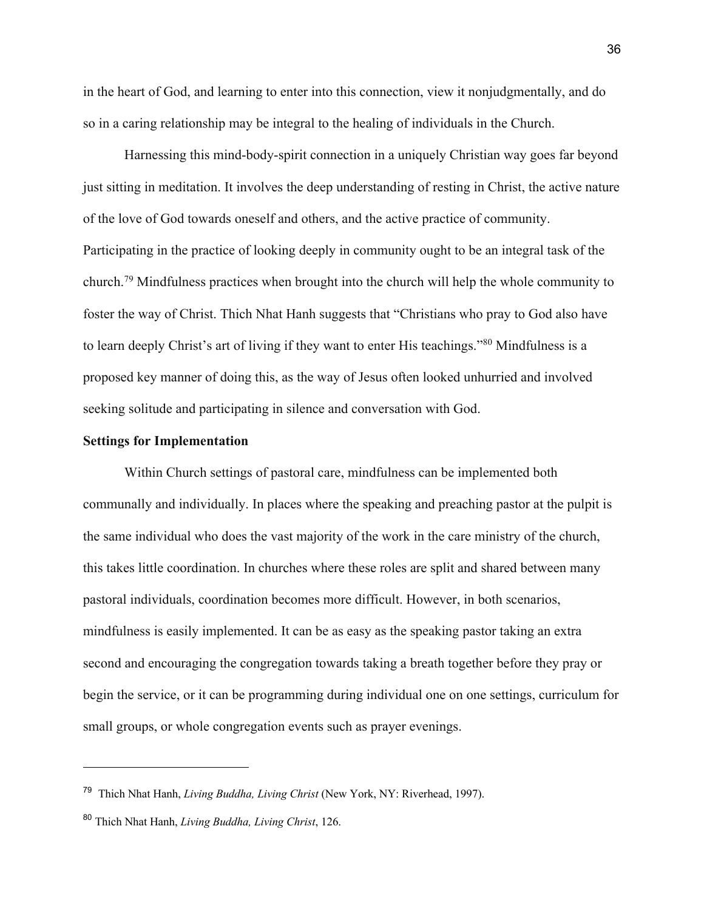in the heart of God, and learning to enter into this connection, view it nonjudgmentally, and do so in a caring relationship may be integral to the healing of individuals in the Church.

Harnessing this mind-body-spirit connection in a uniquely Christian way goes far beyond just sitting in meditation. It involves the deep understanding of resting in Christ, the active nature of the love of God towards oneself and others, and the active practice of community. Participating in the practice of looking deeply in community ought to be an integral task of the church.[79] Mindfulness practices when brought into the church will help the whole community to foster the way of Christ. Thich Nhat Hanh suggests that "Christians who pray to God also have to learn deeply Christ's art of living if they want to enter His teachings."[80] Mindfulness is a proposed key manner of doing this, as the way of Jesus often looked unhurried and involved seeking solitude and participating in silence and conversation with God.

**Settings for Implementation**

Within Church settings of pastoral care, mindfulness can be implemented both communally and individually. In places where the speaking and preaching pastor at the pulpit is the same individual who does the vast majority of the work in the care ministry of the church, this takes little coordination. In churches where these roles are split and shared between many pastoral individuals, coordination becomes more difficult. However, in both scenarios, mindfulness is easily implemented. It can be as easy as the speaking pastor taking an extra second and encouraging the congregation towards taking a breath together before they pray or begin the service, or it can be programming during individual one on one settings, curriculum for small groups, or whole congregation events such as prayer evenings.

---

[79] Thich Nhat Hanh, *Living Buddha, Living Christ* (New York, NY: Riverhead, 1997).

[80] Thich Nhat Hanh, *Living Buddha, Living Christ*, 126.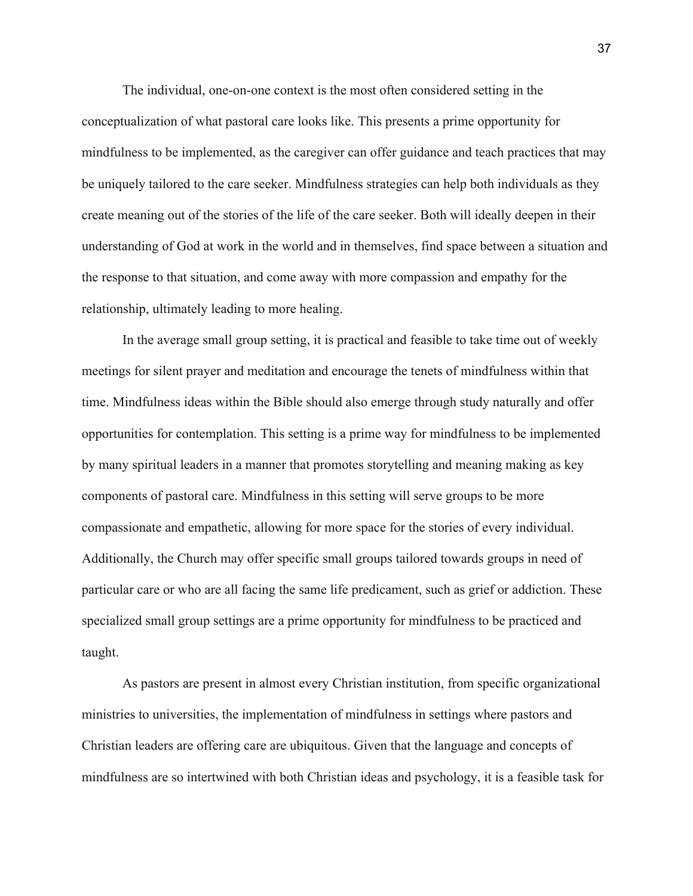The individual, one-on-one context is the most often considered setting in the conceptualization of what pastoral care looks like. This presents a prime opportunity for mindfulness to be implemented, as the caregiver can offer guidance and teach practices that may be uniquely tailored to the care seeker. Mindfulness strategies can help both individuals as they create meaning out of the stories of the life of the care seeker. Both will ideally deepen in their understanding of God at work in the world and in themselves, find space between a situation and the response to that situation, and come away with more compassion and empathy for the relationship, ultimately leading to more healing.

In the average small group setting, it is practical and feasible to take time out of weekly meetings for silent prayer and meditation and encourage the tenets of mindfulness within that time. Mindfulness ideas within the Bible should also emerge through study naturally and offer opportunities for contemplation. This setting is a prime way for mindfulness to be implemented by many spiritual leaders in a manner that promotes storytelling and meaning making as key components of pastoral care. Mindfulness in this setting will serve groups to be more compassionate and empathetic, allowing for more space for the stories of every individual. Additionally, the Church may offer specific small groups tailored towards groups in need of particular care or who are all facing the same life predicament, such as grief or addiction. These specialized small group settings are a prime opportunity for mindfulness to be practiced and taught.

As pastors are present in almost every Christian institution, from specific organizational ministries to universities, the implementation of mindfulness in settings where pastors and Christian leaders are offering care are ubiquitous. Given that the language and concepts of mindfulness are so intertwined with both Christian ideas and psychology, it is a feasible task for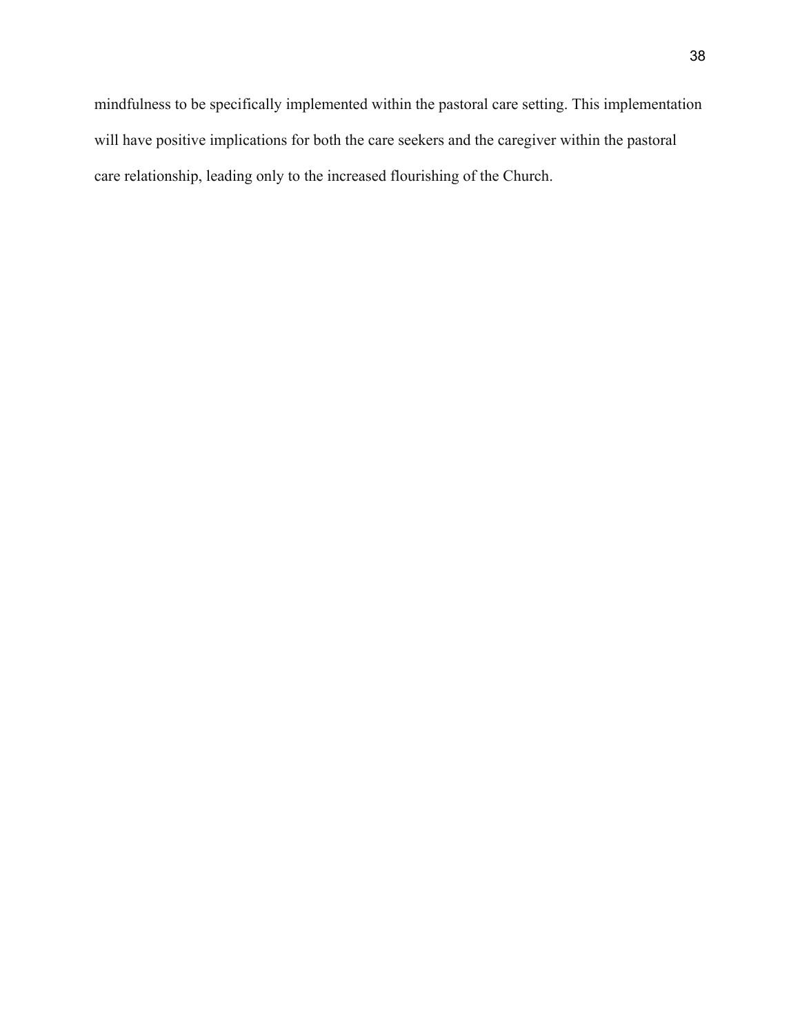mindfulness to be specifically implemented within the pastoral care setting. This implementation will have positive implications for both the care seekers and the caregiver within the pastoral care relationship, leading only to the increased flourishing of the Church.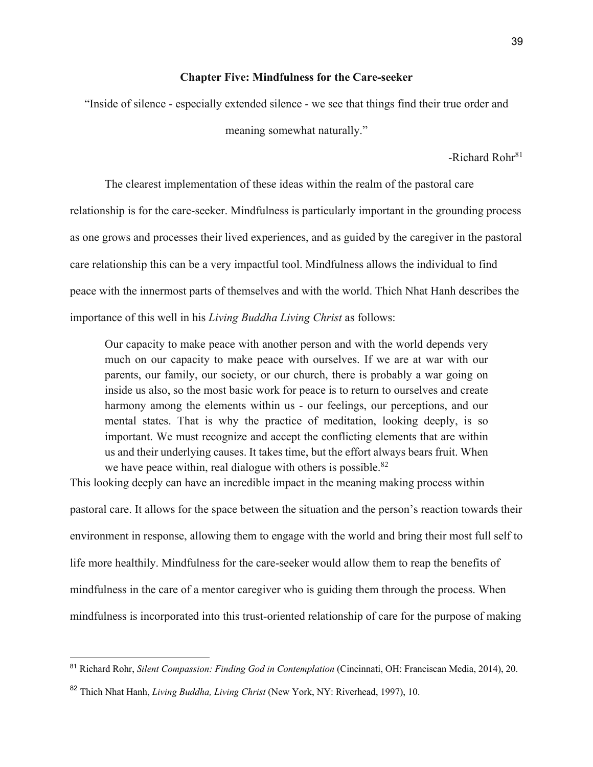## Chapter Five: Mindfulness for the Care-seeker

"Inside of silence - especially extended silence - we see that things find their true order and meaning somewhat naturally."

-Richard Rohr[81]

The clearest implementation of these ideas within the realm of the pastoral care relationship is for the care-seeker. Mindfulness is particularly important in the grounding process as one grows and processes their lived experiences, and as guided by the caregiver in the pastoral care relationship this can be a very impactful tool. Mindfulness allows the individual to find peace with the innermost parts of themselves and with the world. Thich Nhat Hanh describes the importance of this well in his *Living Buddha Living Christ* as follows:

> Our capacity to make peace with another person and with the world depends very much on our capacity to make peace with ourselves. If we are at war with our parents, our family, our society, or our church, there is probably a war going on inside us also, so the most basic work for peace is to return to ourselves and create harmony among the elements within us - our feelings, our perceptions, and our mental states. That is why the practice of meditation, looking deeply, is so important. We must recognize and accept the conflicting elements that are within us and their underlying causes. It takes time, but the effort always bears fruit. When we have peace within, real dialogue with others is possible.[82]

This looking deeply can have an incredible impact in the meaning making process within pastoral care. It allows for the space between the situation and the person's reaction towards their environment in response, allowing them to engage with the world and bring their most full self to life more healthily. Mindfulness for the care-seeker would allow them to reap the benefits of mindfulness in the care of a mentor caregiver who is guiding them through the process. When mindfulness is incorporated into this trust-oriented relationship of care for the purpose of making

---

[81] Richard Rohr, *Silent Compassion: Finding God in Contemplation* (Cincinnati, OH: Franciscan Media, 2014), 20.

[82] Thich Nhat Hanh, *Living Buddha, Living Christ* (New York, NY: Riverhead, 1997), 10.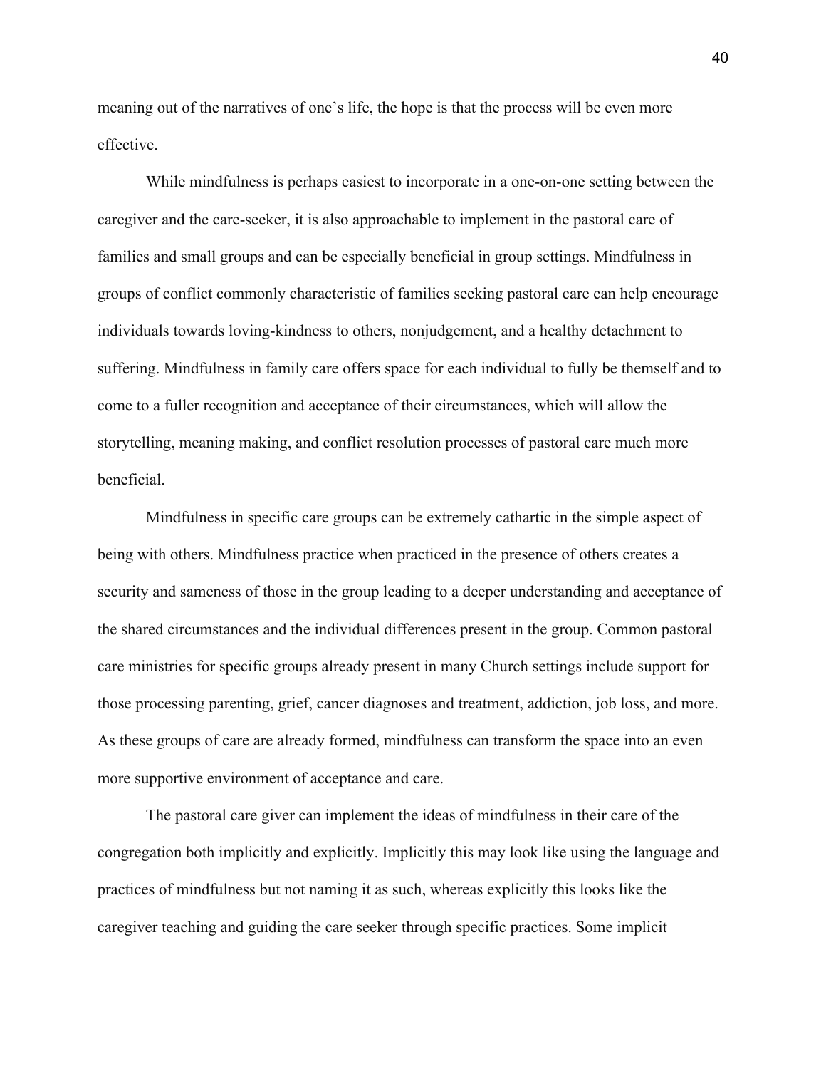meaning out of the narratives of one's life, the hope is that the process will be even more effective.

While mindfulness is perhaps easiest to incorporate in a one-on-one setting between the caregiver and the care-seeker, it is also approachable to implement in the pastoral care of families and small groups and can be especially beneficial in group settings. Mindfulness in groups of conflict commonly characteristic of families seeking pastoral care can help encourage individuals towards loving-kindness to others, nonjudgement, and a healthy detachment to suffering. Mindfulness in family care offers space for each individual to fully be themself and to come to a fuller recognition and acceptance of their circumstances, which will allow the storytelling, meaning making, and conflict resolution processes of pastoral care much more beneficial.

Mindfulness in specific care groups can be extremely cathartic in the simple aspect of being with others. Mindfulness practice when practiced in the presence of others creates a security and sameness of those in the group leading to a deeper understanding and acceptance of the shared circumstances and the individual differences present in the group. Common pastoral care ministries for specific groups already present in many Church settings include support for those processing parenting, grief, cancer diagnoses and treatment, addiction, job loss, and more. As these groups of care are already formed, mindfulness can transform the space into an even more supportive environment of acceptance and care.

The pastoral care giver can implement the ideas of mindfulness in their care of the congregation both implicitly and explicitly. Implicitly this may look like using the language and practices of mindfulness but not naming it as such, whereas explicitly this looks like the caregiver teaching and guiding the care seeker through specific practices. Some implicit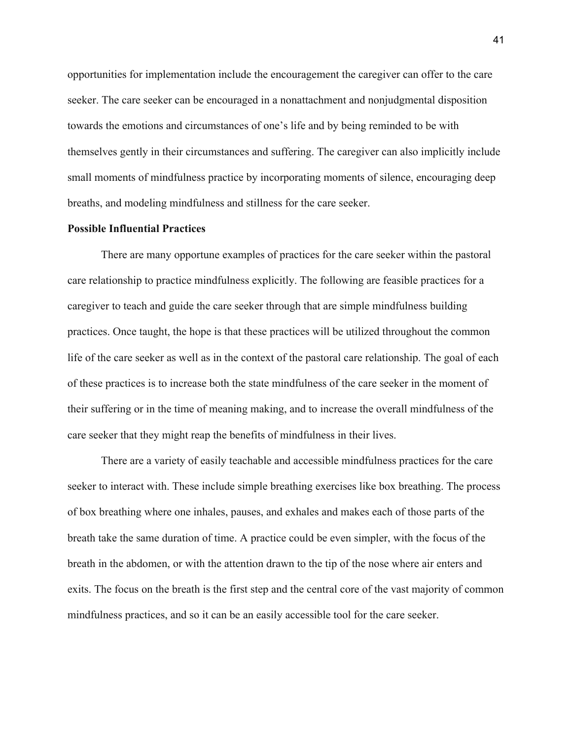opportunities for implementation include the encouragement the caregiver can offer to the care seeker. The care seeker can be encouraged in a nonattachment and nonjudgmental disposition towards the emotions and circumstances of one's life and by being reminded to be with themselves gently in their circumstances and suffering. The caregiver can also implicitly include small moments of mindfulness practice by incorporating moments of silence, encouraging deep breaths, and modeling mindfulness and stillness for the care seeker.

**Possible Influential Practices**

There are many opportune examples of practices for the care seeker within the pastoral care relationship to practice mindfulness explicitly. The following are feasible practices for a caregiver to teach and guide the care seeker through that are simple mindfulness building practices. Once taught, the hope is that these practices will be utilized throughout the common life of the care seeker as well as in the context of the pastoral care relationship. The goal of each of these practices is to increase both the state mindfulness of the care seeker in the moment of their suffering or in the time of meaning making, and to increase the overall mindfulness of the care seeker that they might reap the benefits of mindfulness in their lives.

There are a variety of easily teachable and accessible mindfulness practices for the care seeker to interact with. These include simple breathing exercises like box breathing. The process of box breathing where one inhales, pauses, and exhales and makes each of those parts of the breath take the same duration of time. A practice could be even simpler, with the focus of the breath in the abdomen, or with the attention drawn to the tip of the nose where air enters and exits. The focus on the breath is the first step and the central core of the vast majority of common mindfulness practices, and so it can be an easily accessible tool for the care seeker.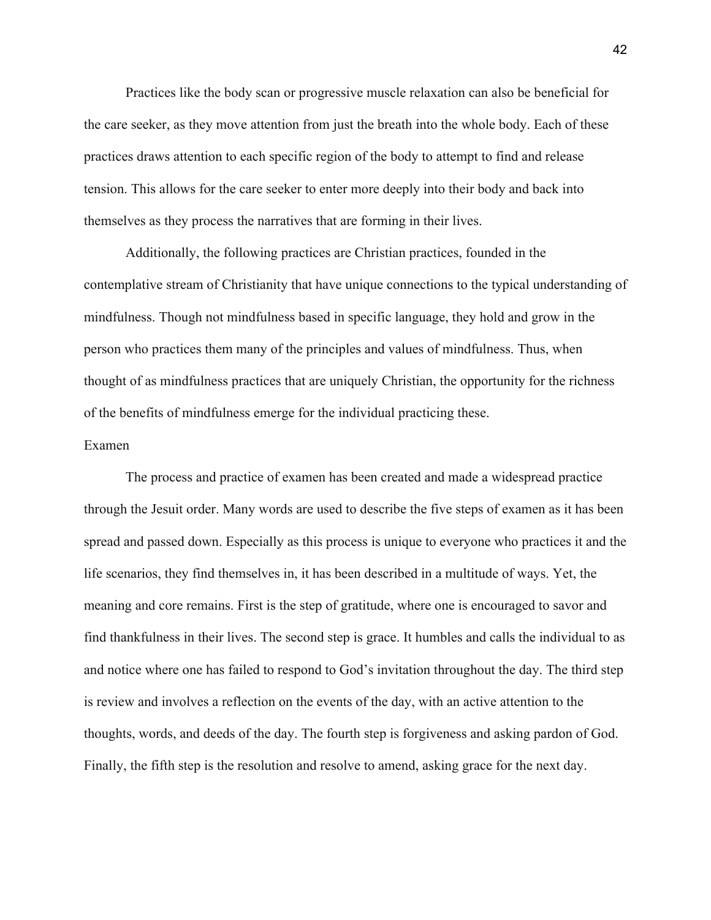Practices like the body scan or progressive muscle relaxation can also be beneficial for the care seeker, as they move attention from just the breath into the whole body. Each of these practices draws attention to each specific region of the body to attempt to find and release tension. This allows for the care seeker to enter more deeply into their body and back into themselves as they process the narratives that are forming in their lives.

Additionally, the following practices are Christian practices, founded in the contemplative stream of Christianity that have unique connections to the typical understanding of mindfulness. Though not mindfulness based in specific language, they hold and grow in the person who practices them many of the principles and values of mindfulness. Thus, when thought of as mindfulness practices that are uniquely Christian, the opportunity for the richness of the benefits of mindfulness emerge for the individual practicing these.

### Examen

The process and practice of examen has been created and made a widespread practice through the Jesuit order. Many words are used to describe the five steps of examen as it has been spread and passed down. Especially as this process is unique to everyone who practices it and the life scenarios, they find themselves in, it has been described in a multitude of ways. Yet, the meaning and core remains. First is the step of gratitude, where one is encouraged to savor and find thankfulness in their lives. The second step is grace. It humbles and calls the individual to as and notice where one has failed to respond to God's invitation throughout the day. The third step is review and involves a reflection on the events of the day, with an active attention to the thoughts, words, and deeds of the day. The fourth step is forgiveness and asking pardon of God. Finally, the fifth step is the resolution and resolve to amend, asking grace for the next day.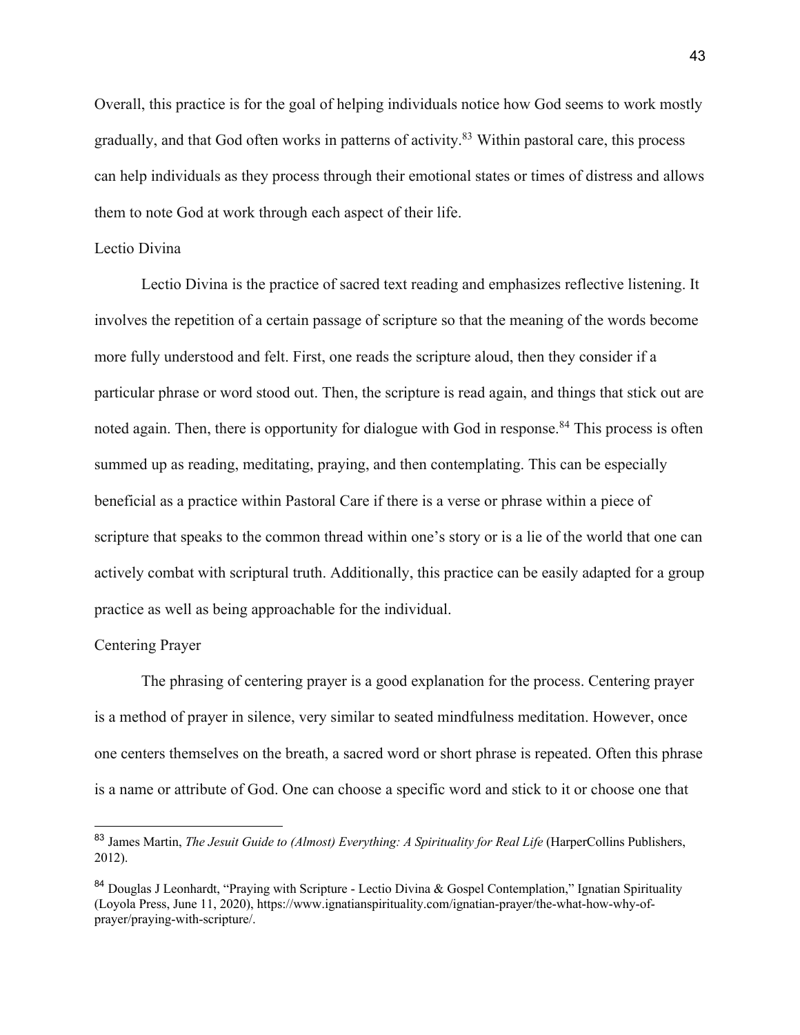Overall, this practice is for the goal of helping individuals notice how God seems to work mostly gradually, and that God often works in patterns of activity.[83] Within pastoral care, this process can help individuals as they process through their emotional states or times of distress and allows them to note God at work through each aspect of their life.

### Lectio Divina

Lectio Divina is the practice of sacred text reading and emphasizes reflective listening. It involves the repetition of a certain passage of scripture so that the meaning of the words become more fully understood and felt. First, one reads the scripture aloud, then they consider if a particular phrase or word stood out. Then, the scripture is read again, and things that stick out are noted again. Then, there is opportunity for dialogue with God in response.[84] This process is often summed up as reading, meditating, praying, and then contemplating. This can be especially beneficial as a practice within Pastoral Care if there is a verse or phrase within a piece of scripture that speaks to the common thread within one's story or is a lie of the world that one can actively combat with scriptural truth. Additionally, this practice can be easily adapted for a group practice as well as being approachable for the individual.

### Centering Prayer

The phrasing of centering prayer is a good explanation for the process. Centering prayer is a method of prayer in silence, very similar to seated mindfulness meditation. However, once one centers themselves on the breath, a sacred word or short phrase is repeated. Often this phrase is a name or attribute of God. One can choose a specific word and stick to it or choose one that

---

[83] James Martin, *The Jesuit Guide to (Almost) Everything: A Spirituality for Real Life* (HarperCollins Publishers, 2012).

[84] Douglas J Leonhardt, "Praying with Scripture - Lectio Divina & Gospel Contemplation," Ignatian Spirituality (Loyola Press, June 11, 2020), https://www.ignatianspirituality.com/ignatian-prayer/the-what-how-why-of-prayer/praying-with-scripture/.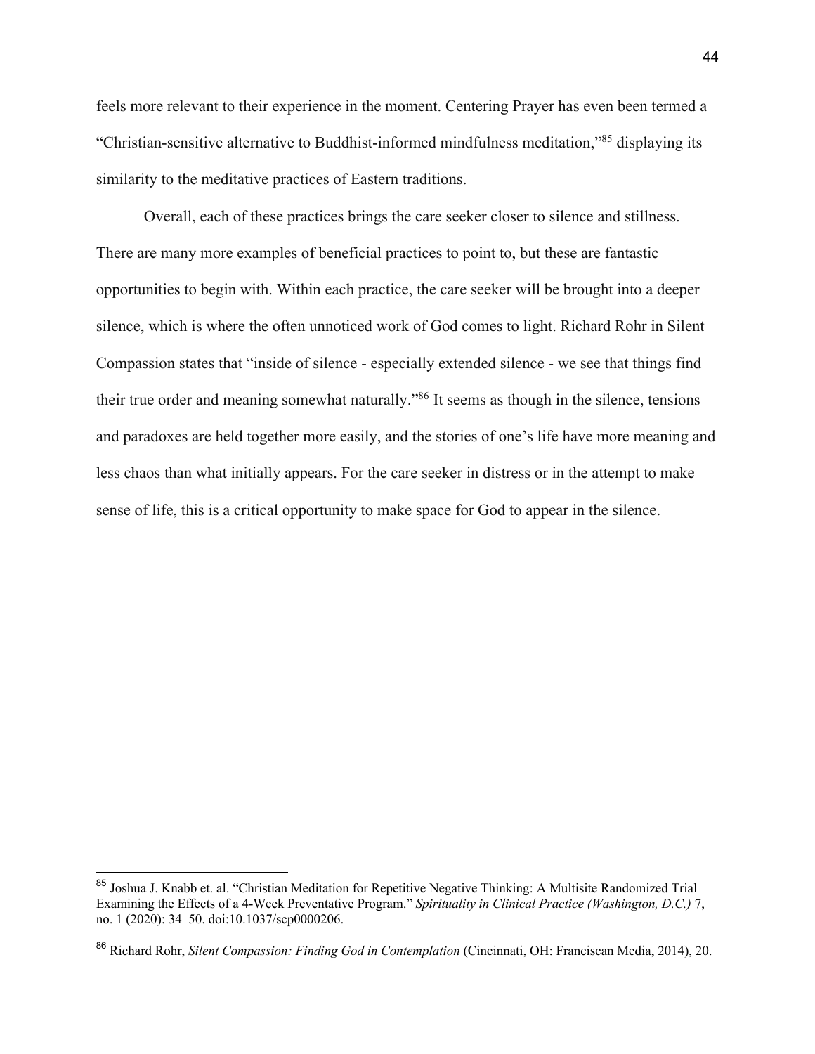feels more relevant to their experience in the moment. Centering Prayer has even been termed a "Christian-sensitive alternative to Buddhist-informed mindfulness meditation,"[85] displaying its similarity to the meditative practices of Eastern traditions.

Overall, each of these practices brings the care seeker closer to silence and stillness. There are many more examples of beneficial practices to point to, but these are fantastic opportunities to begin with. Within each practice, the care seeker will be brought into a deeper silence, which is where the often unnoticed work of God comes to light. Richard Rohr in Silent Compassion states that "inside of silence - especially extended silence - we see that things find their true order and meaning somewhat naturally."[86] It seems as though in the silence, tensions and paradoxes are held together more easily, and the stories of one's life have more meaning and less chaos than what initially appears. For the care seeker in distress or in the attempt to make sense of life, this is a critical opportunity to make space for God to appear in the silence.

---

[85] Joshua J. Knabb et. al. "Christian Meditation for Repetitive Negative Thinking: A Multisite Randomized Trial Examining the Effects of a 4-Week Preventative Program." *Spirituality in Clinical Practice (Washington, D.C.)* 7, no. 1 (2020): 34–50. doi:10.1037/scp0000206.

[86] Richard Rohr, *Silent Compassion: Finding God in Contemplation* (Cincinnati, OH: Franciscan Media, 2014), 20.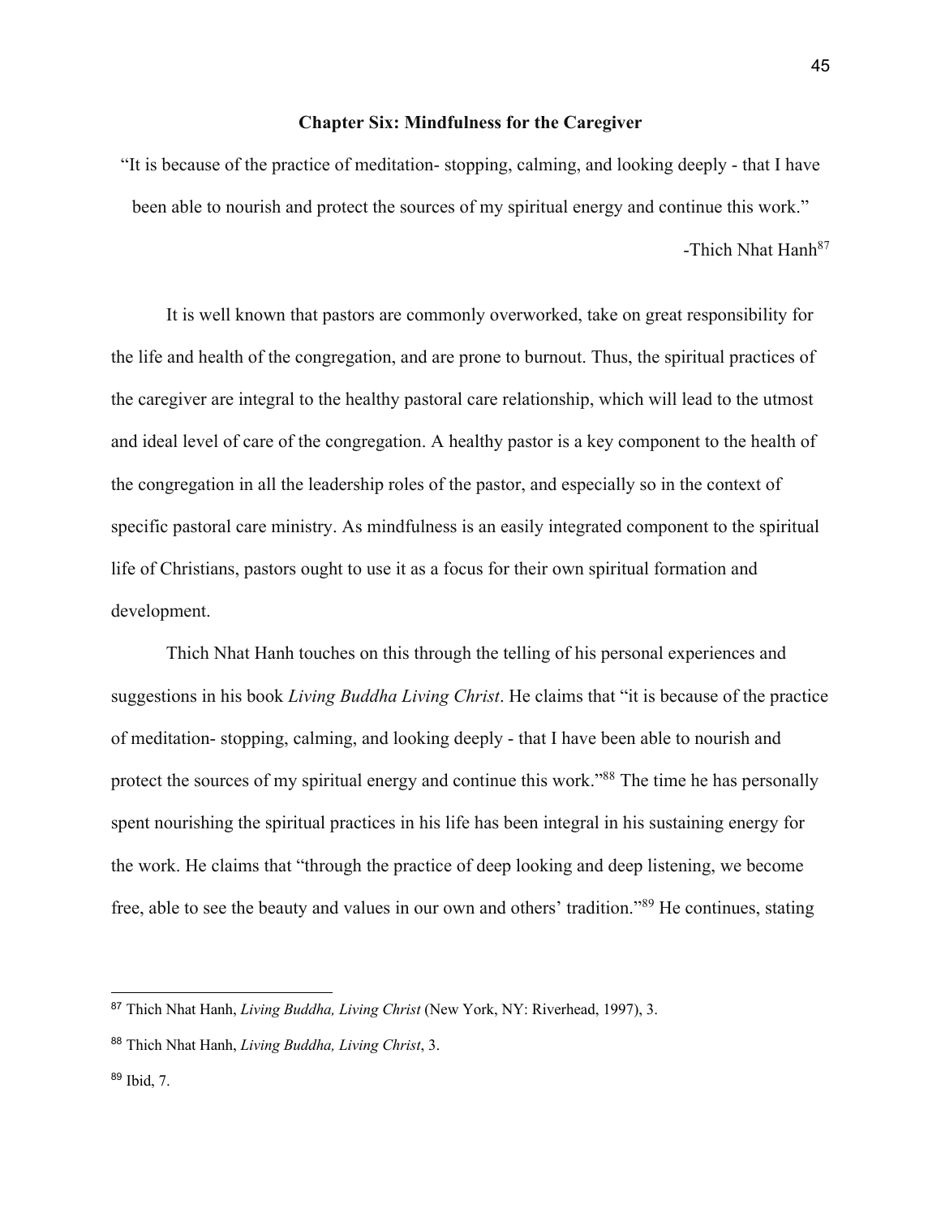## Chapter Six: Mindfulness for the Caregiver

"It is because of the practice of meditation- stopping, calming, and looking deeply - that I have been able to nourish and protect the sources of my spiritual energy and continue this work."

-Thich Nhat Hanh[87]

It is well known that pastors are commonly overworked, take on great responsibility for the life and health of the congregation, and are prone to burnout. Thus, the spiritual practices of the caregiver are integral to the healthy pastoral care relationship, which will lead to the utmost and ideal level of care of the congregation. A healthy pastor is a key component to the health of the congregation in all the leadership roles of the pastor, and especially so in the context of specific pastoral care ministry. As mindfulness is an easily integrated component to the spiritual life of Christians, pastors ought to use it as a focus for their own spiritual formation and development.

Thich Nhat Hanh touches on this through the telling of his personal experiences and suggestions in his book *Living Buddha Living Christ*. He claims that "it is because of the practice of meditation- stopping, calming, and looking deeply - that I have been able to nourish and protect the sources of my spiritual energy and continue this work."[88] The time he has personally spent nourishing the spiritual practices in his life has been integral in his sustaining energy for the work. He claims that "through the practice of deep looking and deep listening, we become free, able to see the beauty and values in our own and others' tradition."[89] He continues, stating

---

[87] Thich Nhat Hanh, *Living Buddha, Living Christ* (New York, NY: Riverhead, 1997), 3.

[88] Thich Nhat Hanh, *Living Buddha, Living Christ*, 3.

[89] Ibid, 7.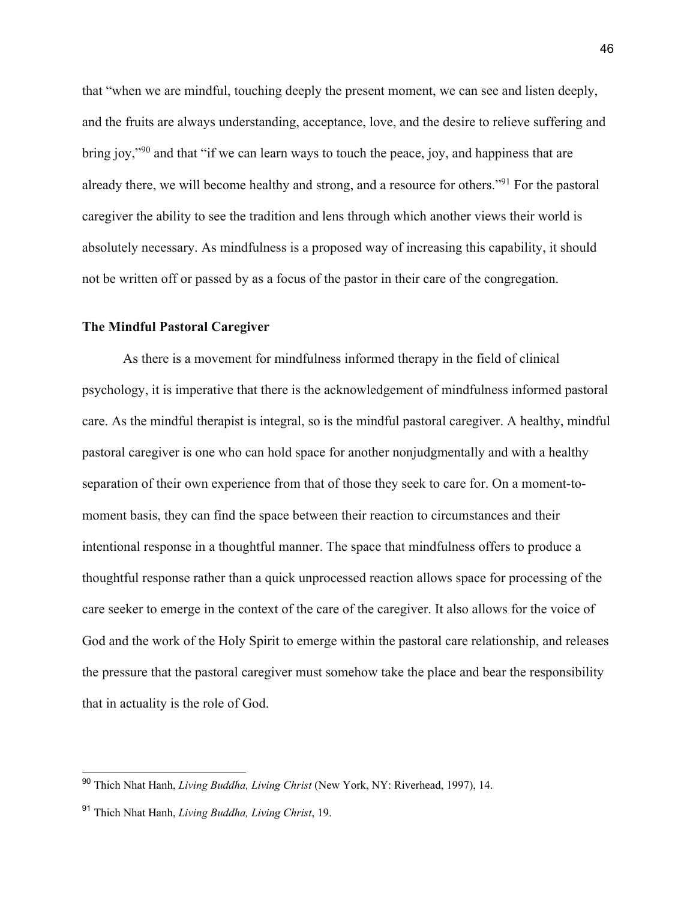that "when we are mindful, touching deeply the present moment, we can see and listen deeply, and the fruits are always understanding, acceptance, love, and the desire to relieve suffering and bring joy,"[90] and that "if we can learn ways to touch the peace, joy, and happiness that are already there, we will become healthy and strong, and a resource for others."[91] For the pastoral caregiver the ability to see the tradition and lens through which another views their world is absolutely necessary. As mindfulness is a proposed way of increasing this capability, it should not be written off or passed by as a focus of the pastor in their care of the congregation.

**The Mindful Pastoral Caregiver**

As there is a movement for mindfulness informed therapy in the field of clinical psychology, it is imperative that there is the acknowledgement of mindfulness informed pastoral care. As the mindful therapist is integral, so is the mindful pastoral caregiver. A healthy, mindful pastoral caregiver is one who can hold space for another nonjudgmentally and with a healthy separation of their own experience from that of those they seek to care for. On a moment-to-moment basis, they can find the space between their reaction to circumstances and their intentional response in a thoughtful manner. The space that mindfulness offers to produce a thoughtful response rather than a quick unprocessed reaction allows space for processing of the care seeker to emerge in the context of the care of the caregiver. It also allows for the voice of God and the work of the Holy Spirit to emerge within the pastoral care relationship, and releases the pressure that the pastoral caregiver must somehow take the place and bear the responsibility that in actuality is the role of God.

---

[90] Thich Nhat Hanh, *Living Buddha, Living Christ* (New York, NY: Riverhead, 1997), 14.

[91] Thich Nhat Hanh, *Living Buddha, Living Christ*, 19.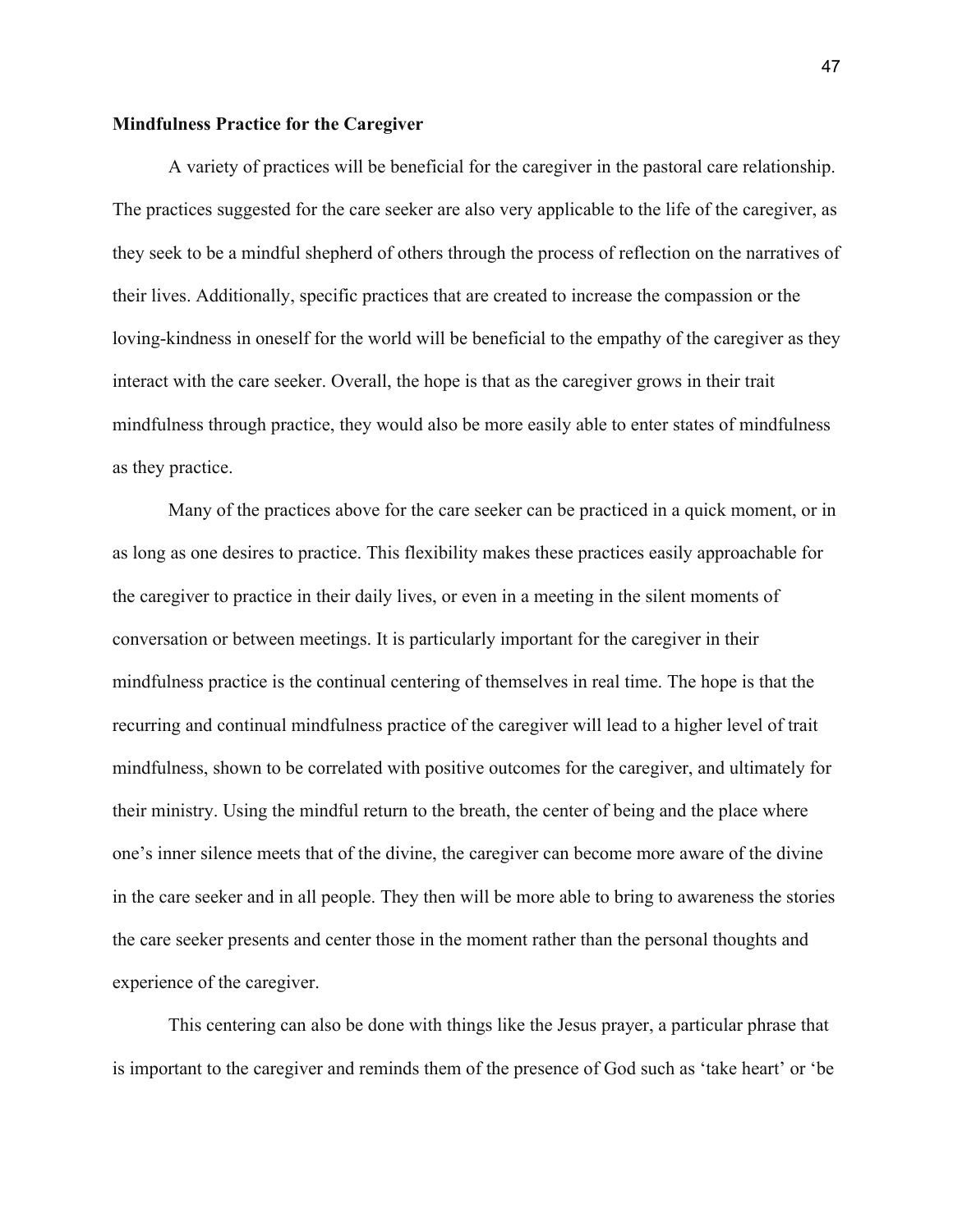**Mindfulness Practice for the Caregiver**

A variety of practices will be beneficial for the caregiver in the pastoral care relationship. The practices suggested for the care seeker are also very applicable to the life of the caregiver, as they seek to be a mindful shepherd of others through the process of reflection on the narratives of their lives. Additionally, specific practices that are created to increase the compassion or the loving-kindness in oneself for the world will be beneficial to the empathy of the caregiver as they interact with the care seeker. Overall, the hope is that as the caregiver grows in their trait mindfulness through practice, they would also be more easily able to enter states of mindfulness as they practice.

Many of the practices above for the care seeker can be practiced in a quick moment, or in as long as one desires to practice. This flexibility makes these practices easily approachable for the caregiver to practice in their daily lives, or even in a meeting in the silent moments of conversation or between meetings. It is particularly important for the caregiver in their mindfulness practice is the continual centering of themselves in real time. The hope is that the recurring and continual mindfulness practice of the caregiver will lead to a higher level of trait mindfulness, shown to be correlated with positive outcomes for the caregiver, and ultimately for their ministry. Using the mindful return to the breath, the center of being and the place where one's inner silence meets that of the divine, the caregiver can become more aware of the divine in the care seeker and in all people. They then will be more able to bring to awareness the stories the care seeker presents and center those in the moment rather than the personal thoughts and experience of the caregiver.

This centering can also be done with things like the Jesus prayer, a particular phrase that is important to the caregiver and reminds them of the presence of God such as 'take heart' or 'be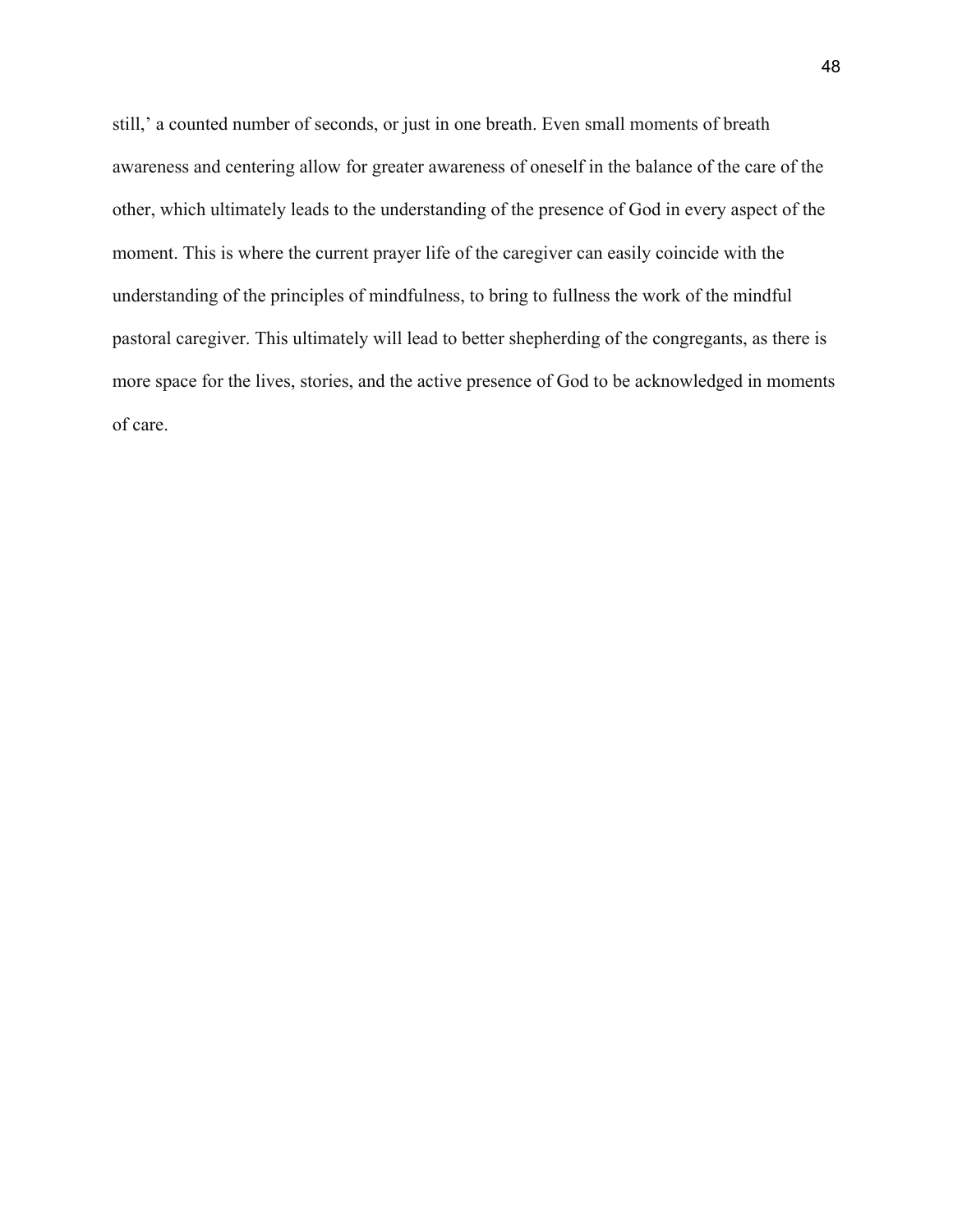still,' a counted number of seconds, or just in one breath. Even small moments of breath awareness and centering allow for greater awareness of oneself in the balance of the care of the other, which ultimately leads to the understanding of the presence of God in every aspect of the moment. This is where the current prayer life of the caregiver can easily coincide with the understanding of the principles of mindfulness, to bring to fullness the work of the mindful pastoral caregiver. This ultimately will lead to better shepherding of the congregants, as there is more space for the lives, stories, and the active presence of God to be acknowledged in moments of care.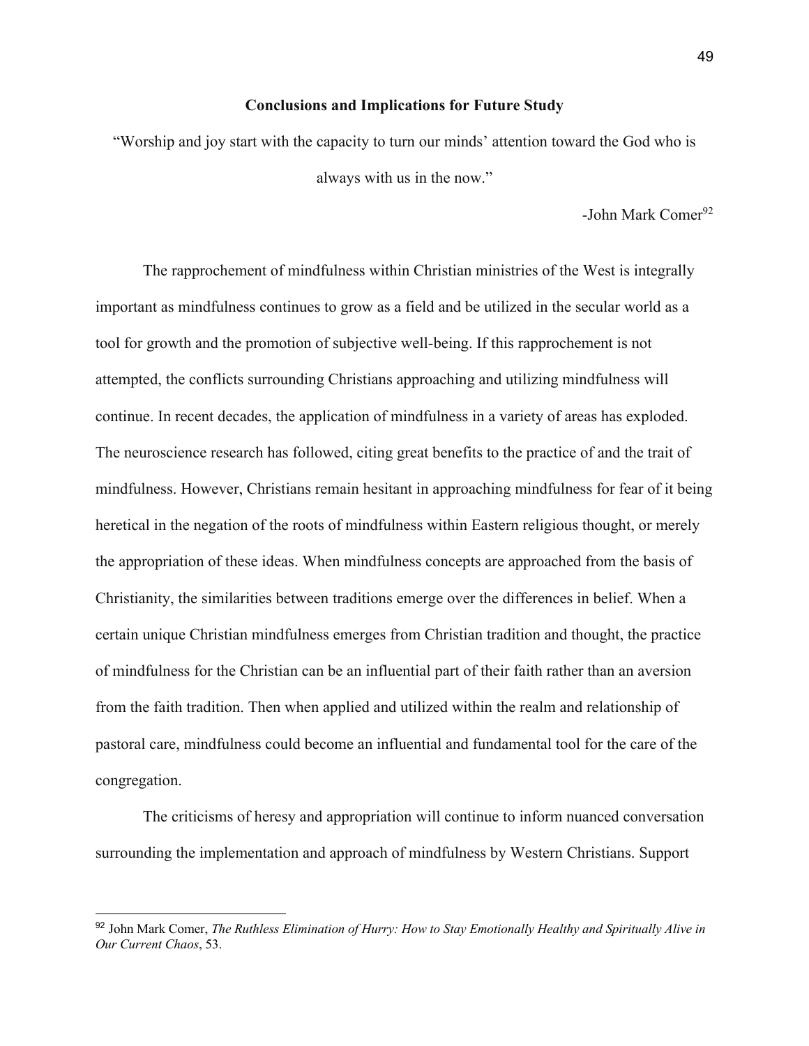## Conclusions and Implications for Future Study

"Worship and joy start with the capacity to turn our minds' attention toward the God who is always with us in the now."

-John Mark Comer[92]

The rapprochement of mindfulness within Christian ministries of the West is integrally important as mindfulness continues to grow as a field and be utilized in the secular world as a tool for growth and the promotion of subjective well-being. If this rapprochement is not attempted, the conflicts surrounding Christians approaching and utilizing mindfulness will continue. In recent decades, the application of mindfulness in a variety of areas has exploded. The neuroscience research has followed, citing great benefits to the practice of and the trait of mindfulness. However, Christians remain hesitant in approaching mindfulness for fear of it being heretical in the negation of the roots of mindfulness within Eastern religious thought, or merely the appropriation of these ideas. When mindfulness concepts are approached from the basis of Christianity, the similarities between traditions emerge over the differences in belief. When a certain unique Christian mindfulness emerges from Christian tradition and thought, the practice of mindfulness for the Christian can be an influential part of their faith rather than an aversion from the faith tradition. Then when applied and utilized within the realm and relationship of pastoral care, mindfulness could become an influential and fundamental tool for the care of the congregation.

The criticisms of heresy and appropriation will continue to inform nuanced conversation surrounding the implementation and approach of mindfulness by Western Christians. Support

---

[92] John Mark Comer, *The Ruthless Elimination of Hurry: How to Stay Emotionally Healthy and Spiritually Alive in Our Current Chaos*, 53.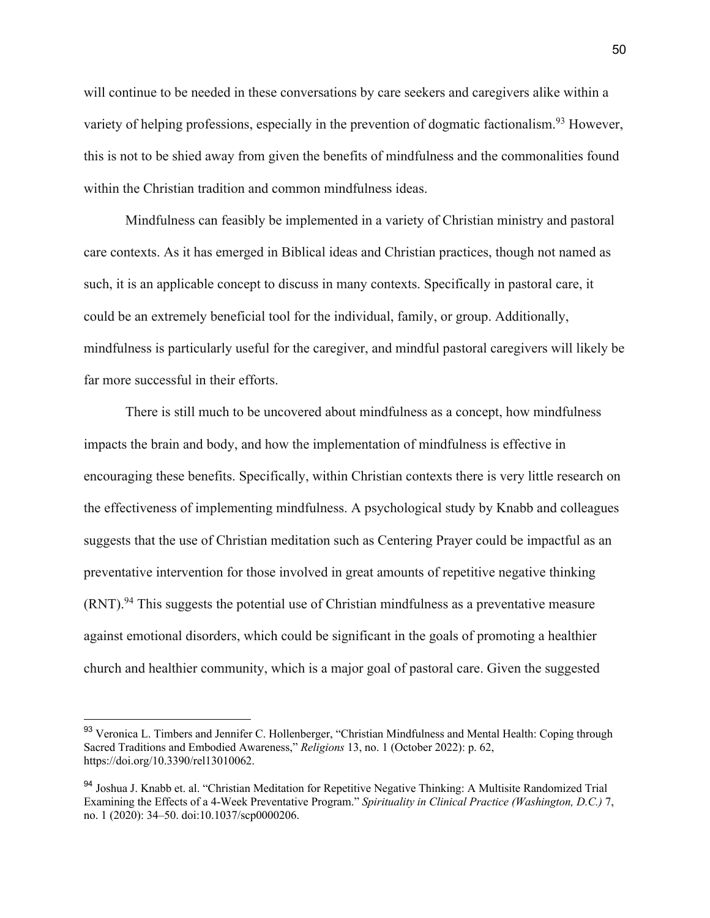will continue to be needed in these conversations by care seekers and caregivers alike within a variety of helping professions, especially in the prevention of dogmatic factionalism.[93] However, this is not to be shied away from given the benefits of mindfulness and the commonalities found within the Christian tradition and common mindfulness ideas.

Mindfulness can feasibly be implemented in a variety of Christian ministry and pastoral care contexts. As it has emerged in Biblical ideas and Christian practices, though not named as such, it is an applicable concept to discuss in many contexts. Specifically in pastoral care, it could be an extremely beneficial tool for the individual, family, or group. Additionally, mindfulness is particularly useful for the caregiver, and mindful pastoral caregivers will likely be far more successful in their efforts.

There is still much to be uncovered about mindfulness as a concept, how mindfulness impacts the brain and body, and how the implementation of mindfulness is effective in encouraging these benefits. Specifically, within Christian contexts there is very little research on the effectiveness of implementing mindfulness. A psychological study by Knabb and colleagues suggests that the use of Christian meditation such as Centering Prayer could be impactful as an preventative intervention for those involved in great amounts of repetitive negative thinking (RNT).[94] This suggests the potential use of Christian mindfulness as a preventative measure against emotional disorders, which could be significant in the goals of promoting a healthier church and healthier community, which is a major goal of pastoral care. Given the suggested

---

[93] Veronica L. Timbers and Jennifer C. Hollenberger, "Christian Mindfulness and Mental Health: Coping through Sacred Traditions and Embodied Awareness," *Religions* 13, no. 1 (October 2022): p. 62, https://doi.org/10.3390/rel13010062.

[94] Joshua J. Knabb et. al. "Christian Meditation for Repetitive Negative Thinking: A Multisite Randomized Trial Examining the Effects of a 4-Week Preventative Program." *Spirituality in Clinical Practice (Washington, D.C.)* 7, no. 1 (2020): 34–50. doi:10.1037/scp0000206.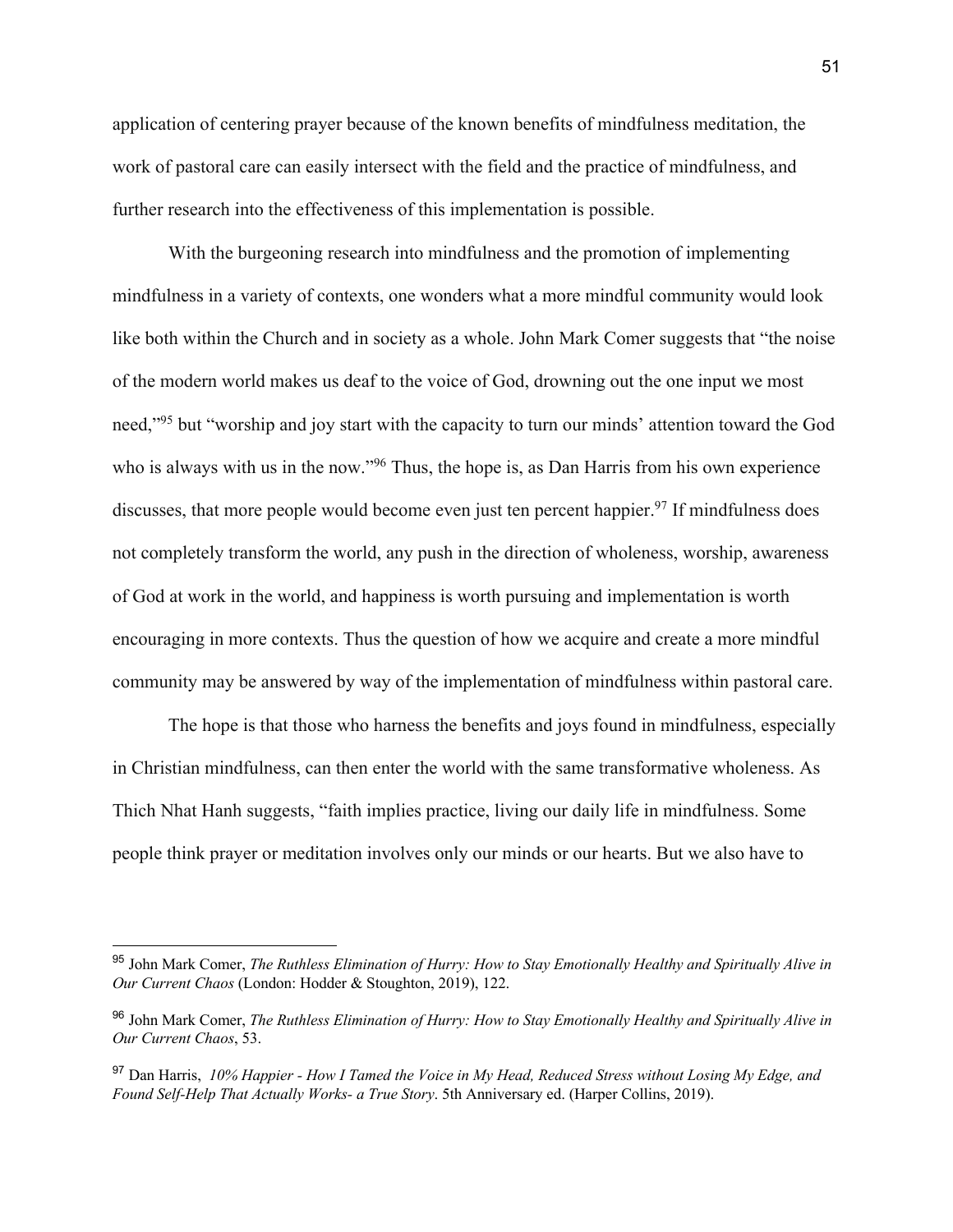application of centering prayer because of the known benefits of mindfulness meditation, the work of pastoral care can easily intersect with the field and the practice of mindfulness, and further research into the effectiveness of this implementation is possible.

With the burgeoning research into mindfulness and the promotion of implementing mindfulness in a variety of contexts, one wonders what a more mindful community would look like both within the Church and in society as a whole. John Mark Comer suggests that "the noise of the modern world makes us deaf to the voice of God, drowning out the one input we most need,"[95] but "worship and joy start with the capacity to turn our minds' attention toward the God who is always with us in the now."[96] Thus, the hope is, as Dan Harris from his own experience discusses, that more people would become even just ten percent happier.[97] If mindfulness does not completely transform the world, any push in the direction of wholeness, worship, awareness of God at work in the world, and happiness is worth pursuing and implementation is worth encouraging in more contexts. Thus the question of how we acquire and create a more mindful community may be answered by way of the implementation of mindfulness within pastoral care.

The hope is that those who harness the benefits and joys found in mindfulness, especially in Christian mindfulness, can then enter the world with the same transformative wholeness. As Thich Nhat Hanh suggests, "faith implies practice, living our daily life in mindfulness. Some people think prayer or meditation involves only our minds or our hearts. But we also have to

---

[95] John Mark Comer, *The Ruthless Elimination of Hurry: How to Stay Emotionally Healthy and Spiritually Alive in Our Current Chaos* (London: Hodder & Stoughton, 2019), 122.

[96] John Mark Comer, *The Ruthless Elimination of Hurry: How to Stay Emotionally Healthy and Spiritually Alive in Our Current Chaos*, 53.

[97] Dan Harris, *10% Happier - How I Tamed the Voice in My Head, Reduced Stress without Losing My Edge, and Found Self-Help That Actually Works- a True Story*. 5th Anniversary ed. (Harper Collins, 2019).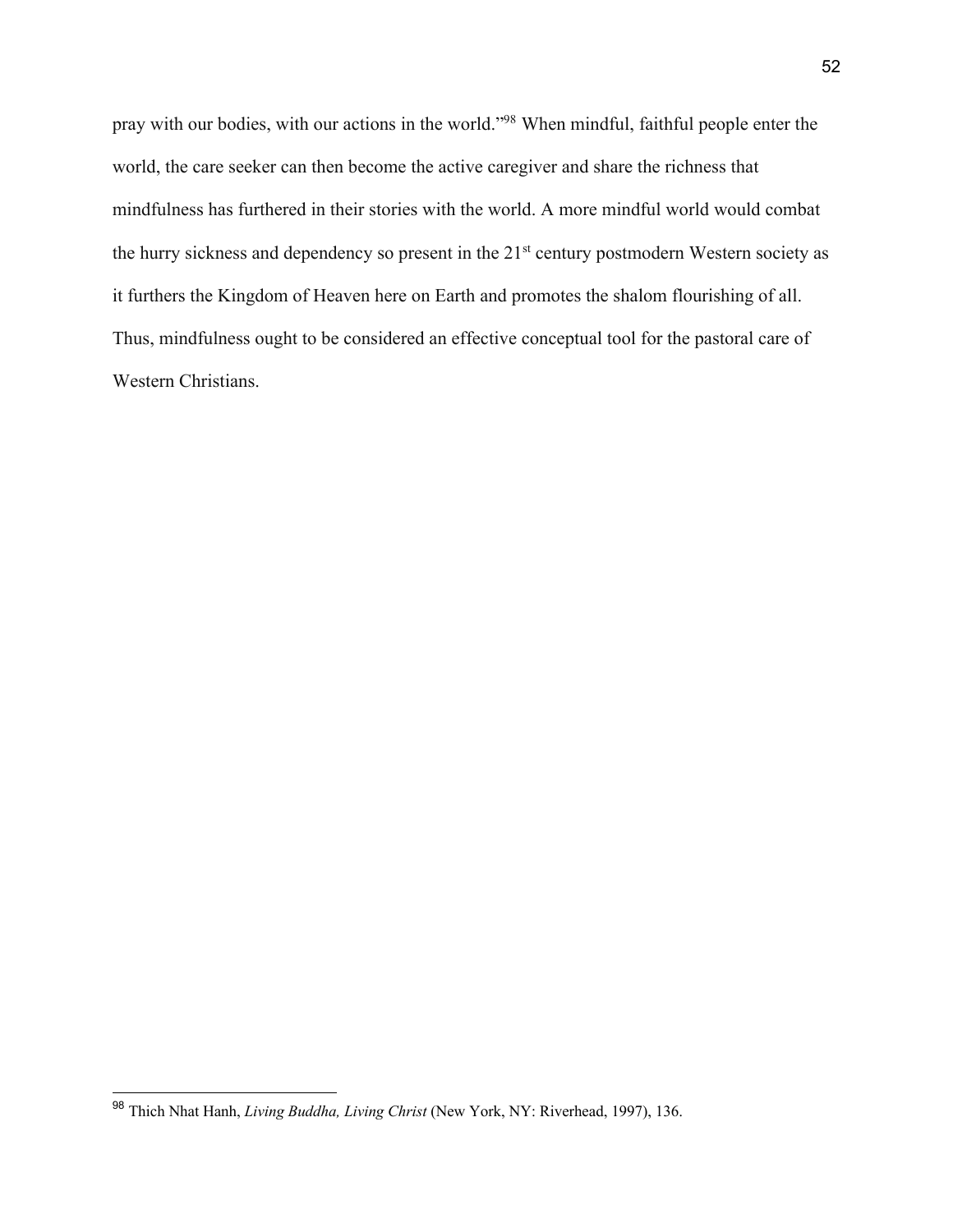pray with our bodies, with our actions in the world."[98] When mindful, faithful people enter the world, the care seeker can then become the active caregiver and share the richness that mindfulness has furthered in their stories with the world. A more mindful world would combat the hurry sickness and dependency so present in the 21st century postmodern Western society as it furthers the Kingdom of Heaven here on Earth and promotes the shalom flourishing of all. Thus, mindfulness ought to be considered an effective conceptual tool for the pastoral care of Western Christians.

---

[98] Thich Nhat Hanh, *Living Buddha, Living Christ* (New York, NY: Riverhead, 1997), 136.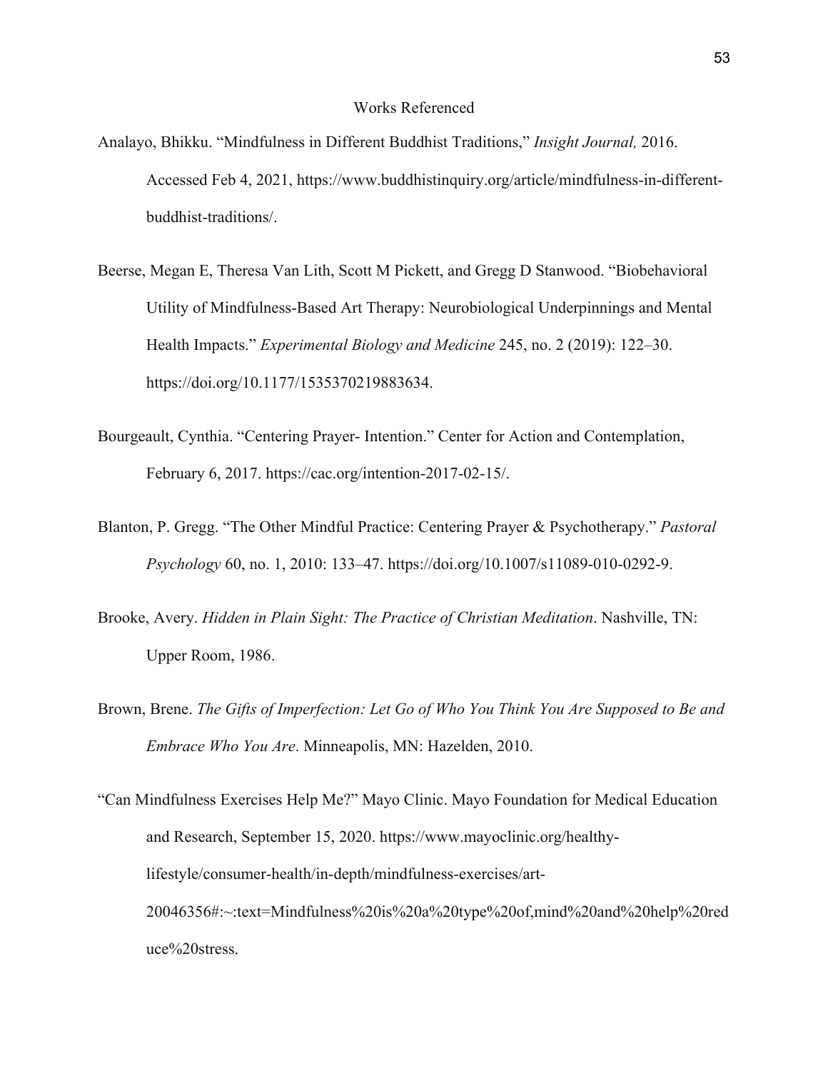# Works Referenced

Analayo, Bhikku. "Mindfulness in Different Buddhist Traditions," *Insight Journal,* 2016. Accessed Feb 4, 2021, https://www.buddhistinquiry.org/article/mindfulness-in-different-buddhist-traditions/.

Beerse, Megan E, Theresa Van Lith, Scott M Pickett, and Gregg D Stanwood. "Biobehavioral Utility of Mindfulness-Based Art Therapy: Neurobiological Underpinnings and Mental Health Impacts." *Experimental Biology and Medicine* 245, no. 2 (2019): 122–30. https://doi.org/10.1177/1535370219883634.

Bourgeault, Cynthia. "Centering Prayer- Intention." Center for Action and Contemplation, February 6, 2017. https://cac.org/intention-2017-02-15/.

Blanton, P. Gregg. "The Other Mindful Practice: Centering Prayer & Psychotherapy." *Pastoral Psychology* 60, no. 1, 2010: 133–47. https://doi.org/10.1007/s11089-010-0292-9.

Brooke, Avery. *Hidden in Plain Sight: The Practice of Christian Meditation*. Nashville, TN: Upper Room, 1986.

Brown, Brene. *The Gifts of Imperfection: Let Go of Who You Think You Are Supposed to Be and Embrace Who You Are*. Minneapolis, MN: Hazelden, 2010.

"Can Mindfulness Exercises Help Me?" Mayo Clinic. Mayo Foundation for Medical Education and Research, September 15, 2020. https://www.mayoclinic.org/healthy-lifestyle/consumer-health/in-depth/mindfulness-exercises/art-20046356#:~:text=Mindfulness%20is%20a%20type%20of,mind%20and%20help%20reduce%20stress.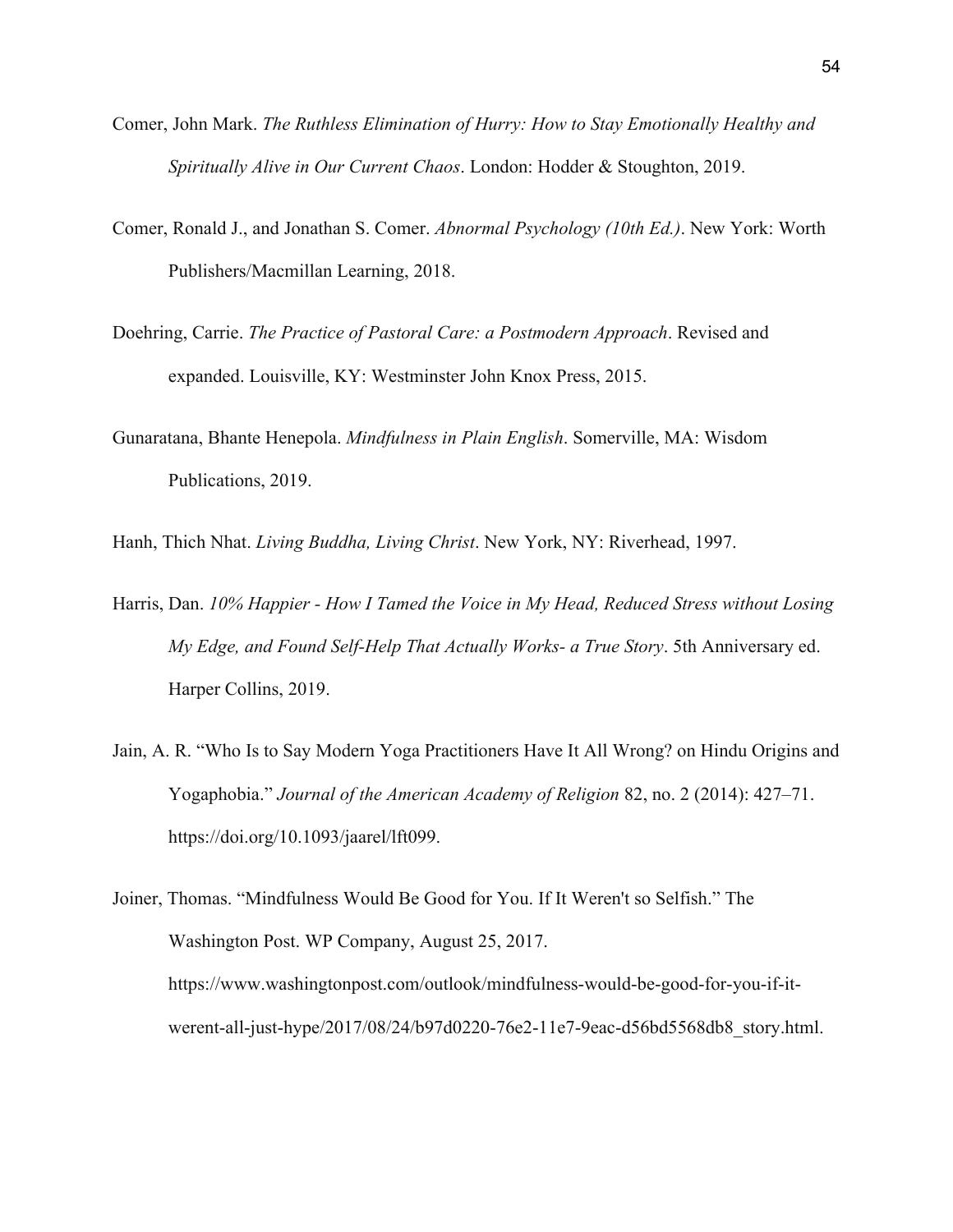Comer, John Mark. *The Ruthless Elimination of Hurry: How to Stay Emotionally Healthy and Spiritually Alive in Our Current Chaos*. London: Hodder & Stoughton, 2019.

Comer, Ronald J., and Jonathan S. Comer. *Abnormal Psychology (10th Ed.)*. New York: Worth Publishers/Macmillan Learning, 2018.

Doehring, Carrie. *The Practice of Pastoral Care: a Postmodern Approach*. Revised and expanded. Louisville, KY: Westminster John Knox Press, 2015.

Gunaratana, Bhante Henepola. *Mindfulness in Plain English*. Somerville, MA: Wisdom Publications, 2019.

Hanh, Thich Nhat. *Living Buddha, Living Christ*. New York, NY: Riverhead, 1997.

Harris, Dan. *10% Happier - How I Tamed the Voice in My Head, Reduced Stress without Losing My Edge, and Found Self-Help That Actually Works- a True Story*. 5th Anniversary ed. Harper Collins, 2019.

Jain, A. R. "Who Is to Say Modern Yoga Practitioners Have It All Wrong? on Hindu Origins and Yogaphobia." *Journal of the American Academy of Religion* 82, no. 2 (2014): 427–71. https://doi.org/10.1093/jaarel/lft099.

Joiner, Thomas. "Mindfulness Would Be Good for You. If It Weren't so Selfish." The Washington Post. WP Company, August 25, 2017. https://www.washingtonpost.com/outlook/mindfulness-would-be-good-for-you-if-it-werent-all-just-hype/2017/08/24/b97d0220-76e2-11e7-9eac-d56bd5568db8_story.html.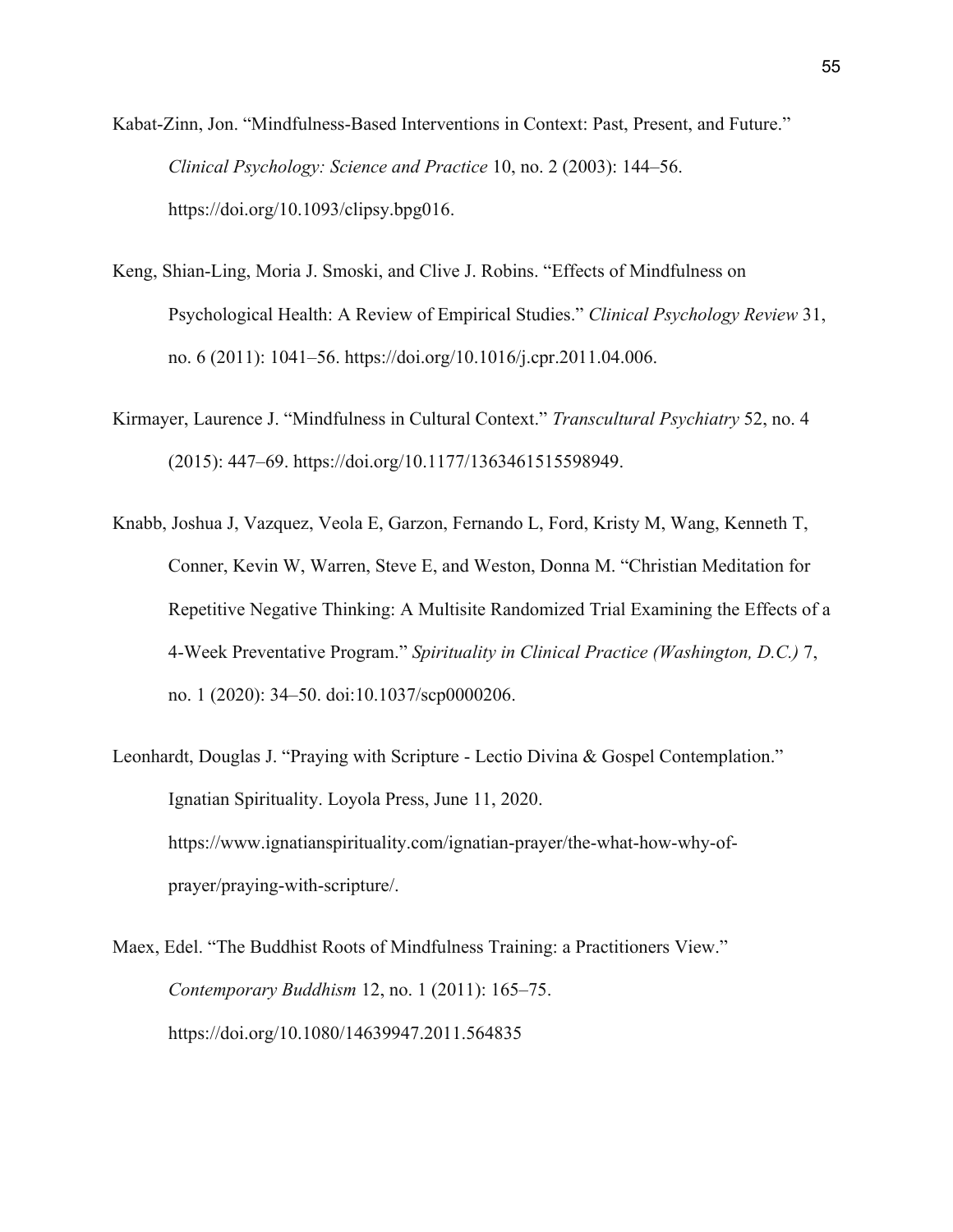Kabat-Zinn, Jon. "Mindfulness-Based Interventions in Context: Past, Present, and Future." *Clinical Psychology: Science and Practice* 10, no. 2 (2003): 144–56. https://doi.org/10.1093/clipsy.bpg016.

Keng, Shian-Ling, Moria J. Smoski, and Clive J. Robins. "Effects of Mindfulness on Psychological Health: A Review of Empirical Studies." *Clinical Psychology Review* 31, no. 6 (2011): 1041–56. https://doi.org/10.1016/j.cpr.2011.04.006.

Kirmayer, Laurence J. "Mindfulness in Cultural Context." *Transcultural Psychiatry* 52, no. 4 (2015): 447–69. https://doi.org/10.1177/1363461515598949.

Knabb, Joshua J, Vazquez, Veola E, Garzon, Fernando L, Ford, Kristy M, Wang, Kenneth T, Conner, Kevin W, Warren, Steve E, and Weston, Donna M. "Christian Meditation for Repetitive Negative Thinking: A Multisite Randomized Trial Examining the Effects of a 4-Week Preventative Program." *Spirituality in Clinical Practice (Washington, D.C.)* 7, no. 1 (2020): 34–50. doi:10.1037/scp0000206.

Leonhardt, Douglas J. "Praying with Scripture - Lectio Divina & Gospel Contemplation." Ignatian Spirituality. Loyola Press, June 11, 2020. https://www.ignatianspirituality.com/ignatian-prayer/the-what-how-why-of-prayer/praying-with-scripture/.

Maex, Edel. "The Buddhist Roots of Mindfulness Training: a Practitioners View." *Contemporary Buddhism* 12, no. 1 (2011): 165–75. https://doi.org/10.1080/14639947.2011.564835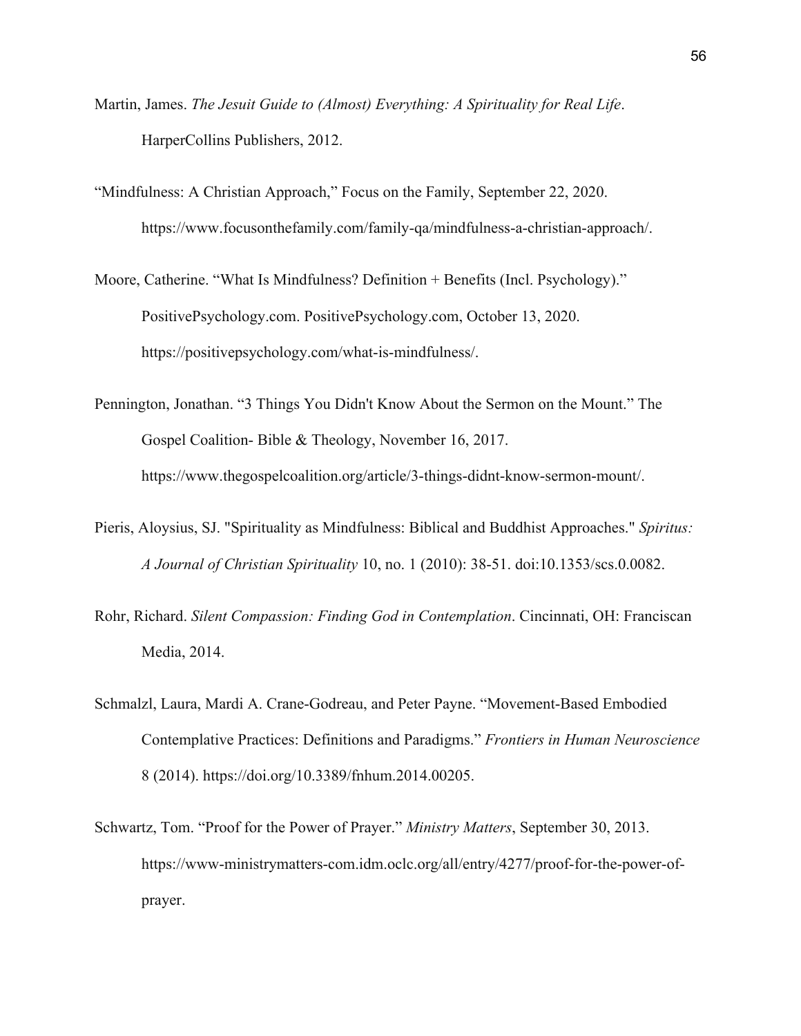Martin, James. *The Jesuit Guide to (Almost) Everything: A Spirituality for Real Life*. HarperCollins Publishers, 2012.

"Mindfulness: A Christian Approach," Focus on the Family, September 22, 2020. https://www.focusonthefamily.com/family-qa/mindfulness-a-christian-approach/.

Moore, Catherine. "What Is Mindfulness? Definition + Benefits (Incl. Psychology)." PositivePsychology.com. PositivePsychology.com, October 13, 2020. https://positivepsychology.com/what-is-mindfulness/.

Pennington, Jonathan. "3 Things You Didn't Know About the Sermon on the Mount." The Gospel Coalition- Bible & Theology, November 16, 2017. https://www.thegospelcoalition.org/article/3-things-didnt-know-sermon-mount/.

Pieris, Aloysius, SJ. "Spirituality as Mindfulness: Biblical and Buddhist Approaches." *Spiritus: A Journal of Christian Spirituality* 10, no. 1 (2010): 38-51. doi:10.1353/scs.0.0082.

Rohr, Richard. *Silent Compassion: Finding God in Contemplation*. Cincinnati, OH: Franciscan Media, 2014.

Schmalzl, Laura, Mardi A. Crane-Godreau, and Peter Payne. "Movement-Based Embodied Contemplative Practices: Definitions and Paradigms." *Frontiers in Human Neuroscience* 8 (2014). https://doi.org/10.3389/fnhum.2014.00205.

Schwartz, Tom. "Proof for the Power of Prayer." *Ministry Matters*, September 30, 2013. https://www-ministrymatters-com.idm.oclc.org/all/entry/4277/proof-for-the-power-of-prayer.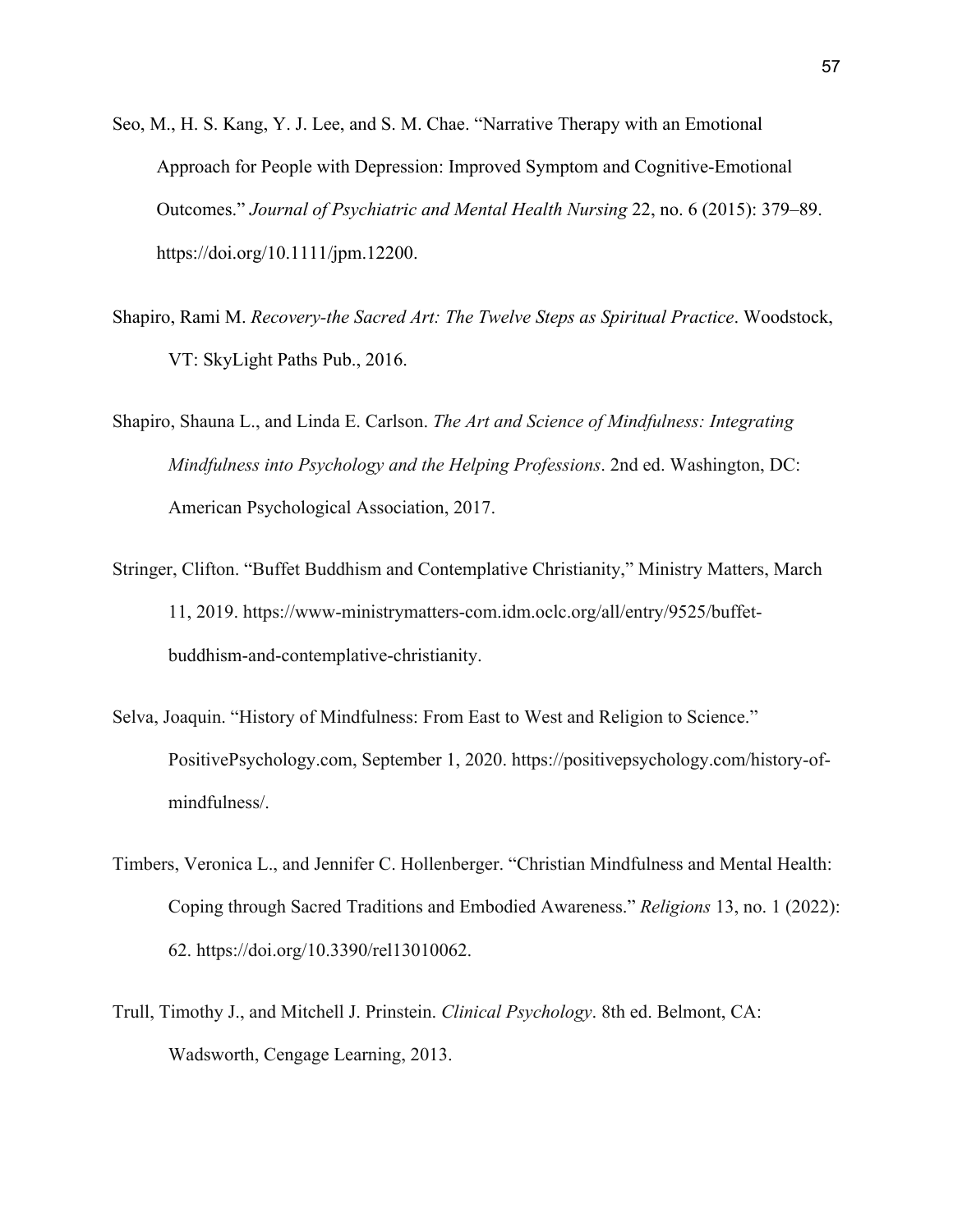Seo, M., H. S. Kang, Y. J. Lee, and S. M. Chae. "Narrative Therapy with an Emotional Approach for People with Depression: Improved Symptom and Cognitive-Emotional Outcomes." *Journal of Psychiatric and Mental Health Nursing* 22, no. 6 (2015): 379–89. https://doi.org/10.1111/jpm.12200.

Shapiro, Rami M. *Recovery-the Sacred Art: The Twelve Steps as Spiritual Practice*. Woodstock, VT: SkyLight Paths Pub., 2016.

Shapiro, Shauna L., and Linda E. Carlson. *The Art and Science of Mindfulness: Integrating Mindfulness into Psychology and the Helping Professions*. 2nd ed. Washington, DC: American Psychological Association, 2017.

Stringer, Clifton. "Buffet Buddhism and Contemplative Christianity," Ministry Matters, March 11, 2019. https://www-ministrymatters-com.idm.oclc.org/all/entry/9525/buffet-buddhism-and-contemplative-christianity.

Selva, Joaquin. "History of Mindfulness: From East to West and Religion to Science." PositivePsychology.com, September 1, 2020. https://positivepsychology.com/history-of-mindfulness/.

Timbers, Veronica L., and Jennifer C. Hollenberger. "Christian Mindfulness and Mental Health: Coping through Sacred Traditions and Embodied Awareness." *Religions* 13, no. 1 (2022): 62. https://doi.org/10.3390/rel13010062.

Trull, Timothy J., and Mitchell J. Prinstein. *Clinical Psychology*. 8th ed. Belmont, CA: Wadsworth, Cengage Learning, 2013.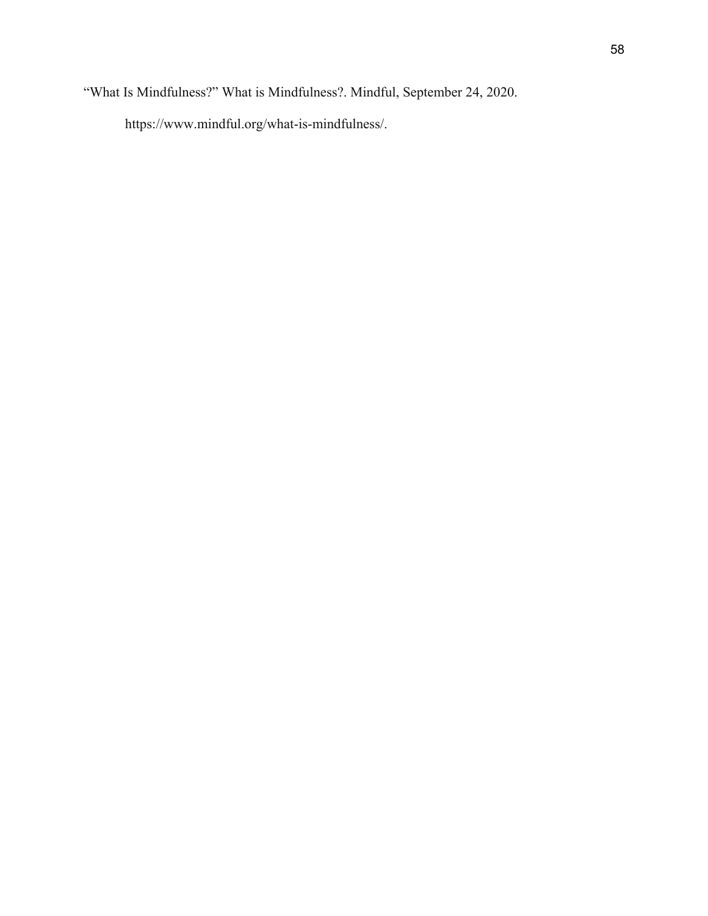“What Is Mindfulness?” What is Mindfulness?. Mindful, September 24, 2020.

https://www.mindful.org/what-is-mindfulness/.